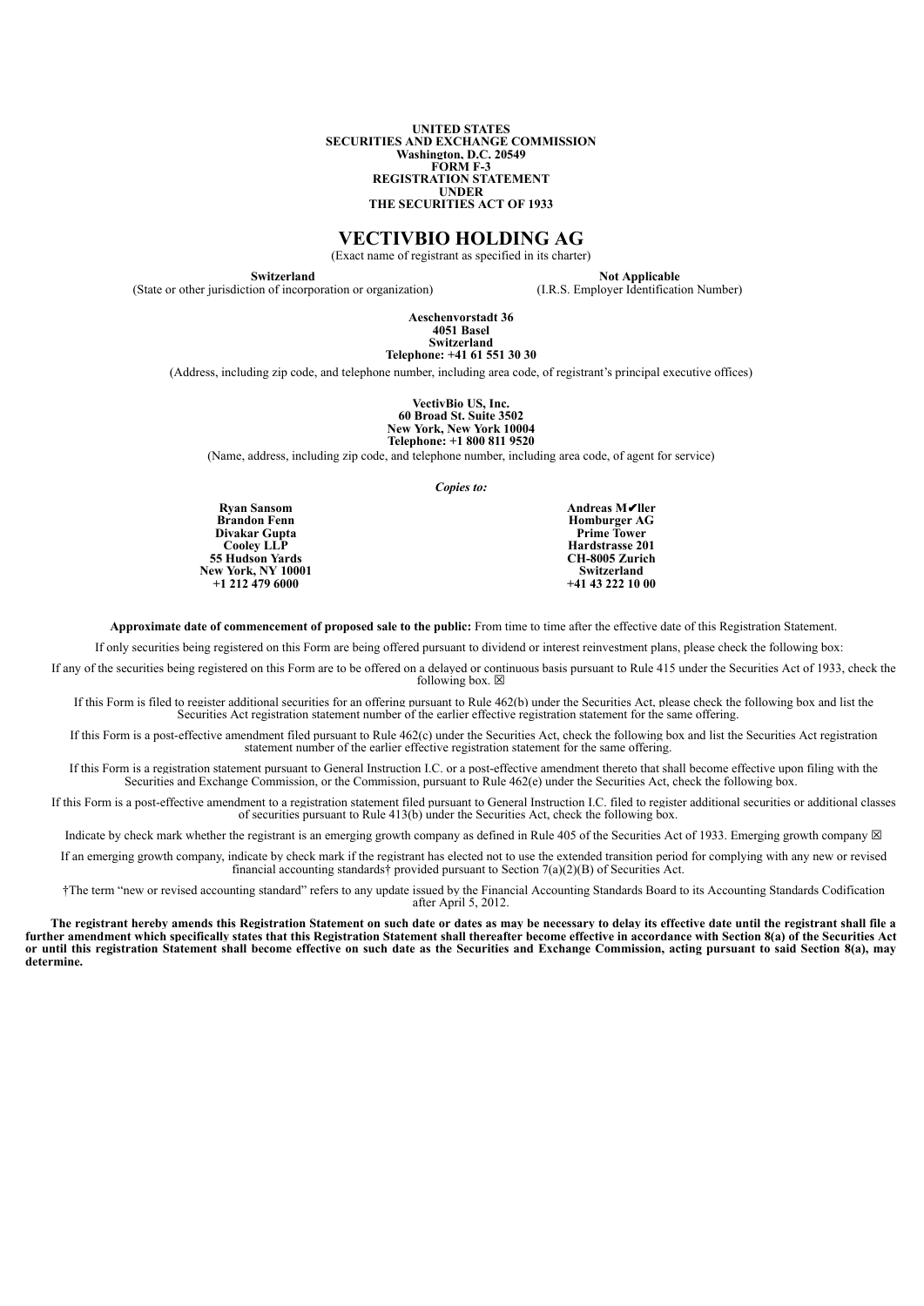**UNITED STATES**
**SECURITIES AND EXCHANGE COMMISSION**
**Washington, D.C. 20549**
**FORM F-3**
**REGISTRATION STATEMENT**
**UNDER**
**THE SECURITIES ACT OF 1933**

# VECTIVBIO HOLDING AG

(Exact name of registrant as specified in its charter)

| | |
|---|---|
| **Switzerland** | **Not Applicable** |
| (State or other jurisdiction of incorporation or organization) | (I.R.S. Employer Identification Number) |

**Aeschenvorstadt 36**
**4051 Basel**
**Switzerland**
**Telephone: +41 61 551 30 30**

(Address, including zip code, and telephone number, including area code, of registrant's principal executive offices)

**VectivBio US, Inc.**
**60 Broad St. Suite 3502**
**New York, New York 10004**
**Telephone: +1 800 811 9520**

(Name, address, including zip code, and telephone number, including area code, of agent for service)

*Copies to:*

| | |
|---|---|
| **Ryan Sansom** | **Andreas M✔ller** |
| **Brandon Fenn** | **Homburger AG** |
| **Divakar Gupta** | **Prime Tower** |
| **Cooley LLP** | **Hardstrasse 201** |
| **55 Hudson Yards** | **CH-8005 Zurich** |
| **New York, NY 10001** | **Switzerland** |
| **+1 212 479 6000** | **+41 43 222 10 00** |

**Approximate date of commencement of proposed sale to the public:** From time to time after the effective date of this Registration Statement.

If only securities being registered on this Form are being offered pursuant to dividend or interest reinvestment plans, please check the following box:

If any of the securities being registered on this Form are to be offered on a delayed or continuous basis pursuant to Rule 415 under the Securities Act of 1933, check the following box. ☒

If this Form is filed to register additional securities for an offering pursuant to Rule 462(b) under the Securities Act, please check the following box and list the Securities Act registration statement number of the earlier effective registration statement for the same offering.

If this Form is a post-effective amendment filed pursuant to Rule 462(c) under the Securities Act, check the following box and list the Securities Act registration statement number of the earlier effective registration statement for the same offering.

If this Form is a registration statement pursuant to General Instruction I.C. or a post-effective amendment thereto that shall become effective upon filing with the Securities and Exchange Commission, or the Commission, pursuant to Rule 462(e) under the Securities Act, check the following box.

If this Form is a post-effective amendment to a registration statement filed pursuant to General Instruction I.C. filed to register additional securities or additional classes of securities pursuant to Rule 413(b) under the Securities Act, check the following box.

Indicate by check mark whether the registrant is an emerging growth company as defined in Rule 405 of the Securities Act of 1933. Emerging growth company ☒

If an emerging growth company, indicate by check mark if the registrant has elected not to use the extended transition period for complying with any new or revised financial accounting standards† provided pursuant to Section 7(a)(2)(B) of Securities Act.

†The term "new or revised accounting standard" refers to any update issued by the Financial Accounting Standards Board to its Accounting Standards Codification after April 5, 2012.

**The registrant hereby amends this Registration Statement on such date or dates as may be necessary to delay its effective date until the registrant shall file a further amendment which specifically states that this Registration Statement shall thereafter become effective in accordance with Section 8(a) of the Securities Act or until this registration Statement shall become effective on such date as the Securities and Exchange Commission, acting pursuant to said Section 8(a), may determine.**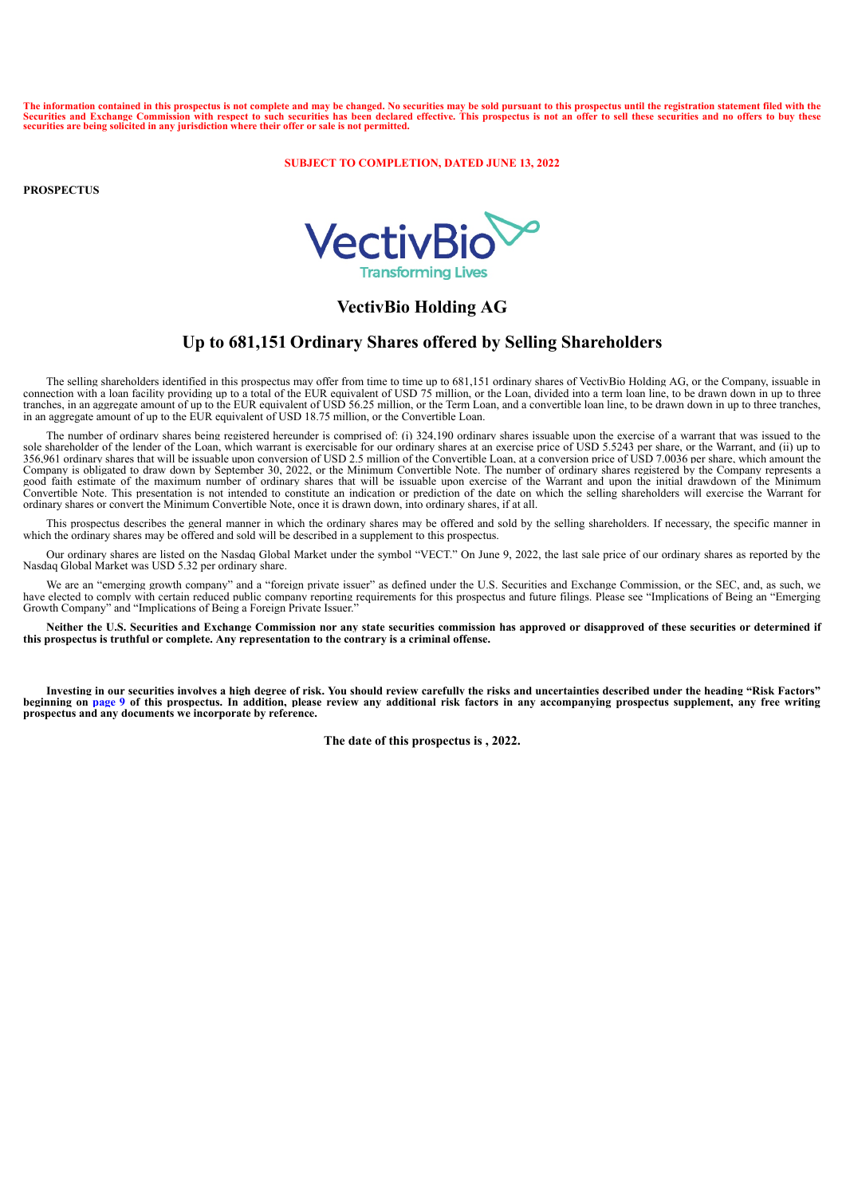**The information contained in this prospectus is not complete and may be changed. No securities may be sold pursuant to this prospectus until the registration statement filed with the Securities and Exchange Commission with respect to such securities has been declared effective. This prospectus is not an offer to sell these securities and no offers to buy these securities are being solicited in any jurisdiction where their offer or sale is not permitted.**

**SUBJECT TO COMPLETION, DATED JUNE 13, 2022**

**PROSPECTUS**

VectivBio
Transforming Lives

# VectivBio Holding AG

## Up to 681,151 Ordinary Shares offered by Selling Shareholders

The selling shareholders identified in this prospectus may offer from time to time up to 681,151 ordinary shares of VectivBio Holding AG, or the Company, issuable in connection with a loan facility providing up to a total of the EUR equivalent of USD 75 million, or the Loan, divided into a term loan line, to be drawn down in up to three tranches, in an aggregate amount of up to the EUR equivalent of USD 56.25 million, or the Term Loan, and a convertible loan line, to be drawn down in up to three tranches, in an aggregate amount of up to the EUR equivalent of USD 18.75 million, or the Convertible Loan.

The number of ordinary shares being registered hereunder is comprised of: (i) 324,190 ordinary shares issuable upon the exercise of a warrant that was issued to the sole shareholder of the lender of the Loan, which warrant is exercisable for our ordinary shares at an exercise price of USD 5.5243 per share, or the Warrant, and (ii) up to 356,961 ordinary shares that will be issuable upon conversion of USD 2.5 million of the Convertible Loan, at a conversion price of USD 7.0036 per share, which amount the Company is obligated to draw down by September 30, 2022, or the Minimum Convertible Note. The number of ordinary shares registered by the Company represents a good faith estimate of the maximum number of ordinary shares that will be issuable upon exercise of the Warrant and upon the initial drawdown of the Minimum Convertible Note. This presentation is not intended to constitute an indication or prediction of the date on which the selling shareholders will exercise the Warrant for ordinary shares or convert the Minimum Convertible Note, once it is drawn down, into ordinary shares, if at all.

This prospectus describes the general manner in which the ordinary shares may be offered and sold by the selling shareholders. If necessary, the specific manner in which the ordinary shares may be offered and sold will be described in a supplement to this prospectus.

Our ordinary shares are listed on the Nasdaq Global Market under the symbol "VECT." On June 9, 2022, the last sale price of our ordinary shares as reported by the Nasdaq Global Market was USD 5.32 per ordinary share.

We are an "emerging growth company" and a "foreign private issuer" as defined under the U.S. Securities and Exchange Commission, or the SEC, and, as such, we have elected to comply with certain reduced public company reporting requirements for this prospectus and future filings. Please see "Implications of Being an "Emerging Growth Company" and "Implications of Being a Foreign Private Issuer."

**Neither the U.S. Securities and Exchange Commission nor any state securities commission has approved or disapproved of these securities or determined if this prospectus is truthful or complete. Any representation to the contrary is a criminal offense.**

**Investing in our securities involves a high degree of risk. You should review carefully the risks and uncertainties described under the heading "Risk Factors" beginning on page 9 of this prospectus. In addition, please review any additional risk factors in any accompanying prospectus supplement, any free writing prospectus and any documents we incorporate by reference.**

**The date of this prospectus is , 2022.**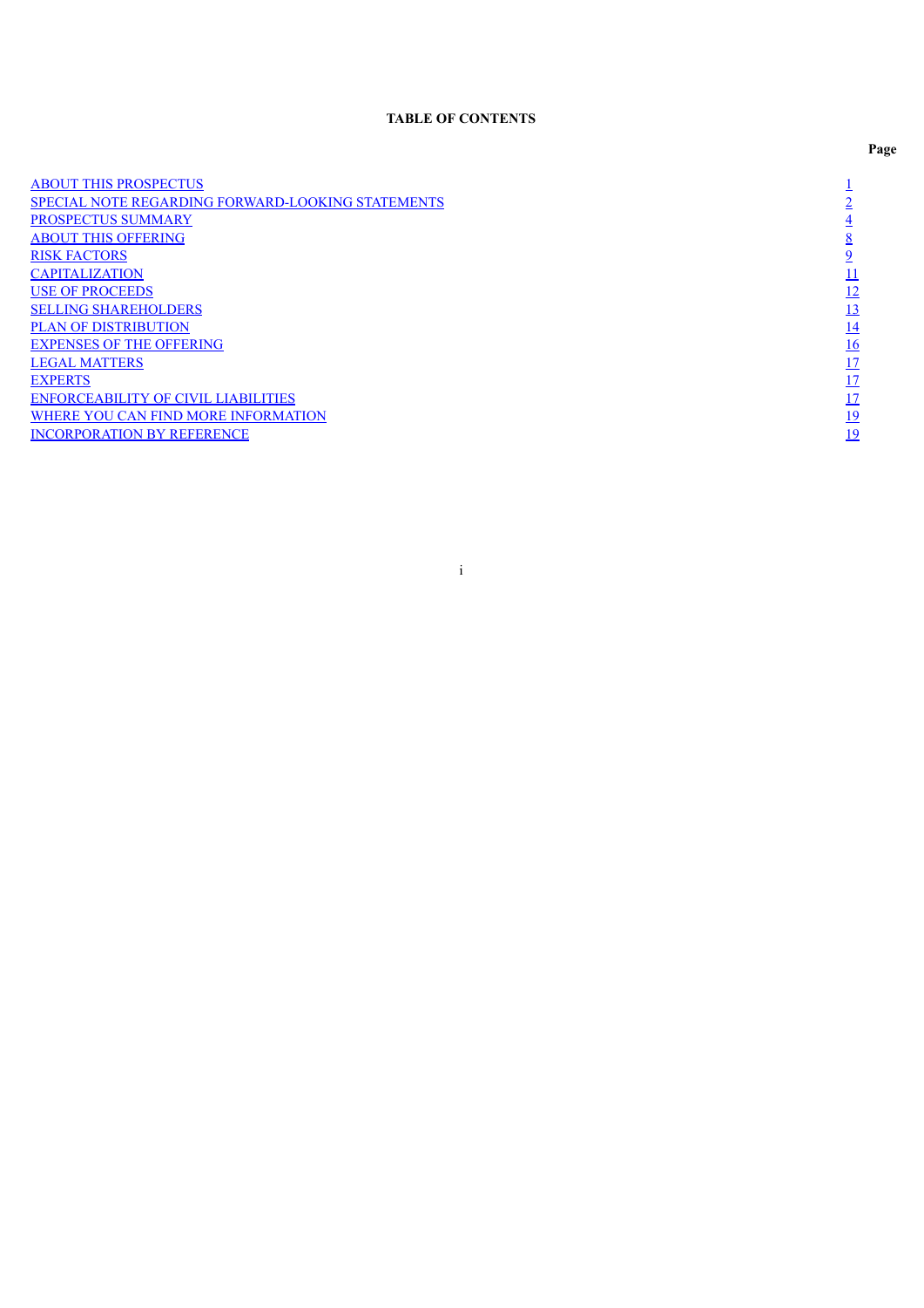**TABLE OF CONTENTS**

| | Page |
|---|---|
| ABOUT THIS PROSPECTUS | 1 |
| SPECIAL NOTE REGARDING FORWARD-LOOKING STATEMENTS | 2 |
| PROSPECTUS SUMMARY | 4 |
| ABOUT THIS OFFERING | 8 |
| RISK FACTORS | 9 |
| CAPITALIZATION | 11 |
| USE OF PROCEEDS | 12 |
| SELLING SHAREHOLDERS | 13 |
| PLAN OF DISTRIBUTION | 14 |
| EXPENSES OF THE OFFERING | 16 |
| LEGAL MATTERS | 17 |
| EXPERTS | 17 |
| ENFORCEABILITY OF CIVIL LIABILITIES | 17 |
| WHERE YOU CAN FIND MORE INFORMATION | 19 |
| INCORPORATION BY REFERENCE | 19 |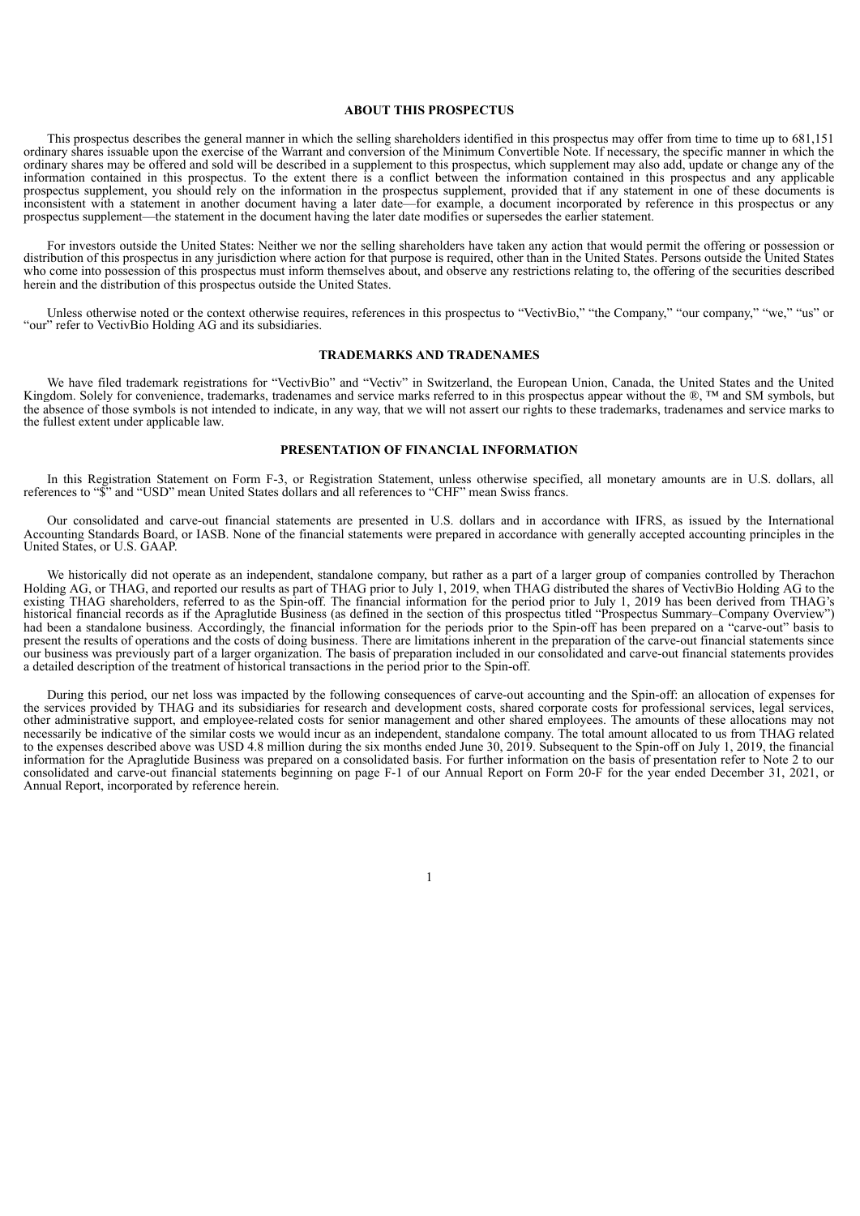## ABOUT THIS PROSPECTUS

This prospectus describes the general manner in which the selling shareholders identified in this prospectus may offer from time to time up to 681,151 ordinary shares issuable upon the exercise of the Warrant and conversion of the Minimum Convertible Note. If necessary, the specific manner in which the ordinary shares may be offered and sold will be described in a supplement to this prospectus, which supplement may also add, update or change any of the information contained in this prospectus. To the extent there is a conflict between the information contained in this prospectus and any applicable prospectus supplement, you should rely on the information in the prospectus supplement, provided that if any statement in one of these documents is inconsistent with a statement in another document having a later date—for example, a document incorporated by reference in this prospectus or any prospectus supplement—the statement in the document having the later date modifies or supersedes the earlier statement.

For investors outside the United States: Neither we nor the selling shareholders have taken any action that would permit the offering or possession or distribution of this prospectus in any jurisdiction where action for that purpose is required, other than in the United States. Persons outside the United States who come into possession of this prospectus must inform themselves about, and observe any restrictions relating to, the offering of the securities described herein and the distribution of this prospectus outside the United States.

Unless otherwise noted or the context otherwise requires, references in this prospectus to "VectivBio," "the Company," "our company," "we," "us" or "our" refer to VectivBio Holding AG and its subsidiaries.

## TRADEMARKS AND TRADENAMES

We have filed trademark registrations for "VectivBio" and "Vectiv" in Switzerland, the European Union, Canada, the United States and the United Kingdom. Solely for convenience, trademarks, tradenames and service marks referred to in this prospectus appear without the ®, ™ and SM symbols, but the absence of those symbols is not intended to indicate, in any way, that we will not assert our rights to these trademarks, tradenames and service marks to the fullest extent under applicable law.

## PRESENTATION OF FINANCIAL INFORMATION

In this Registration Statement on Form F-3, or Registration Statement, unless otherwise specified, all monetary amounts are in U.S. dollars, all references to "$" and "USD" mean United States dollars and all references to "CHF" mean Swiss francs.

Our consolidated and carve-out financial statements are presented in U.S. dollars and in accordance with IFRS, as issued by the International Accounting Standards Board, or IASB. None of the financial statements were prepared in accordance with generally accepted accounting principles in the United States, or U.S. GAAP.

We historically did not operate as an independent, standalone company, but rather as a part of a larger group of companies controlled by Therachon Holding AG, or THAG, and reported our results as part of THAG prior to July 1, 2019, when THAG distributed the shares of VectivBio Holding AG to the existing THAG shareholders, referred to as the Spin-off. The financial information for the period prior to July 1, 2019 has been derived from THAG's historical financial records as if the Apraglutide Business (as defined in the section of this prospectus titled "Prospectus Summary–Company Overview") had been a standalone business. Accordingly, the financial information for the periods prior to the Spin-off has been prepared on a "carve-out" basis to present the results of operations and the costs of doing business. There are limitations inherent in the preparation of the carve-out financial statements since our business was previously part of a larger organization. The basis of preparation included in our consolidated and carve-out financial statements provides a detailed description of the treatment of historical transactions in the period prior to the Spin-off.

During this period, our net loss was impacted by the following consequences of carve-out accounting and the Spin-off: an allocation of expenses for the services provided by THAG and its subsidiaries for research and development costs, shared corporate costs for professional services, legal services, other administrative support, and employee-related costs for senior management and other shared employees. The amounts of these allocations may not necessarily be indicative of the similar costs we would incur as an independent, standalone company. The total amount allocated to us from THAG related to the expenses described above was USD 4.8 million during the six months ended June 30, 2019. Subsequent to the Spin-off on July 1, 2019, the financial information for the Apraglutide Business was prepared on a consolidated basis. For further information on the basis of presentation refer to Note 2 to our consolidated and carve-out financial statements beginning on page F-1 of our Annual Report on Form 20-F for the year ended December 31, 2021, or Annual Report, incorporated by reference herein.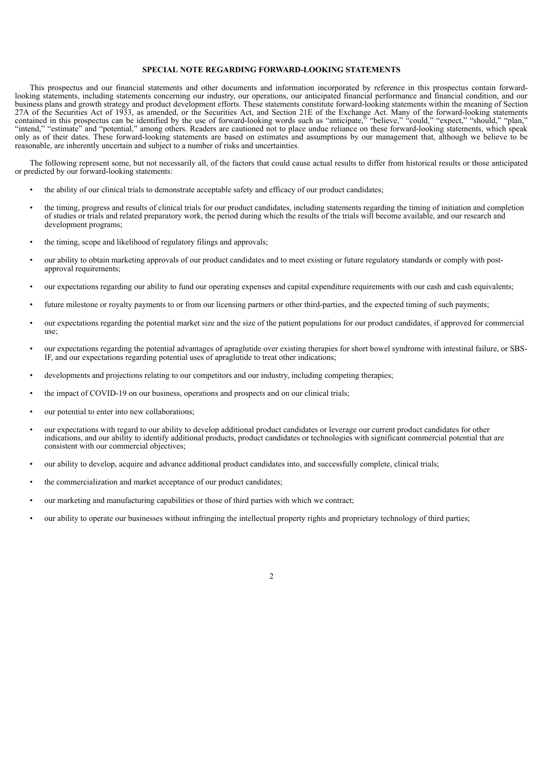## SPECIAL NOTE REGARDING FORWARD-LOOKING STATEMENTS

This prospectus and our financial statements and other documents and information incorporated by reference in this prospectus contain forward-looking statements, including statements concerning our industry, our operations, our anticipated financial performance and financial condition, and our business plans and growth strategy and product development efforts. These statements constitute forward-looking statements within the meaning of Section 27A of the Securities Act of 1933, as amended, or the Securities Act, and Section 21E of the Exchange Act. Many of the forward-looking statements contained in this prospectus can be identified by the use of forward-looking words such as "anticipate," "believe," "could," "expect," "should," "plan," "intend," "estimate" and "potential," among others. Readers are cautioned not to place undue reliance on these forward-looking statements, which speak only as of their dates. These forward-looking statements are based on estimates and assumptions by our management that, although we believe to be reasonable, are inherently uncertain and subject to a number of risks and uncertainties.

The following represent some, but not necessarily all, of the factors that could cause actual results to differ from historical results or those anticipated or predicted by our forward-looking statements:

- the ability of our clinical trials to demonstrate acceptable safety and efficacy of our product candidates;
- the timing, progress and results of clinical trials for our product candidates, including statements regarding the timing of initiation and completion of studies or trials and related preparatory work, the period during which the results of the trials will become available, and our research and development programs;
- the timing, scope and likelihood of regulatory filings and approvals;
- our ability to obtain marketing approvals of our product candidates and to meet existing or future regulatory standards or comply with post-approval requirements;
- our expectations regarding our ability to fund our operating expenses and capital expenditure requirements with our cash and cash equivalents;
- future milestone or royalty payments to or from our licensing partners or other third-parties, and the expected timing of such payments;
- our expectations regarding the potential market size and the size of the patient populations for our product candidates, if approved for commercial use;
- our expectations regarding the potential advantages of apraglutide over existing therapies for short bowel syndrome with intestinal failure, or SBS-IF, and our expectations regarding potential uses of apraglutide to treat other indications;
- developments and projections relating to our competitors and our industry, including competing therapies;
- the impact of COVID-19 on our business, operations and prospects and on our clinical trials;
- our potential to enter into new collaborations;
- our expectations with regard to our ability to develop additional product candidates or leverage our current product candidates for other indications, and our ability to identify additional products, product candidates or technologies with significant commercial potential that are consistent with our commercial objectives;
- our ability to develop, acquire and advance additional product candidates into, and successfully complete, clinical trials;
- the commercialization and market acceptance of our product candidates;
- our marketing and manufacturing capabilities or those of third parties with which we contract;
- our ability to operate our businesses without infringing the intellectual property rights and proprietary technology of third parties;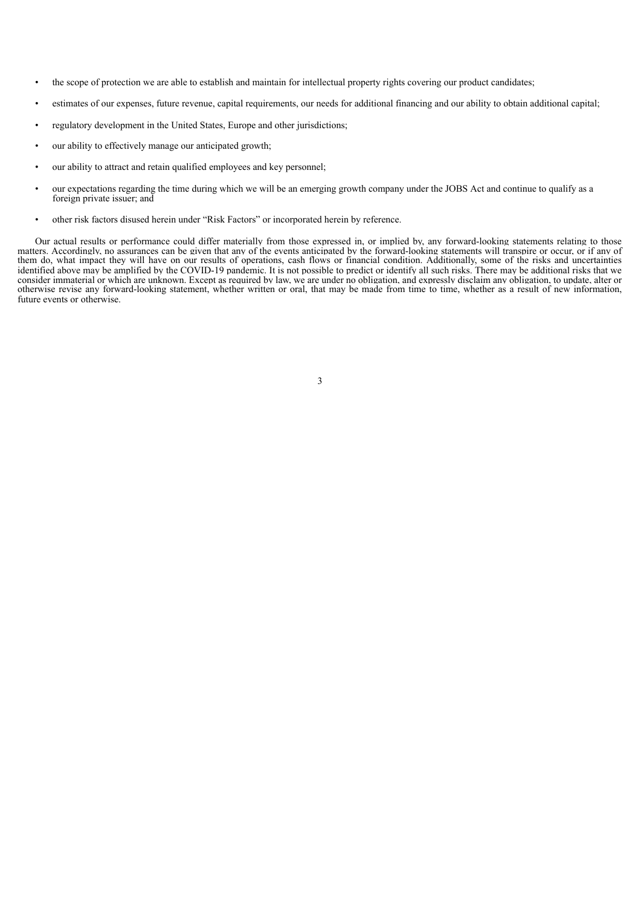- the scope of protection we are able to establish and maintain for intellectual property rights covering our product candidates;
- estimates of our expenses, future revenue, capital requirements, our needs for additional financing and our ability to obtain additional capital;
- regulatory development in the United States, Europe and other jurisdictions;
- our ability to effectively manage our anticipated growth;
- our ability to attract and retain qualified employees and key personnel;
- our expectations regarding the time during which we will be an emerging growth company under the JOBS Act and continue to qualify as a foreign private issuer; and
- other risk factors disused herein under "Risk Factors" or incorporated herein by reference.

Our actual results or performance could differ materially from those expressed in, or implied by, any forward-looking statements relating to those matters. Accordingly, no assurances can be given that any of the events anticipated by the forward-looking statements will transpire or occur, or if any of them do, what impact they will have on our results of operations, cash flows or financial condition. Additionally, some of the risks and uncertainties identified above may be amplified by the COVID-19 pandemic. It is not possible to predict or identify all such risks. There may be additional risks that we consider immaterial or which are unknown. Except as required by law, we are under no obligation, and expressly disclaim any obligation, to update, alter or otherwise revise any forward-looking statement, whether written or oral, that may be made from time to time, whether as a result of new information, future events or otherwise.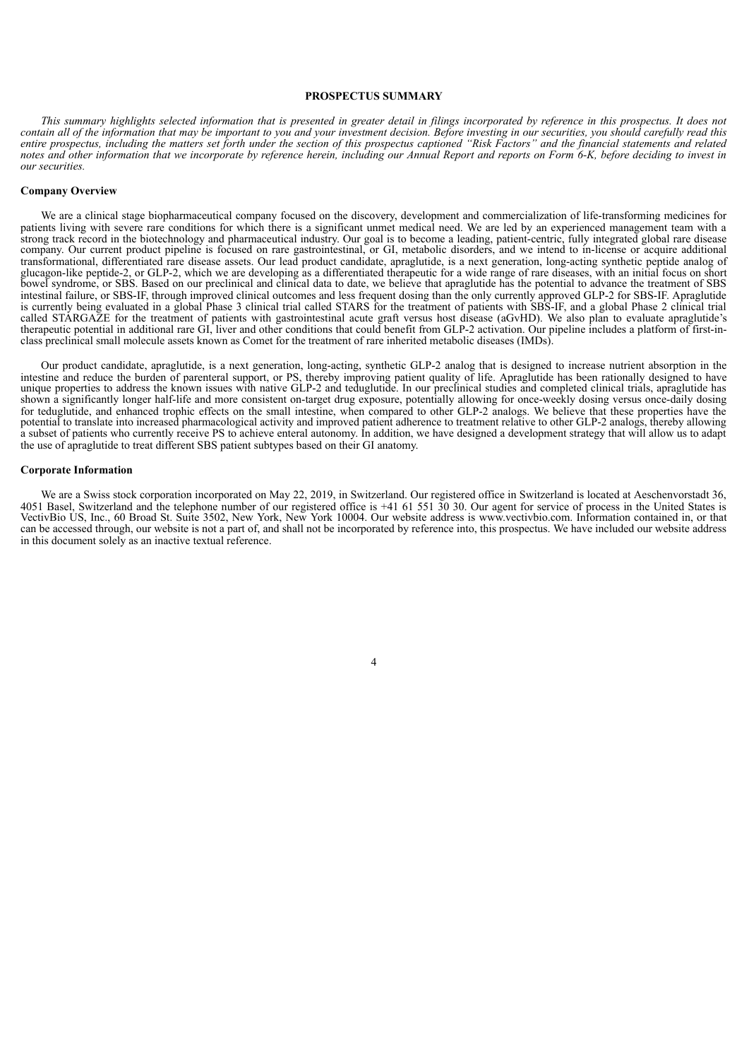## PROSPECTUS SUMMARY

*This summary highlights selected information that is presented in greater detail in filings incorporated by reference in this prospectus. It does not contain all of the information that may be important to you and your investment decision. Before investing in our securities, you should carefully read this entire prospectus, including the matters set forth under the section of this prospectus captioned "Risk Factors" and the financial statements and related notes and other information that we incorporate by reference herein, including our Annual Report and reports on Form 6-K, before deciding to invest in our securities.*

### Company Overview

We are a clinical stage biopharmaceutical company focused on the discovery, development and commercialization of life-transforming medicines for patients living with severe rare conditions for which there is a significant unmet medical need. We are led by an experienced management team with a strong track record in the biotechnology and pharmaceutical industry. Our goal is to become a leading, patient-centric, fully integrated global rare disease company. Our current product pipeline is focused on rare gastrointestinal, or GI, metabolic disorders, and we intend to in-license or acquire additional transformational, differentiated rare disease assets. Our lead product candidate, apraglutide, is a next generation, long-acting synthetic peptide analog of glucagon-like peptide-2, or GLP-2, which we are developing as a differentiated therapeutic for a wide range of rare diseases, with an initial focus on short bowel syndrome, or SBS. Based on our preclinical and clinical data to date, we believe that apraglutide has the potential to advance the treatment of SBS intestinal failure, or SBS-IF, through improved clinical outcomes and less frequent dosing than the only currently approved GLP-2 for SBS-IF. Apraglutide is currently being evaluated in a global Phase 3 clinical trial called STARS for the treatment of patients with SBS-IF, and a global Phase 2 clinical trial called STARGAZE for the treatment of patients with gastrointestinal acute graft versus host disease (aGvHD). We also plan to evaluate apraglutide's therapeutic potential in additional rare GI, liver and other conditions that could benefit from GLP-2 activation. Our pipeline includes a platform of first-in-class preclinical small molecule assets known as Comet for the treatment of rare inherited metabolic diseases (IMDs).

Our product candidate, apraglutide, is a next generation, long-acting, synthetic GLP-2 analog that is designed to increase nutrient absorption in the intestine and reduce the burden of parenteral support, or PS, thereby improving patient quality of life. Apraglutide has been rationally designed to have unique properties to address the known issues with native GLP-2 and teduglutide. In our preclinical studies and completed clinical trials, apraglutide has shown a significantly longer half-life and more consistent on-target drug exposure, potentially allowing for once-weekly dosing versus once-daily dosing for teduglutide, and enhanced trophic effects on the small intestine, when compared to other GLP-2 analogs. We believe that these properties have the potential to translate into increased pharmacological activity and improved patient adherence to treatment relative to other GLP-2 analogs, thereby allowing a subset of patients who currently receive PS to achieve enteral autonomy. In addition, we have designed a development strategy that will allow us to adapt the use of apraglutide to treat different SBS patient subtypes based on their GI anatomy.

### Corporate Information

We are a Swiss stock corporation incorporated on May 22, 2019, in Switzerland. Our registered office in Switzerland is located at Aeschenvorstadt 36, 4051 Basel, Switzerland and the telephone number of our registered office is +41 61 551 30 30. Our agent for service of process in the United States is VectivBio US, Inc., 60 Broad St. Suite 3502, New York, New York 10004. Our website address is www.vectivbio.com. Information contained in, or that can be accessed through, our website is not a part of, and shall not be incorporated by reference into, this prospectus. We have included our website address in this document solely as an inactive textual reference.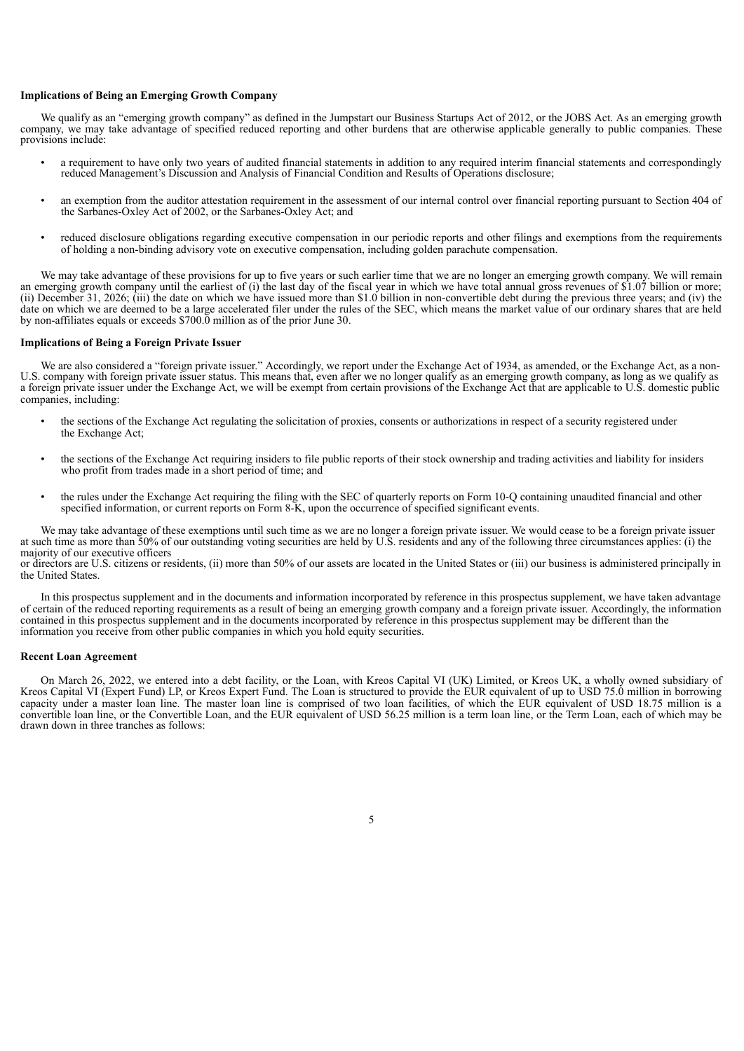**Implications of Being an Emerging Growth Company**

We qualify as an "emerging growth company" as defined in the Jumpstart our Business Startups Act of 2012, or the JOBS Act. As an emerging growth company, we may take advantage of specified reduced reporting and other burdens that are otherwise applicable generally to public companies. These provisions include:

- a requirement to have only two years of audited financial statements in addition to any required interim financial statements and correspondingly reduced Management's Discussion and Analysis of Financial Condition and Results of Operations disclosure;
- an exemption from the auditor attestation requirement in the assessment of our internal control over financial reporting pursuant to Section 404 of the Sarbanes-Oxley Act of 2002, or the Sarbanes-Oxley Act; and
- reduced disclosure obligations regarding executive compensation in our periodic reports and other filings and exemptions from the requirements of holding a non-binding advisory vote on executive compensation, including golden parachute compensation.

We may take advantage of these provisions for up to five years or such earlier time that we are no longer an emerging growth company. We will remain an emerging growth company until the earliest of (i) the last day of the fiscal year in which we have total annual gross revenues of $1.07 billion or more; (ii) December 31, 2026; (iii) the date on which we have issued more than $1.0 billion in non-convertible debt during the previous three years; and (iv) the date on which we are deemed to be a large accelerated filer under the rules of the SEC, which means the market value of our ordinary shares that are held by non-affiliates equals or exceeds $700.0 million as of the prior June 30.

**Implications of Being a Foreign Private Issuer**

We are also considered a "foreign private issuer." Accordingly, we report under the Exchange Act of 1934, as amended, or the Exchange Act, as a non-U.S. company with foreign private issuer status. This means that, even after we no longer qualify as an emerging growth company, as long as we qualify as a foreign private issuer under the Exchange Act, we will be exempt from certain provisions of the Exchange Act that are applicable to U.S. domestic public companies, including:

- the sections of the Exchange Act regulating the solicitation of proxies, consents or authorizations in respect of a security registered under the Exchange Act;
- the sections of the Exchange Act requiring insiders to file public reports of their stock ownership and trading activities and liability for insiders who profit from trades made in a short period of time; and
- the rules under the Exchange Act requiring the filing with the SEC of quarterly reports on Form 10-Q containing unaudited financial and other specified information, or current reports on Form 8-K, upon the occurrence of specified significant events.

We may take advantage of these exemptions until such time as we are no longer a foreign private issuer. We would cease to be a foreign private issuer at such time as more than 50% of our outstanding voting securities are held by U.S. residents and any of the following three circumstances applies: (i) the majority of our executive officers or directors are U.S. citizens or residents, (ii) more than 50% of our assets are located in the United States or (iii) our business is administered principally in the United States.

In this prospectus supplement and in the documents and information incorporated by reference in this prospectus supplement, we have taken advantage of certain of the reduced reporting requirements as a result of being an emerging growth company and a foreign private issuer. Accordingly, the information contained in this prospectus supplement and in the documents incorporated by reference in this prospectus supplement may be different than the information you receive from other public companies in which you hold equity securities.

**Recent Loan Agreement**

On March 26, 2022, we entered into a debt facility, or the Loan, with Kreos Capital VI (UK) Limited, or Kreos UK, a wholly owned subsidiary of Kreos Capital VI (Expert Fund) LP, or Kreos Expert Fund. The Loan is structured to provide the EUR equivalent of up to USD 75.0 million in borrowing capacity under a master loan line. The master loan line is comprised of two loan facilities, of which the EUR equivalent of USD 18.75 million is a convertible loan line, or the Convertible Loan, and the EUR equivalent of USD 56.25 million is a term loan line, or the Term Loan, each of which may be drawn down in three tranches as follows: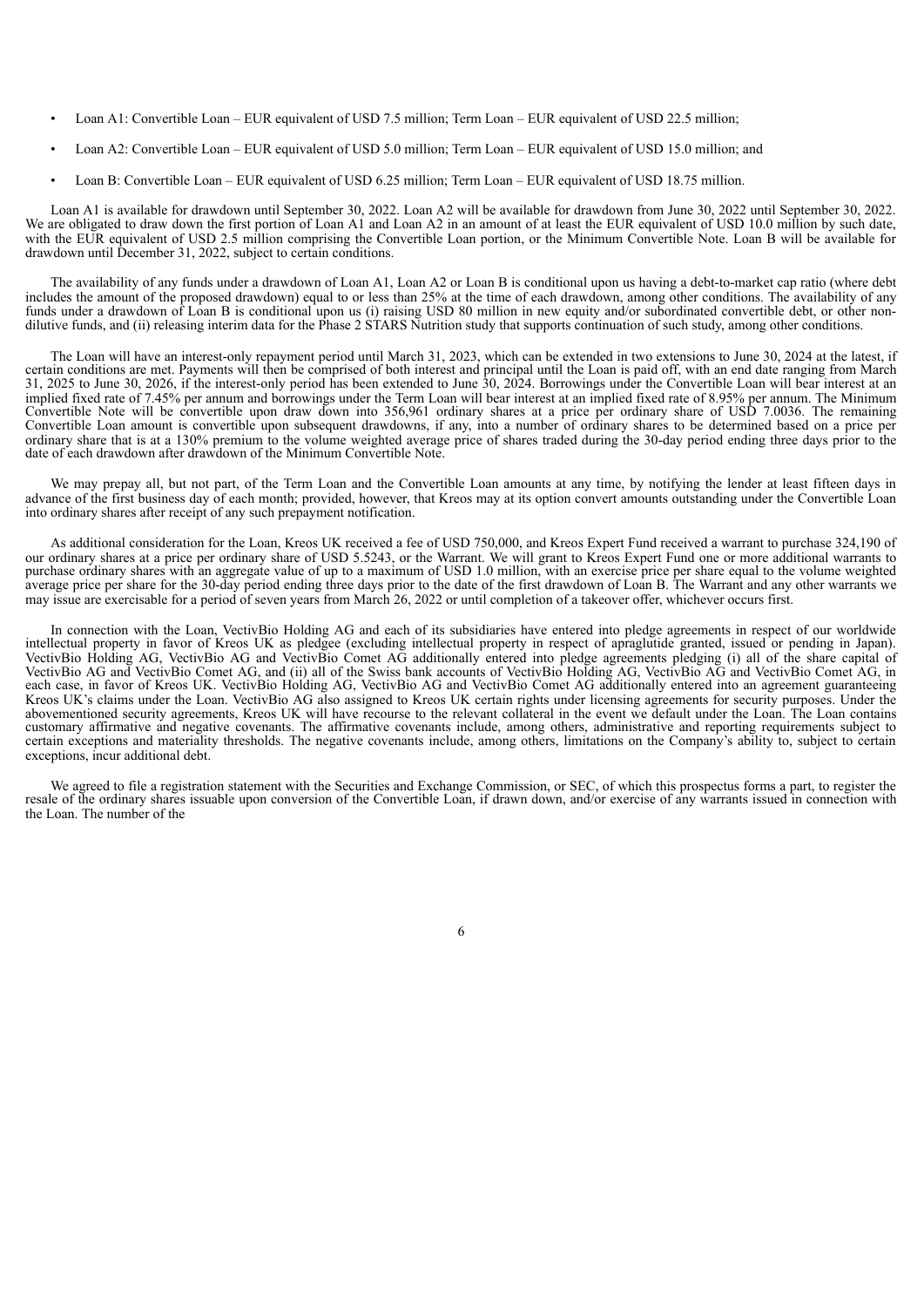- Loan A1: Convertible Loan – EUR equivalent of USD 7.5 million; Term Loan – EUR equivalent of USD 22.5 million;
- Loan A2: Convertible Loan – EUR equivalent of USD 5.0 million; Term Loan – EUR equivalent of USD 15.0 million; and
- Loan B: Convertible Loan – EUR equivalent of USD 6.25 million; Term Loan – EUR equivalent of USD 18.75 million.

Loan A1 is available for drawdown until September 30, 2022. Loan A2 will be available for drawdown from June 30, 2022 until September 30, 2022. We are obligated to draw down the first portion of Loan A1 and Loan A2 in an amount of at least the EUR equivalent of USD 10.0 million by such date, with the EUR equivalent of USD 2.5 million comprising the Convertible Loan portion, or the Minimum Convertible Note. Loan B will be available for drawdown until December 31, 2022, subject to certain conditions.

The availability of any funds under a drawdown of Loan A1, Loan A2 or Loan B is conditional upon us having a debt-to-market cap ratio (where debt includes the amount of the proposed drawdown) equal to or less than 25% at the time of each drawdown, among other conditions. The availability of any funds under a drawdown of Loan B is conditional upon us (i) raising USD 80 million in new equity and/or subordinated convertible debt, or other non-dilutive funds, and (ii) releasing interim data for the Phase 2 STARS Nutrition study that supports continuation of such study, among other conditions.

The Loan will have an interest-only repayment period until March 31, 2023, which can be extended in two extensions to June 30, 2024 at the latest, if certain conditions are met. Payments will then be comprised of both interest and principal until the Loan is paid off, with an end date ranging from March 31, 2025 to June 30, 2026, if the interest-only period has been extended to June 30, 2024. Borrowings under the Convertible Loan will bear interest at an implied fixed rate of 7.45% per annum and borrowings under the Term Loan will bear interest at an implied fixed rate of 8.95% per annum. The Minimum Convertible Note will be convertible upon draw down into 356,961 ordinary shares at a price per ordinary share of USD 7.0036. The remaining Convertible Loan amount is convertible upon subsequent drawdowns, if any, into a number of ordinary shares to be determined based on a price per ordinary share that is at a 130% premium to the volume weighted average price of shares traded during the 30-day period ending three days prior to the date of each drawdown after drawdown of the Minimum Convertible Note.

We may prepay all, but not part, of the Term Loan and the Convertible Loan amounts at any time, by notifying the lender at least fifteen days in advance of the first business day of each month; provided, however, that Kreos may at its option convert amounts outstanding under the Convertible Loan into ordinary shares after receipt of any such prepayment notification.

As additional consideration for the Loan, Kreos UK received a fee of USD 750,000, and Kreos Expert Fund received a warrant to purchase 324,190 of our ordinary shares at a price per ordinary share of USD 5.5243, or the Warrant. We will grant to Kreos Expert Fund one or more additional warrants to purchase ordinary shares with an aggregate value of up to a maximum of USD 1.0 million, with an exercise price per share equal to the volume weighted average price per share for the 30-day period ending three days prior to the date of the first drawdown of Loan B. The Warrant and any other warrants we may issue are exercisable for a period of seven years from March 26, 2022 or until completion of a takeover offer, whichever occurs first.

In connection with the Loan, VectivBio Holding AG and each of its subsidiaries have entered into pledge agreements in respect of our worldwide intellectual property in favor of Kreos UK as pledgee (excluding intellectual property in respect of apraglutide granted, issued or pending in Japan). VectivBio Holding AG, VectivBio AG and VectivBio Comet AG additionally entered into pledge agreements pledging (i) all of the share capital of VectivBio AG and VectivBio Comet AG, and (ii) all of the Swiss bank accounts of VectivBio Holding AG, VectivBio AG and VectivBio Comet AG, in each case, in favor of Kreos UK. VectivBio Holding AG, VectivBio AG and VectivBio Comet AG additionally entered into an agreement guaranteeing Kreos UK's claims under the Loan. VectivBio AG also assigned to Kreos UK certain rights under licensing agreements for security purposes. Under the abovementioned security agreements, Kreos UK will have recourse to the relevant collateral in the event we default under the Loan. The Loan contains customary affirmative and negative covenants. The affirmative covenants include, among others, administrative and reporting requirements subject to certain exceptions and materiality thresholds. The negative covenants include, among others, limitations on the Company's ability to, subject to certain exceptions, incur additional debt.

We agreed to file a registration statement with the Securities and Exchange Commission, or SEC, of which this prospectus forms a part, to register the resale of the ordinary shares issuable upon conversion of the Convertible Loan, if drawn down, and/or exercise of any warrants issued in connection with the Loan. The number of the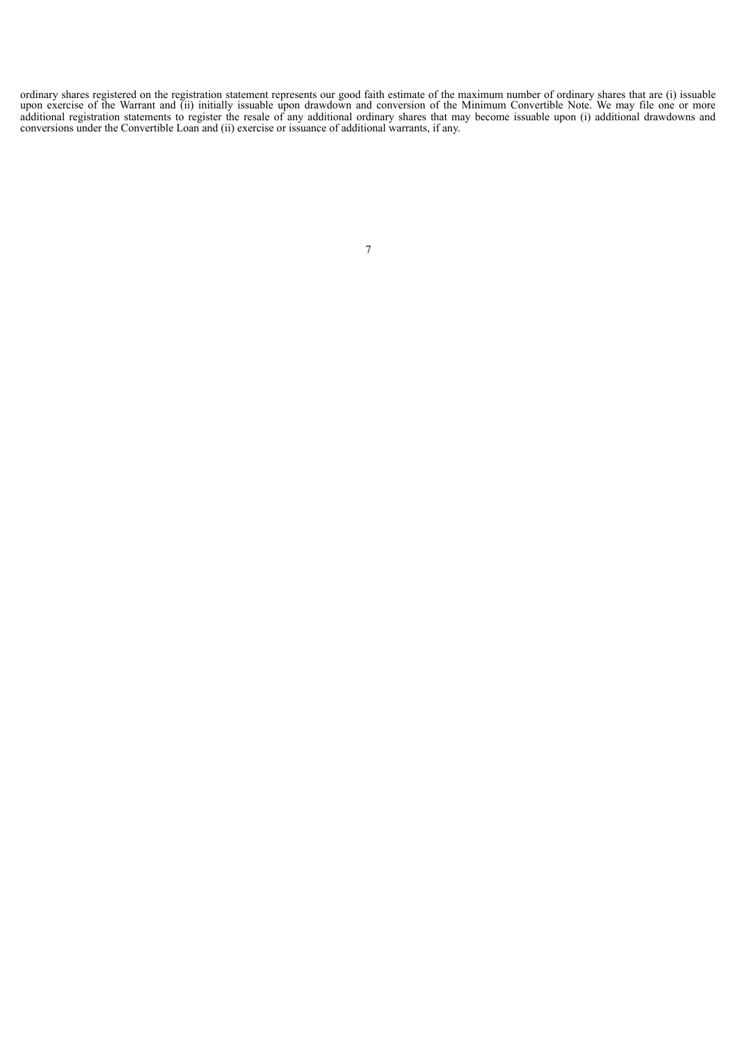ordinary shares registered on the registration statement represents our good faith estimate of the maximum number of ordinary shares that are (i) issuable upon exercise of the Warrant and (ii) initially issuable upon drawdown and conversion of the Minimum Convertible Note. We may file one or more additional registration statements to register the resale of any additional ordinary shares that may become issuable upon (i) additional drawdowns and conversions under the Convertible Loan and (ii) exercise or issuance of additional warrants, if any.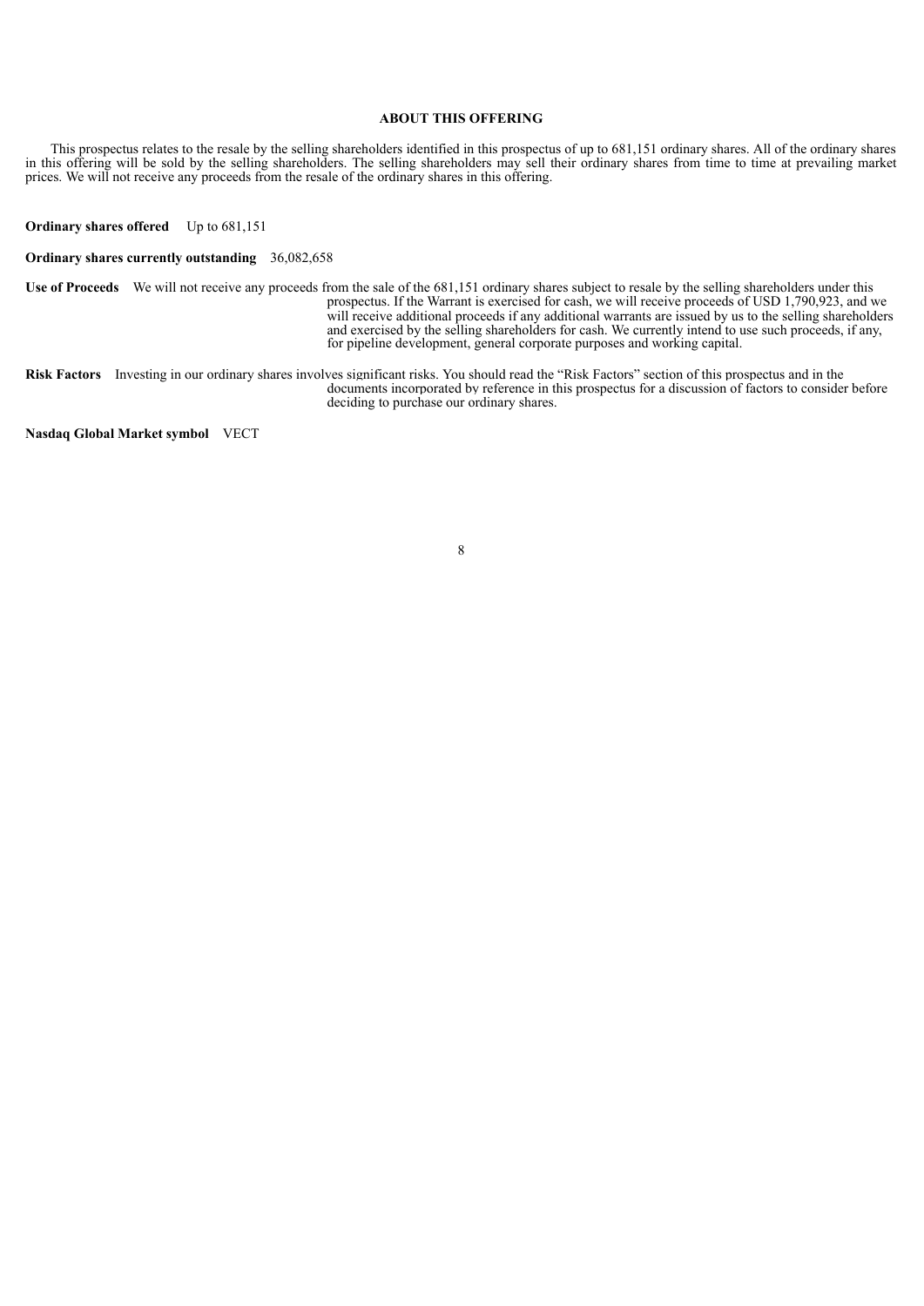## ABOUT THIS OFFERING

This prospectus relates to the resale by the selling shareholders identified in this prospectus of up to 681,151 ordinary shares. All of the ordinary shares in this offering will be sold by the selling shareholders. The selling shareholders may sell their ordinary shares from time to time at prevailing market prices. We will not receive any proceeds from the resale of the ordinary shares in this offering.

| | |
|---|---|
| **Ordinary shares offered** | Up to 681,151 |
| **Ordinary shares currently outstanding** | 36,082,658 |
| **Use of Proceeds** | We will not receive any proceeds from the sale of the 681,151 ordinary shares subject to resale by the selling shareholders under this prospectus. If the Warrant is exercised for cash, we will receive proceeds of USD 1,790,923, and we will receive additional proceeds if any additional warrants are issued by us to the selling shareholders and exercised by the selling shareholders for cash. We currently intend to use such proceeds, if any, for pipeline development, general corporate purposes and working capital. |
| **Risk Factors** | Investing in our ordinary shares involves significant risks. You should read the "Risk Factors" section of this prospectus and in the documents incorporated by reference in this prospectus for a discussion of factors to consider before deciding to purchase our ordinary shares. |
| **Nasdaq Global Market symbol** | VECT |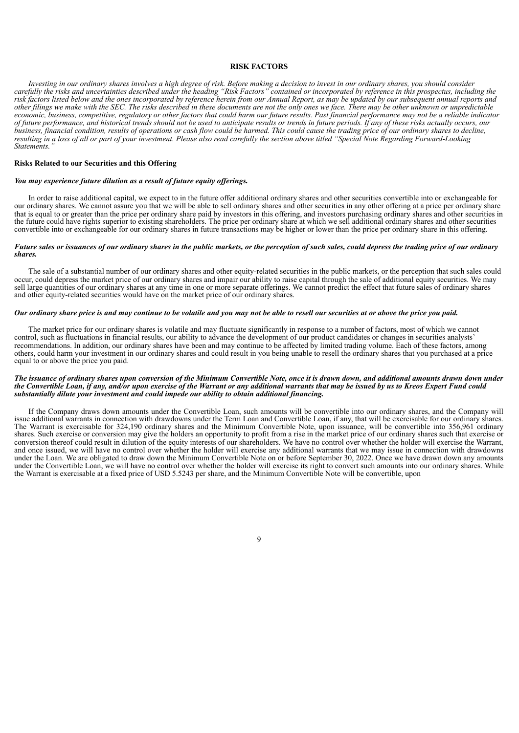## RISK FACTORS

*Investing in our ordinary shares involves a high degree of risk. Before making a decision to invest in our ordinary shares, you should consider carefully the risks and uncertainties described under the heading "Risk Factors" contained or incorporated by reference in this prospectus, including the risk factors listed below and the ones incorporated by reference herein from our Annual Report, as may be updated by our subsequent annual reports and other filings we make with the SEC. The risks described in these documents are not the only ones we face. There may be other unknown or unpredictable economic, business, competitive, regulatory or other factors that could harm our future results. Past financial performance may not be a reliable indicator of future performance, and historical trends should not be used to anticipate results or trends in future periods. If any of these risks actually occurs, our business, financial condition, results of operations or cash flow could be harmed. This could cause the trading price of our ordinary shares to decline, resulting in a loss of all or part of your investment. Please also read carefully the section above titled "Special Note Regarding Forward-Looking Statements."*

### Risks Related to our Securities and this Offering

***You may experience future dilution as a result of future equity offerings.***

In order to raise additional capital, we expect to in the future offer additional ordinary shares and other securities convertible into or exchangeable for our ordinary shares. We cannot assure you that we will be able to sell ordinary shares and other securities in any other offering at a price per ordinary share that is equal to or greater than the price per ordinary share paid by investors in this offering, and investors purchasing ordinary shares and other securities in the future could have rights superior to existing shareholders. The price per ordinary share at which we sell additional ordinary shares and other securities convertible into or exchangeable for our ordinary shares in future transactions may be higher or lower than the price per ordinary share in this offering.

***Future sales or issuances of our ordinary shares in the public markets, or the perception of such sales, could depress the trading price of our ordinary shares.***

The sale of a substantial number of our ordinary shares and other equity-related securities in the public markets, or the perception that such sales could occur, could depress the market price of our ordinary shares and impair our ability to raise capital through the sale of additional equity securities. We may sell large quantities of our ordinary shares at any time in one or more separate offerings. We cannot predict the effect that future sales of ordinary shares and other equity-related securities would have on the market price of our ordinary shares.

***Our ordinary share price is and may continue to be volatile and you may not be able to resell our securities at or above the price you paid.***

The market price for our ordinary shares is volatile and may fluctuate significantly in response to a number of factors, most of which we cannot control, such as fluctuations in financial results, our ability to advance the development of our product candidates or changes in securities analysts' recommendations. In addition, our ordinary shares have been and may continue to be affected by limited trading volume. Each of these factors, among others, could harm your investment in our ordinary shares and could result in you being unable to resell the ordinary shares that you purchased at a price equal to or above the price you paid.

***The issuance of ordinary shares upon conversion of the Minimum Convertible Note, once it is drawn down, and additional amounts drawn down under the Convertible Loan, if any, and/or upon exercise of the Warrant or any additional warrants that may be issued by us to Kreos Expert Fund could substantially dilute your investment and could impede our ability to obtain additional financing.***

If the Company draws down amounts under the Convertible Loan, such amounts will be convertible into our ordinary shares, and the Company will issue additional warrants in connection with drawdowns under the Term Loan and Convertible Loan, if any, that will be exercisable for our ordinary shares. The Warrant is exercisable for 324,190 ordinary shares and the Minimum Convertible Note, upon issuance, will be convertible into 356,961 ordinary shares. Such exercise or conversion may give the holders an opportunity to profit from a rise in the market price of our ordinary shares such that exercise or conversion thereof could result in dilution of the equity interests of our shareholders. We have no control over whether the holder will exercise the Warrant, and once issued, we will have no control over whether the holder will exercise any additional warrants that we may issue in connection with drawdowns under the Loan. We are obligated to draw down the Minimum Convertible Note on or before September 30, 2022. Once we have drawn down any amounts under the Convertible Loan, we will have no control over whether the holder will exercise its right to convert such amounts into our ordinary shares. While the Warrant is exercisable at a fixed price of USD 5.5243 per share, and the Minimum Convertible Note will be convertible, upon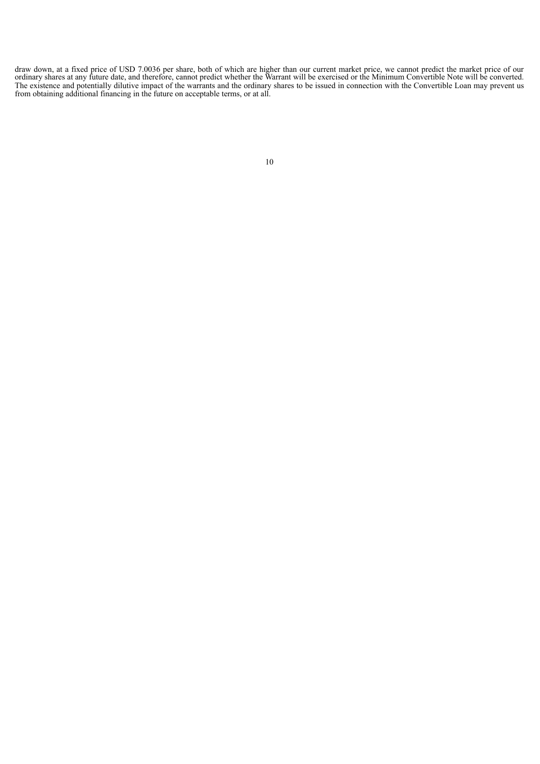draw down, at a fixed price of USD 7.0036 per share, both of which are higher than our current market price, we cannot predict the market price of our ordinary shares at any future date, and therefore, cannot predict whether the Warrant will be exercised or the Minimum Convertible Note will be converted. The existence and potentially dilutive impact of the warrants and the ordinary shares to be issued in connection with the Convertible Loan may prevent us from obtaining additional financing in the future on acceptable terms, or at all.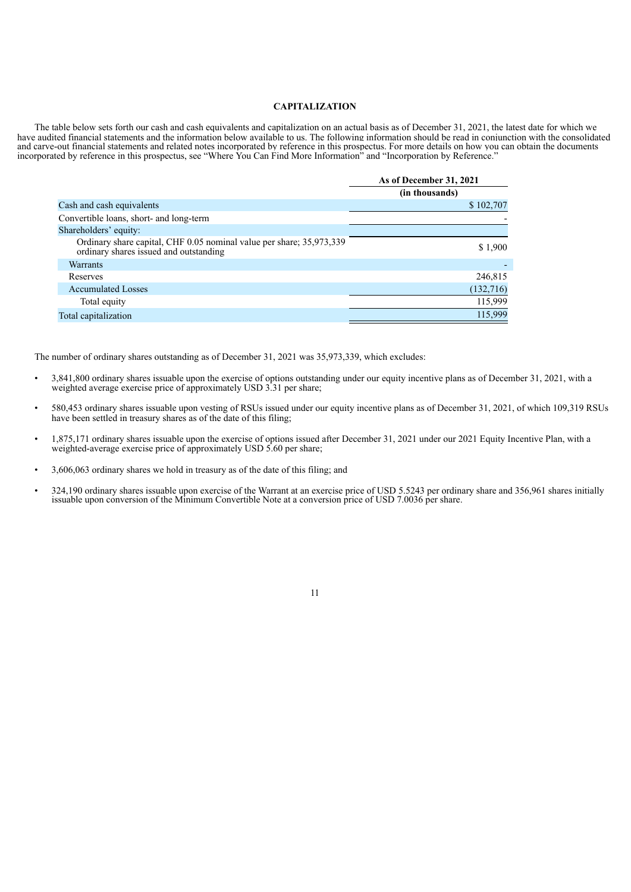# CAPITALIZATION

The table below sets forth our cash and cash equivalents and capitalization on an actual basis as of December 31, 2021, the latest date for which we have audited financial statements and the information below available to us. The following information should be read in conjunction with the consolidated and carve-out financial statements and related notes incorporated by reference in this prospectus. For more details on how you can obtain the documents incorporated by reference in this prospectus, see "Where You Can Find More Information" and "Incorporation by Reference."

| | As of December 31, 2021 |
|---|---|
| | (in thousands) |
| Cash and cash equivalents | $ 102,707 |
| Convertible loans, short- and long-term | - |
| Shareholders' equity: | |
| Ordinary share capital, CHF 0.05 nominal value per share; 35,973,339 ordinary shares issued and outstanding | $ 1,900 |
| Warrants | - |
| Reserves | 246,815 |
| Accumulated Losses | (132,716) |
| Total equity | 115,999 |
| Total capitalization | 115,999 |

The number of ordinary shares outstanding as of December 31, 2021 was 35,973,339, which excludes:

- 3,841,800 ordinary shares issuable upon the exercise of options outstanding under our equity incentive plans as of December 31, 2021, with a weighted average exercise price of approximately USD 3.31 per share;
- 580,453 ordinary shares issuable upon vesting of RSUs issued under our equity incentive plans as of December 31, 2021, of which 109,319 RSUs have been settled in treasury shares as of the date of this filing;
- 1,875,171 ordinary shares issuable upon the exercise of options issued after December 31, 2021 under our 2021 Equity Incentive Plan, with a weighted-average exercise price of approximately USD 5.60 per share;
- 3,606,063 ordinary shares we hold in treasury as of the date of this filing; and
- 324,190 ordinary shares issuable upon exercise of the Warrant at an exercise price of USD 5.5243 per ordinary share and 356,961 shares initially issuable upon conversion of the Minimum Convertible Note at a conversion price of USD 7.0036 per share.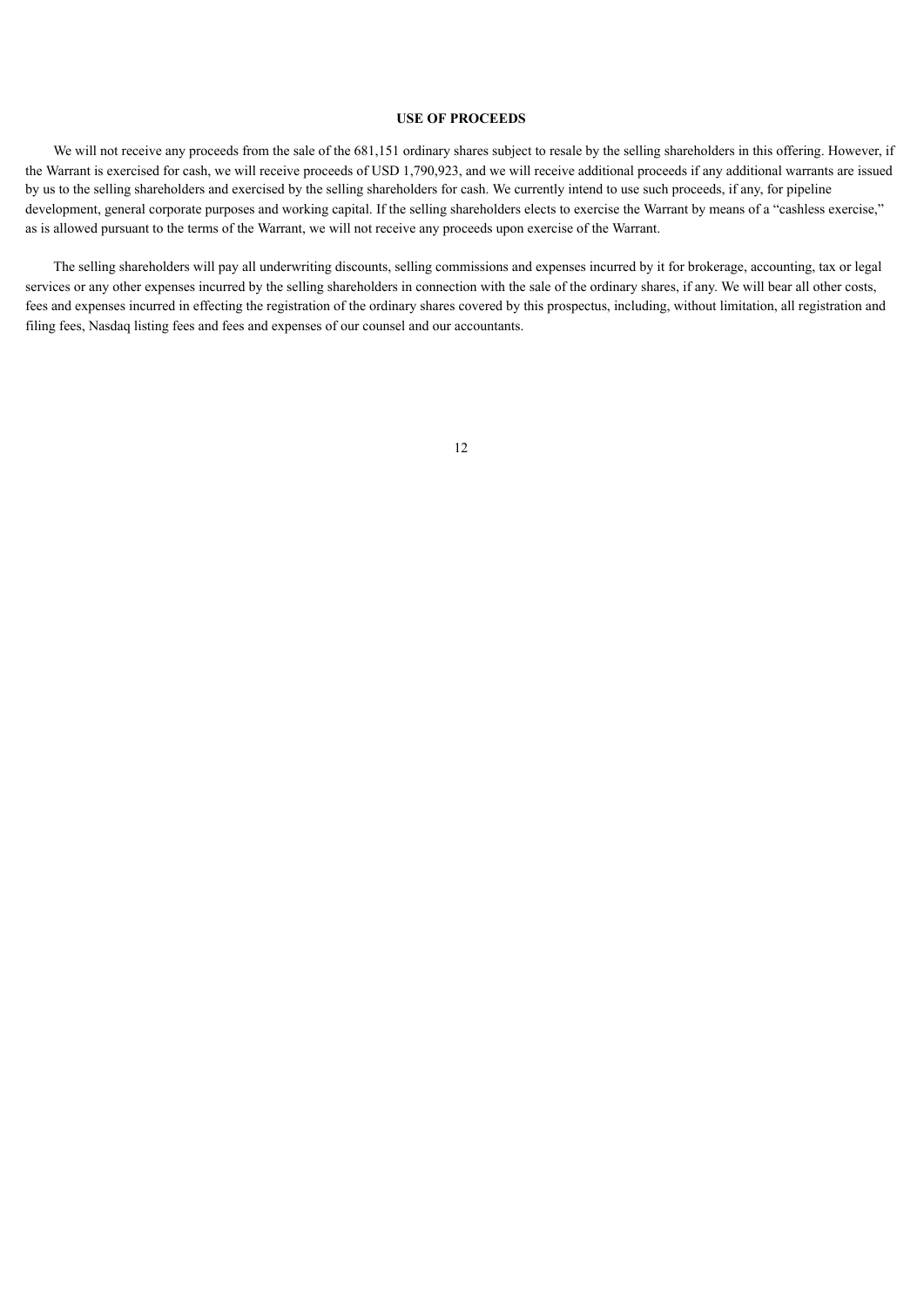## USE OF PROCEEDS

We will not receive any proceeds from the sale of the 681,151 ordinary shares subject to resale by the selling shareholders in this offering. However, if the Warrant is exercised for cash, we will receive proceeds of USD 1,790,923, and we will receive additional proceeds if any additional warrants are issued by us to the selling shareholders and exercised by the selling shareholders for cash. We currently intend to use such proceeds, if any, for pipeline development, general corporate purposes and working capital. If the selling shareholders elects to exercise the Warrant by means of a "cashless exercise," as is allowed pursuant to the terms of the Warrant, we will not receive any proceeds upon exercise of the Warrant.

The selling shareholders will pay all underwriting discounts, selling commissions and expenses incurred by it for brokerage, accounting, tax or legal services or any other expenses incurred by the selling shareholders in connection with the sale of the ordinary shares, if any. We will bear all other costs, fees and expenses incurred in effecting the registration of the ordinary shares covered by this prospectus, including, without limitation, all registration and filing fees, Nasdaq listing fees and fees and expenses of our counsel and our accountants.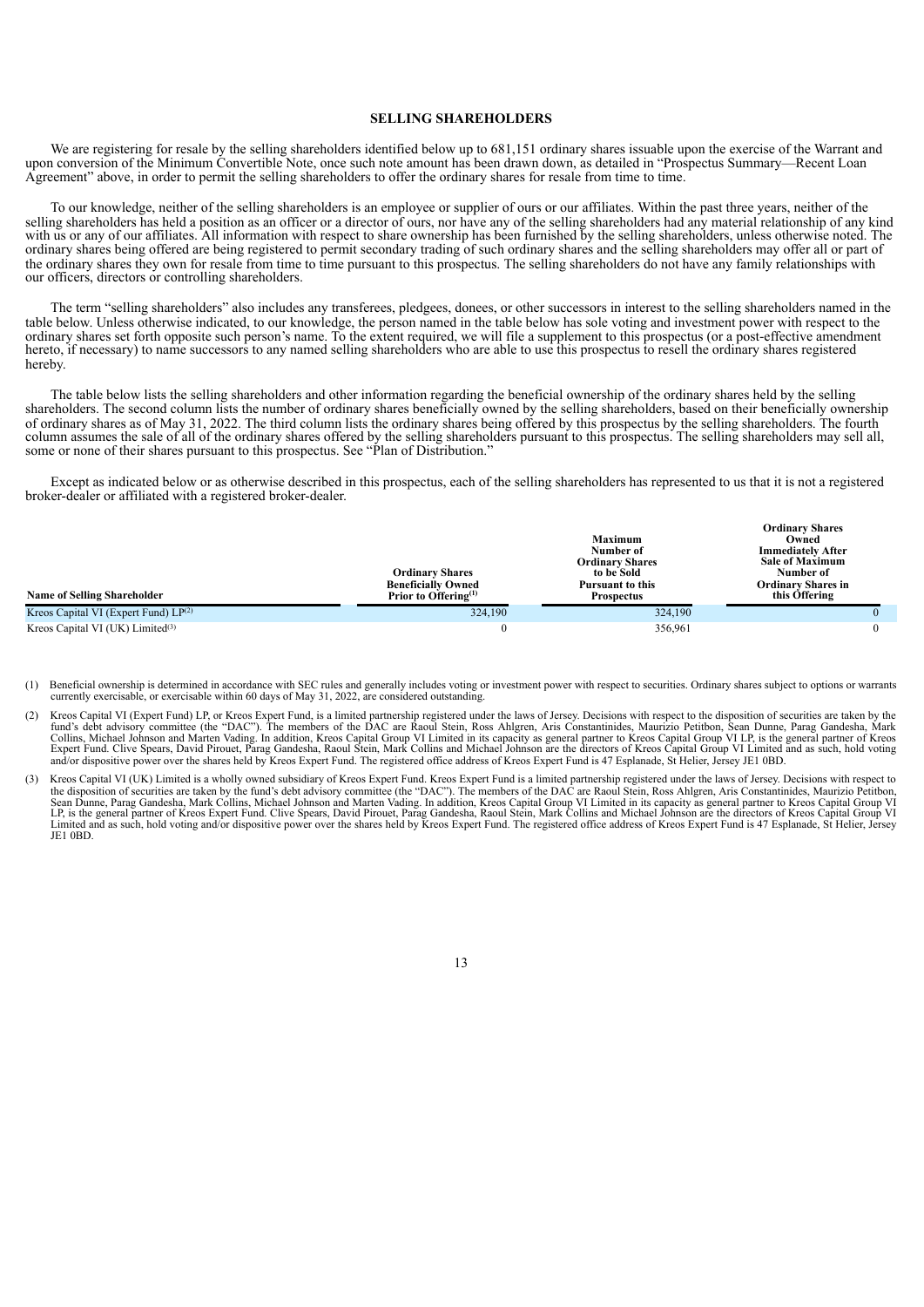## SELLING SHAREHOLDERS

We are registering for resale by the selling shareholders identified below up to 681,151 ordinary shares issuable upon the exercise of the Warrant and upon conversion of the Minimum Convertible Note, once such note amount has been drawn down, as detailed in "Prospectus Summary—Recent Loan Agreement" above, in order to permit the selling shareholders to offer the ordinary shares for resale from time to time.

To our knowledge, neither of the selling shareholders is an employee or supplier of ours or our affiliates. Within the past three years, neither of the selling shareholders has held a position as an officer or a director of ours, nor have any of the selling shareholders had any material relationship of any kind with us or any of our affiliates. All information with respect to share ownership has been furnished by the selling shareholders, unless otherwise noted. The ordinary shares being offered are being registered to permit secondary trading of such ordinary shares and the selling shareholders may offer all or part of the ordinary shares they own for resale from time to time pursuant to this prospectus. The selling shareholders do not have any family relationships with our officers, directors or controlling shareholders.

The term "selling shareholders" also includes any transferees, pledgees, donees, or other successors in interest to the selling shareholders named in the table below. Unless otherwise indicated, to our knowledge, the person named in the table below has sole voting and investment power with respect to the ordinary shares set forth opposite such person's name. To the extent required, we will file a supplement to this prospectus (or a post-effective amendment hereto, if necessary) to name successors to any named selling shareholders who are able to use this prospectus to resell the ordinary shares registered hereby.

The table below lists the selling shareholders and other information regarding the beneficial ownership of the ordinary shares held by the selling shareholders. The second column lists the number of ordinary shares beneficially owned by the selling shareholders, based on their beneficially ownership of ordinary shares as of May 31, 2022. The third column lists the ordinary shares being offered by this prospectus by the selling shareholders. The fourth column assumes the sale of all of the ordinary shares offered by the selling shareholders pursuant to this prospectus. The selling shareholders may sell all, some or none of their shares pursuant to this prospectus. See "Plan of Distribution."

Except as indicated below or as otherwise described in this prospectus, each of the selling shareholders has represented to us that it is not a registered broker-dealer or affiliated with a registered broker-dealer.

| Name of Selling Shareholder | Ordinary Shares Beneficially Owned Prior to Offering[(1)] | Maximum Number of Ordinary Shares to be Sold Pursuant to this Prospectus | Ordinary Shares Owned Immediately After Sale of Maximum Number of Ordinary Shares in this Offering |
|---|---|---|---|
| Kreos Capital VI (Expert Fund) LP[(2)] | 324,190 | 324,190 | 0 |
| Kreos Capital VI (UK) Limited[(3)] | 0 | 356,961 | 0 |

(1) Beneficial ownership is determined in accordance with SEC rules and generally includes voting or investment power with respect to securities. Ordinary shares subject to options or warrants currently exercisable, or exercisable within 60 days of May 31, 2022, are considered outstanding.

(2) Kreos Capital VI (Expert Fund) LP, or Kreos Expert Fund, is a limited partnership registered under the laws of Jersey. Decisions with respect to the disposition of securities are taken by the fund's debt advisory committee (the "DAC"). The members of the DAC are Raoul Stein, Ross Ahlgren, Aris Constantinides, Maurizio Petitbon, Sean Dunne, Parag Gandesha, Mark Collins, Michael Johnson and Marten Vading. In addition, Kreos Capital Group VI Limited in its capacity as general partner to Kreos Capital Group VI LP, is the general partner of Kreos Expert Fund. Clive Spears, David Pirouet, Parag Gandesha, Raoul Stein, Mark Collins and Michael Johnson are the directors of Kreos Capital Group VI Limited and as such, hold voting and/or dispositive power over the shares held by Kreos Expert Fund. The registered office address of Kreos Expert Fund is 47 Esplanade, St Helier, Jersey JE1 0BD.

(3) Kreos Capital VI (UK) Limited is a wholly owned subsidiary of Kreos Expert Fund. Kreos Expert Fund is a limited partnership registered under the laws of Jersey. Decisions with respect to the disposition of securities are taken by the fund's debt advisory committee (the "DAC"). The members of the DAC are Raoul Stein, Ross Ahlgren, Aris Constantinides, Maurizio Petitbon, Sean Dunne, Parag Gandesha, Mark Collins, Michael Johnson and Marten Vading. In addition, Kreos Capital Group VI Limited in its capacity as general partner to Kreos Capital Group VI LP, is the general partner of Kreos Expert Fund. Clive Spears, David Pirouet, Parag Gandesha, Raoul Stein, Mark Collins and Michael Johnson are the directors of Kreos Capital Group VI Limited and as such, hold voting and/or dispositive power over the shares held by Kreos Expert Fund. The registered office address of Kreos Expert Fund is 47 Esplanade, St Helier, Jersey JE1 0BD.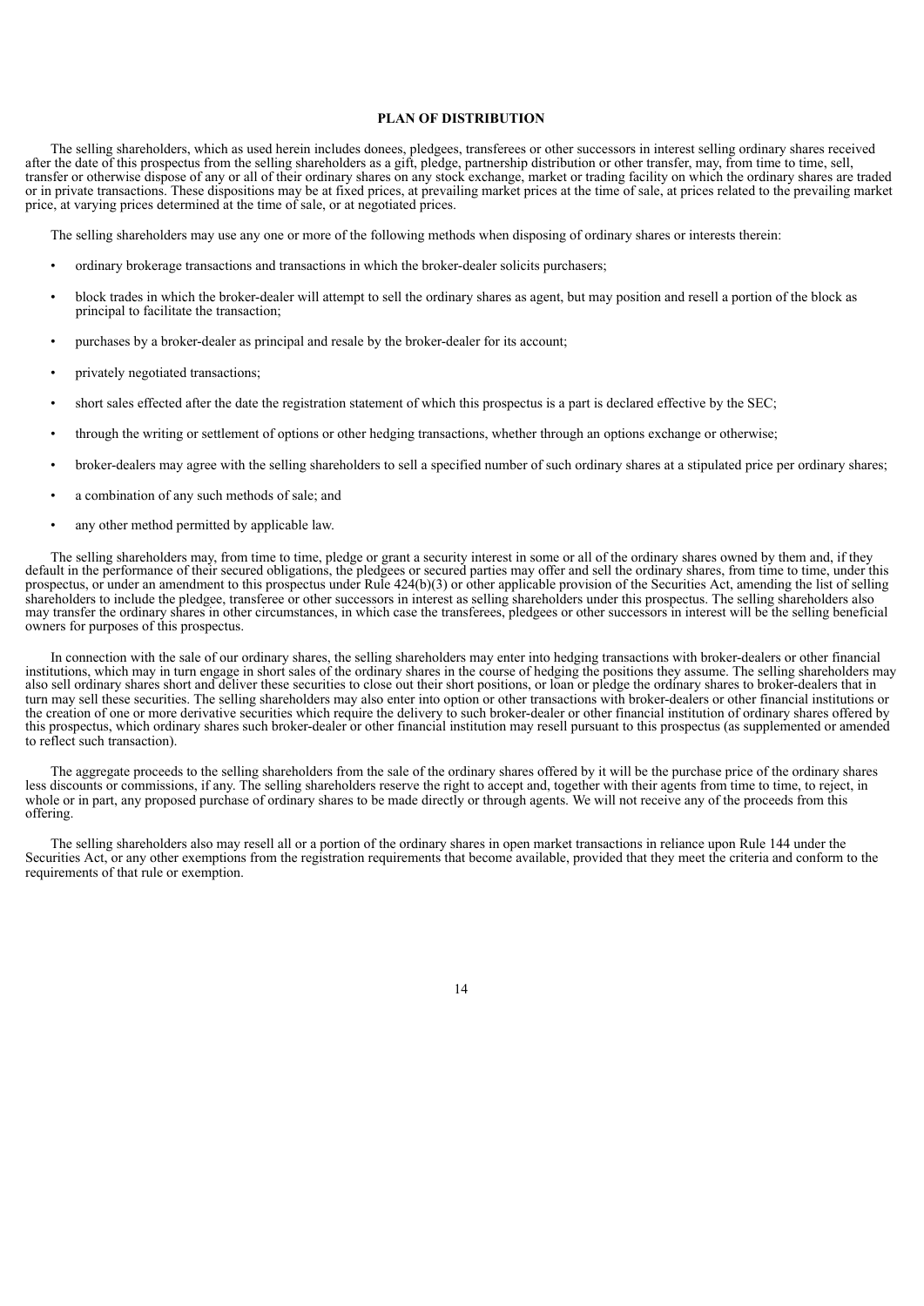## PLAN OF DISTRIBUTION

The selling shareholders, which as used herein includes donees, pledgees, transferees or other successors in interest selling ordinary shares received after the date of this prospectus from the selling shareholders as a gift, pledge, partnership distribution or other transfer, may, from time to time, sell, transfer or otherwise dispose of any or all of their ordinary shares on any stock exchange, market or trading facility on which the ordinary shares are traded or in private transactions. These dispositions may be at fixed prices, at prevailing market prices at the time of sale, at prices related to the prevailing market price, at varying prices determined at the time of sale, or at negotiated prices.

The selling shareholders may use any one or more of the following methods when disposing of ordinary shares or interests therein:

- ordinary brokerage transactions and transactions in which the broker-dealer solicits purchasers;
- block trades in which the broker-dealer will attempt to sell the ordinary shares as agent, but may position and resell a portion of the block as principal to facilitate the transaction;
- purchases by a broker-dealer as principal and resale by the broker-dealer for its account;
- privately negotiated transactions;
- short sales effected after the date the registration statement of which this prospectus is a part is declared effective by the SEC;
- through the writing or settlement of options or other hedging transactions, whether through an options exchange or otherwise;
- broker-dealers may agree with the selling shareholders to sell a specified number of such ordinary shares at a stipulated price per ordinary shares;
- a combination of any such methods of sale; and
- any other method permitted by applicable law.

The selling shareholders may, from time to time, pledge or grant a security interest in some or all of the ordinary shares owned by them and, if they default in the performance of their secured obligations, the pledgees or secured parties may offer and sell the ordinary shares, from time to time, under this prospectus, or under an amendment to this prospectus under Rule 424(b)(3) or other applicable provision of the Securities Act, amending the list of selling shareholders to include the pledgee, transferee or other successors in interest as selling shareholders under this prospectus. The selling shareholders also may transfer the ordinary shares in other circumstances, in which case the transferees, pledgees or other successors in interest will be the selling beneficial owners for purposes of this prospectus.

In connection with the sale of our ordinary shares, the selling shareholders may enter into hedging transactions with broker-dealers or other financial institutions, which may in turn engage in short sales of the ordinary shares in the course of hedging the positions they assume. The selling shareholders may also sell ordinary shares short and deliver these securities to close out their short positions, or loan or pledge the ordinary shares to broker-dealers that in turn may sell these securities. The selling shareholders may also enter into option or other transactions with broker-dealers or other financial institutions or the creation of one or more derivative securities which require the delivery to such broker-dealer or other financial institution of ordinary shares offered by this prospectus, which ordinary shares such broker-dealer or other financial institution may resell pursuant to this prospectus (as supplemented or amended to reflect such transaction).

The aggregate proceeds to the selling shareholders from the sale of the ordinary shares offered by it will be the purchase price of the ordinary shares less discounts or commissions, if any. The selling shareholders reserve the right to accept and, together with their agents from time to time, to reject, in whole or in part, any proposed purchase of ordinary shares to be made directly or through agents. We will not receive any of the proceeds from this offering.

The selling shareholders also may resell all or a portion of the ordinary shares in open market transactions in reliance upon Rule 144 under the Securities Act, or any other exemptions from the registration requirements that become available, provided that they meet the criteria and conform to the requirements of that rule or exemption.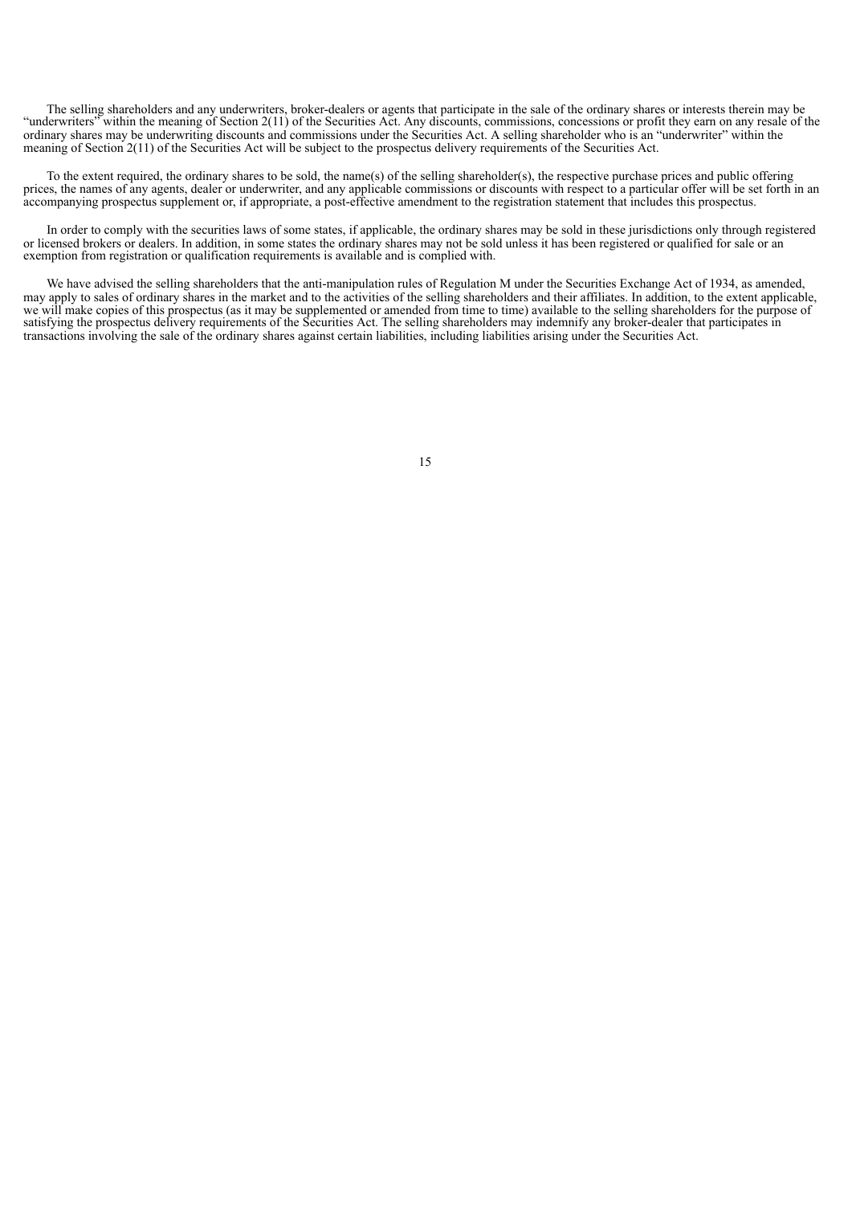The selling shareholders and any underwriters, broker-dealers or agents that participate in the sale of the ordinary shares or interests therein may be "underwriters" within the meaning of Section 2(11) of the Securities Act. Any discounts, commissions, concessions or profit they earn on any resale of the ordinary shares may be underwriting discounts and commissions under the Securities Act. A selling shareholder who is an "underwriter" within the meaning of Section 2(11) of the Securities Act will be subject to the prospectus delivery requirements of the Securities Act.

To the extent required, the ordinary shares to be sold, the name(s) of the selling shareholder(s), the respective purchase prices and public offering prices, the names of any agents, dealer or underwriter, and any applicable commissions or discounts with respect to a particular offer will be set forth in an accompanying prospectus supplement or, if appropriate, a post-effective amendment to the registration statement that includes this prospectus.

In order to comply with the securities laws of some states, if applicable, the ordinary shares may be sold in these jurisdictions only through registered or licensed brokers or dealers. In addition, in some states the ordinary shares may not be sold unless it has been registered or qualified for sale or an exemption from registration or qualification requirements is available and is complied with.

We have advised the selling shareholders that the anti-manipulation rules of Regulation M under the Securities Exchange Act of 1934, as amended, may apply to sales of ordinary shares in the market and to the activities of the selling shareholders and their affiliates. In addition, to the extent applicable, we will make copies of this prospectus (as it may be supplemented or amended from time to time) available to the selling shareholders for the purpose of satisfying the prospectus delivery requirements of the Securities Act. The selling shareholders may indemnify any broker-dealer that participates in transactions involving the sale of the ordinary shares against certain liabilities, including liabilities arising under the Securities Act.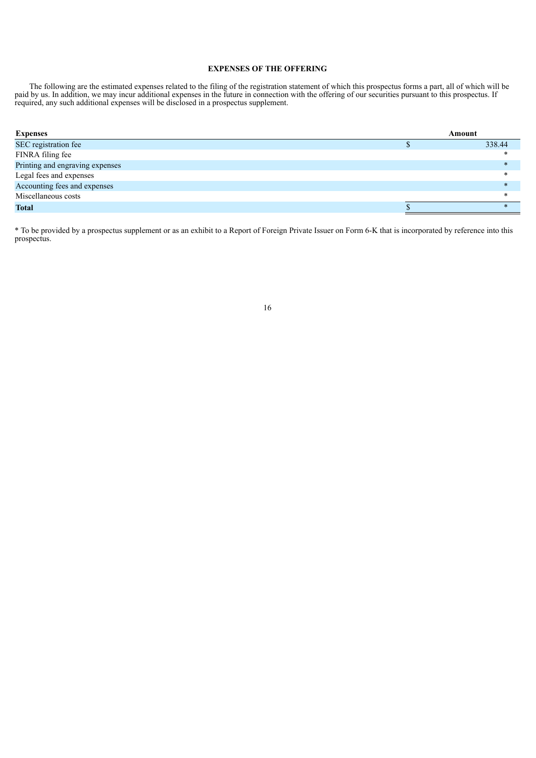## EXPENSES OF THE OFFERING

The following are the estimated expenses related to the filing of the registration statement of which this prospectus forms a part, all of which will be paid by us. In addition, we may incur additional expenses in the future in connection with the offering of our securities pursuant to this prospectus. If required, any such additional expenses will be disclosed in a prospectus supplement.

| **Expenses** | | **Amount** |
| --- | --- | --- |
| SEC registration fee | $ | 338.44 |
| FINRA filing fee | | * |
| Printing and engraving expenses | | * |
| Legal fees and expenses | | * |
| Accounting fees and expenses | | * |
| Miscellaneous costs | | * |
| **Total** | $ | * |

* To be provided by a prospectus supplement or as an exhibit to a Report of Foreign Private Issuer on Form 6-K that is incorporated by reference into this prospectus.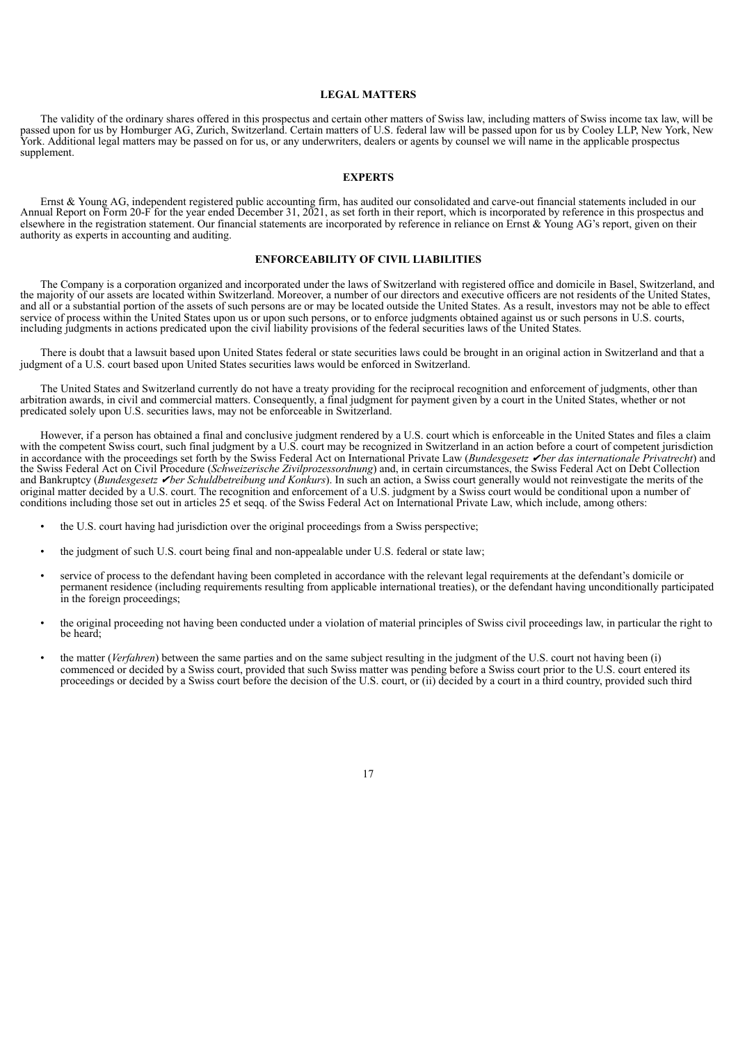## LEGAL MATTERS

The validity of the ordinary shares offered in this prospectus and certain other matters of Swiss law, including matters of Swiss income tax law, will be passed upon for us by Homburger AG, Zurich, Switzerland. Certain matters of U.S. federal law will be passed upon for us by Cooley LLP, New York, New York. Additional legal matters may be passed on for us, or any underwriters, dealers or agents by counsel we will name in the applicable prospectus supplement.

## EXPERTS

Ernst & Young AG, independent registered public accounting firm, has audited our consolidated and carve-out financial statements included in our Annual Report on Form 20-F for the year ended December 31, 2021, as set forth in their report, which is incorporated by reference in this prospectus and elsewhere in the registration statement. Our financial statements are incorporated by reference in reliance on Ernst & Young AG's report, given on their authority as experts in accounting and auditing.

## ENFORCEABILITY OF CIVIL LIABILITIES

The Company is a corporation organized and incorporated under the laws of Switzerland with registered office and domicile in Basel, Switzerland, and the majority of our assets are located within Switzerland. Moreover, a number of our directors and executive officers are not residents of the United States, and all or a substantial portion of the assets of such persons are or may be located outside the United States. As a result, investors may not be able to effect service of process within the United States upon us or upon such persons, or to enforce judgments obtained against us or such persons in U.S. courts, including judgments in actions predicated upon the civil liability provisions of the federal securities laws of the United States.

There is doubt that a lawsuit based upon United States federal or state securities laws could be brought in an original action in Switzerland and that a judgment of a U.S. court based upon United States securities laws would be enforced in Switzerland.

The United States and Switzerland currently do not have a treaty providing for the reciprocal recognition and enforcement of judgments, other than arbitration awards, in civil and commercial matters. Consequently, a final judgment for payment given by a court in the United States, whether or not predicated solely upon U.S. securities laws, may not be enforceable in Switzerland.

However, if a person has obtained a final and conclusive judgment rendered by a U.S. court which is enforceable in the United States and files a claim with the competent Swiss court, such final judgment by a U.S. court may be recognized in Switzerland in an action before a court of competent jurisdiction in accordance with the proceedings set forth by the Swiss Federal Act on International Private Law (*Bundesgesetz ✔ber das internationale Privatrecht*) and the Swiss Federal Act on Civil Procedure (*Schweizerische Zivilprozessordnung*) and, in certain circumstances, the Swiss Federal Act on Debt Collection and Bankruptcy (*Bundesgesetz ✔ber Schuldbetreibung und Konkurs*). In such an action, a Swiss court generally would not reinvestigate the merits of the original matter decided by a U.S. court. The recognition and enforcement of a U.S. judgment by a Swiss court would be conditional upon a number of conditions including those set out in articles 25 et seqq. of the Swiss Federal Act on International Private Law, which include, among others:

- the U.S. court having had jurisdiction over the original proceedings from a Swiss perspective;
- the judgment of such U.S. court being final and non-appealable under U.S. federal or state law;
- service of process to the defendant having been completed in accordance with the relevant legal requirements at the defendant's domicile or permanent residence (including requirements resulting from applicable international treaties), or the defendant having unconditionally participated in the foreign proceedings;
- the original proceeding not having been conducted under a violation of material principles of Swiss civil proceedings law, in particular the right to be heard;
- the matter (*Verfahren*) between the same parties and on the same subject resulting in the judgment of the U.S. court not having been (i) commenced or decided by a Swiss court, provided that such Swiss matter was pending before a Swiss court prior to the U.S. court entered its proceedings or decided by a Swiss court before the decision of the U.S. court, or (ii) decided by a court in a third country, provided such third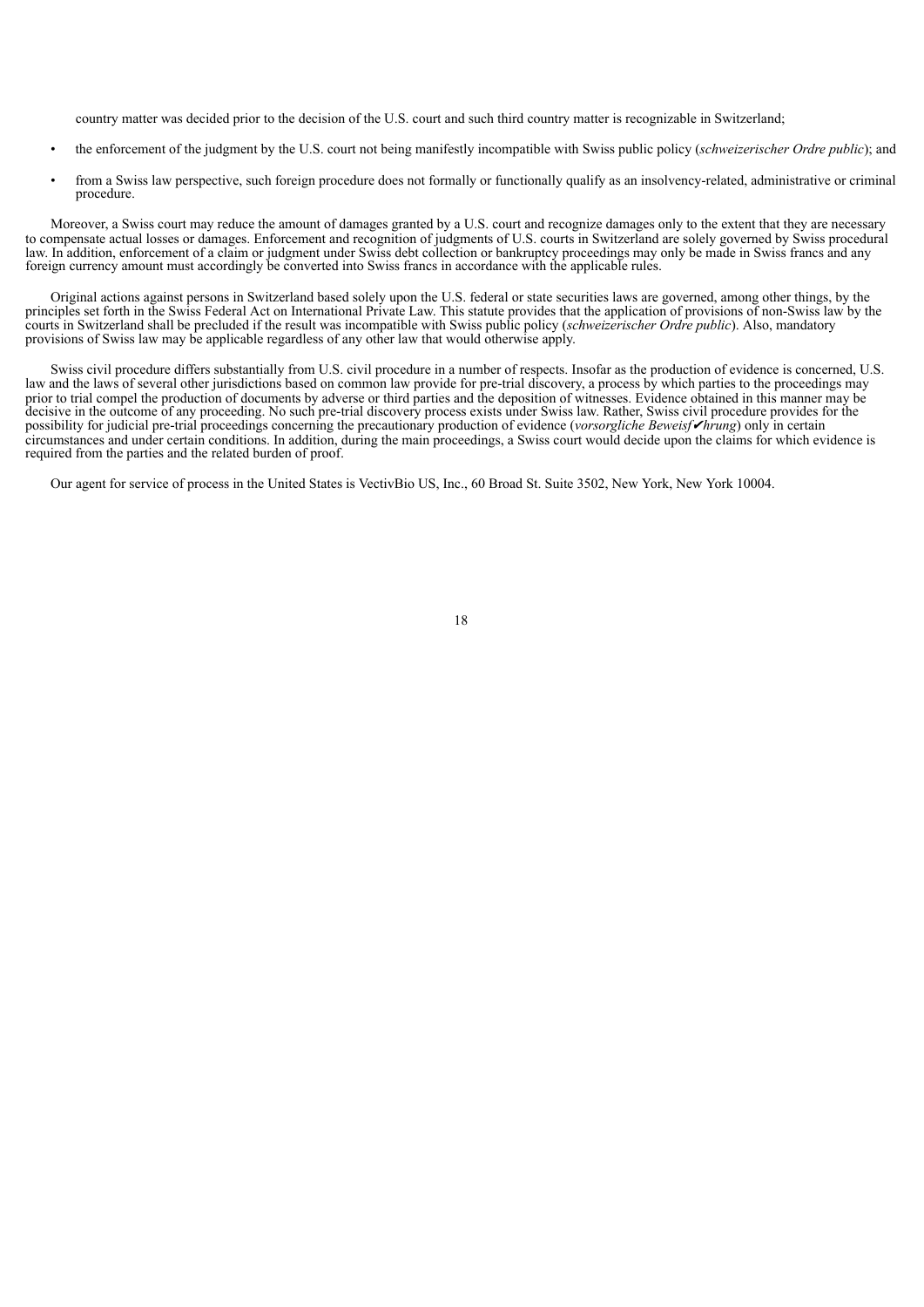country matter was decided prior to the decision of the U.S. court and such third country matter is recognizable in Switzerland;

- the enforcement of the judgment by the U.S. court not being manifestly incompatible with Swiss public policy (*schweizerischer Ordre public*); and
- from a Swiss law perspective, such foreign procedure does not formally or functionally qualify as an insolvency-related, administrative or criminal procedure.

Moreover, a Swiss court may reduce the amount of damages granted by a U.S. court and recognize damages only to the extent that they are necessary to compensate actual losses or damages. Enforcement and recognition of judgments of U.S. courts in Switzerland are solely governed by Swiss procedural law. In addition, enforcement of a claim or judgment under Swiss debt collection or bankruptcy proceedings may only be made in Swiss francs and any foreign currency amount must accordingly be converted into Swiss francs in accordance with the applicable rules.

Original actions against persons in Switzerland based solely upon the U.S. federal or state securities laws are governed, among other things, by the principles set forth in the Swiss Federal Act on International Private Law. This statute provides that the application of provisions of non-Swiss law by the courts in Switzerland shall be precluded if the result was incompatible with Swiss public policy (*schweizerischer Ordre public*). Also, mandatory provisions of Swiss law may be applicable regardless of any other law that would otherwise apply.

Swiss civil procedure differs substantially from U.S. civil procedure in a number of respects. Insofar as the production of evidence is concerned, U.S. law and the laws of several other jurisdictions based on common law provide for pre-trial discovery, a process by which parties to the proceedings may prior to trial compel the production of documents by adverse or third parties and the deposition of witnesses. Evidence obtained in this manner may be decisive in the outcome of any proceeding. No such pre-trial discovery process exists under Swiss law. Rather, Swiss civil procedure provides for the possibility for judicial pre-trial proceedings concerning the precautionary production of evidence (*vorsorgliche Beweisf✔hrung*) only in certain circumstances and under certain conditions. In addition, during the main proceedings, a Swiss court would decide upon the claims for which evidence is required from the parties and the related burden of proof.

Our agent for service of process in the United States is VectivBio US, Inc., 60 Broad St. Suite 3502, New York, New York 10004.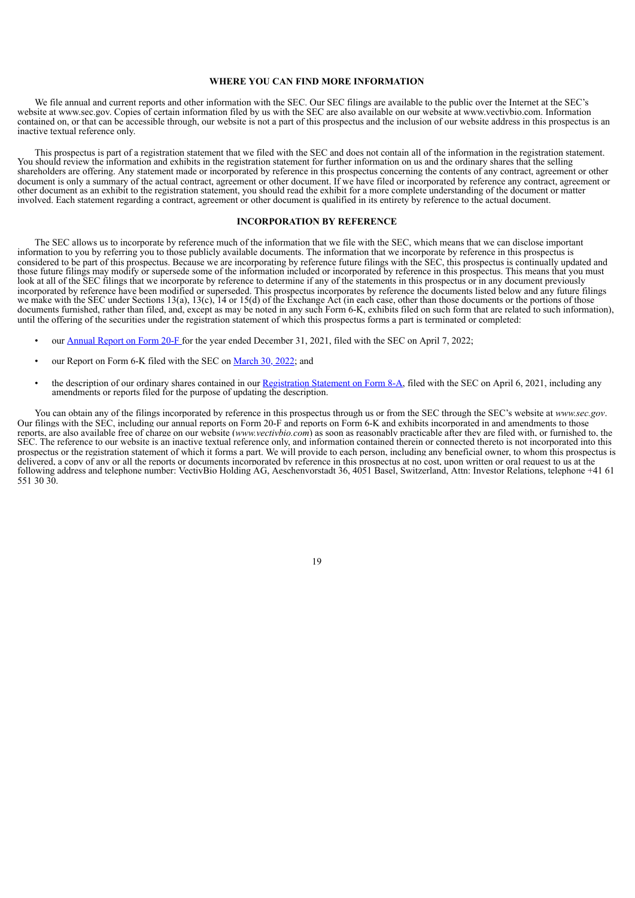## WHERE YOU CAN FIND MORE INFORMATION

We file annual and current reports and other information with the SEC. Our SEC filings are available to the public over the Internet at the SEC's website at www.sec.gov. Copies of certain information filed by us with the SEC are also available on our website at www.vectivbio.com. Information contained on, or that can be accessible through, our website is not a part of this prospectus and the inclusion of our website address in this prospectus is an inactive textual reference only.

This prospectus is part of a registration statement that we filed with the SEC and does not contain all of the information in the registration statement. You should review the information and exhibits in the registration statement for further information on us and the ordinary shares that the selling shareholders are offering. Any statement made or incorporated by reference in this prospectus concerning the contents of any contract, agreement or other document is only a summary of the actual contract, agreement or other document. If we have filed or incorporated by reference any contract, agreement or other document as an exhibit to the registration statement, you should read the exhibit for a more complete understanding of the document or matter involved. Each statement regarding a contract, agreement or other document is qualified in its entirety by reference to the actual document.

## INCORPORATION BY REFERENCE

The SEC allows us to incorporate by reference much of the information that we file with the SEC, which means that we can disclose important information to you by referring you to those publicly available documents. The information that we incorporate by reference in this prospectus is considered to be part of this prospectus. Because we are incorporating by reference future filings with the SEC, this prospectus is continually updated and those future filings may modify or supersede some of the information included or incorporated by reference in this prospectus. This means that you must look at all of the SEC filings that we incorporate by reference to determine if any of the statements in this prospectus or in any document previously incorporated by reference have been modified or superseded. This prospectus incorporates by reference the documents listed below and any future filings we make with the SEC under Sections 13(a), 13(c), 14 or 15(d) of the Exchange Act (in each case, other than those documents or the portions of those documents furnished, rather than filed, and, except as may be noted in any such Form 6-K, exhibits filed on such form that are related to such information), until the offering of the securities under the registration statement of which this prospectus forms a part is terminated or completed:

- our Annual Report on Form 20-F for the year ended December 31, 2021, filed with the SEC on April 7, 2022;
- our Report on Form 6-K filed with the SEC on March 30, 2022; and
- the description of our ordinary shares contained in our Registration Statement on Form 8-A, filed with the SEC on April 6, 2021, including any amendments or reports filed for the purpose of updating the description.

You can obtain any of the filings incorporated by reference in this prospectus through us or from the SEC through the SEC's website at *www.sec.gov*. Our filings with the SEC, including our annual reports on Form 20-F and reports on Form 6-K and exhibits incorporated in and amendments to those reports, are also available free of charge on our website (*www.vectivbio.com*) as soon as reasonably practicable after they are filed with, or furnished to, the SEC. The reference to our website is an inactive textual reference only, and information contained therein or connected thereto is not incorporated into this prospectus or the registration statement of which it forms a part. We will provide to each person, including any beneficial owner, to whom this prospectus is delivered, a copy of any or all the reports or documents incorporated by reference in this prospectus at no cost, upon written or oral request to us at the following address and telephone number: VectivBio Holding AG, Aeschenvorstadt 36, 4051 Basel, Switzerland, Attn: Investor Relations, telephone +41 61 551 30 30.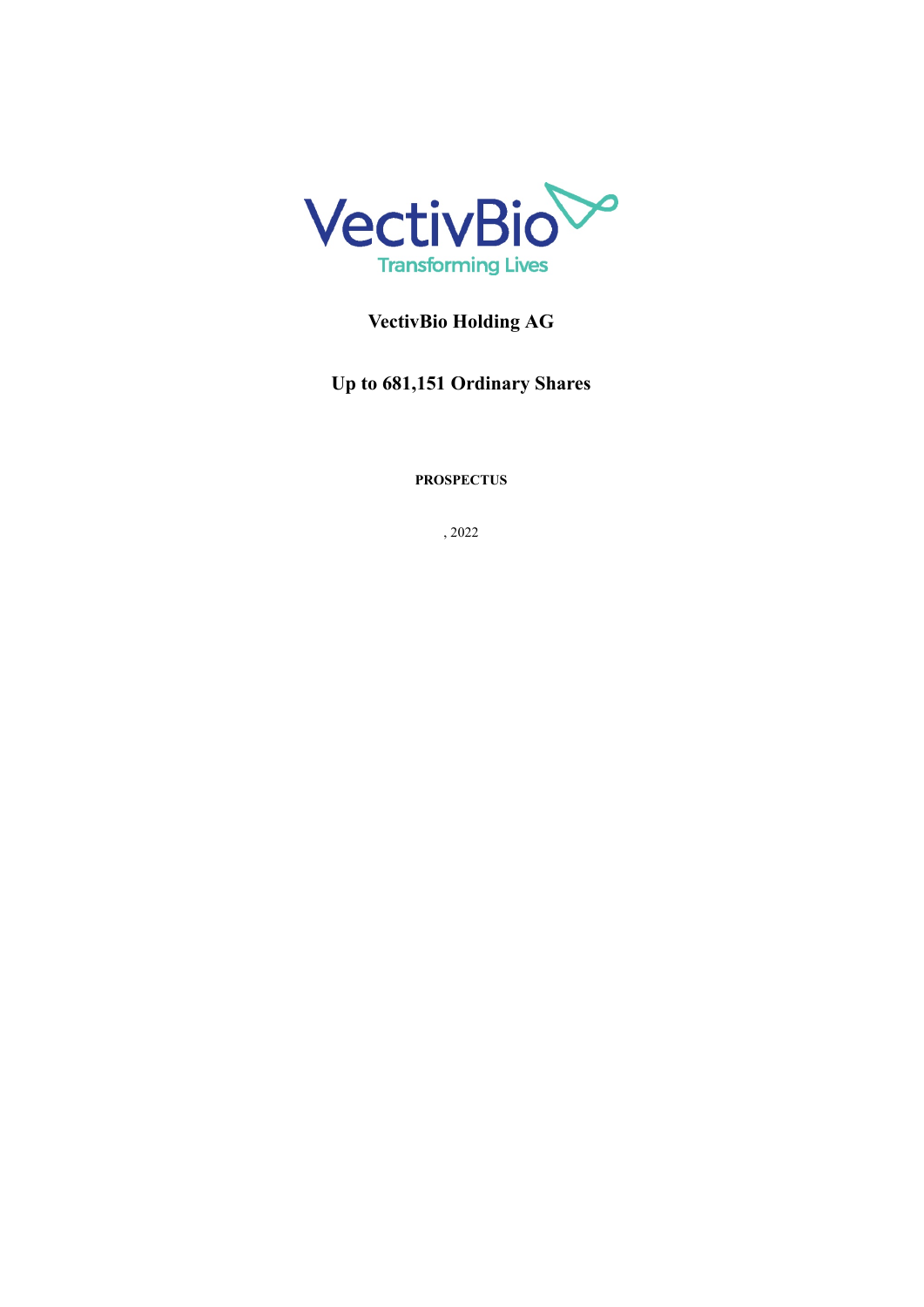VectivBio
Transforming Lives

**VectivBio Holding AG**

**Up to 681,151 Ordinary Shares**

**PROSPECTUS**

, 2022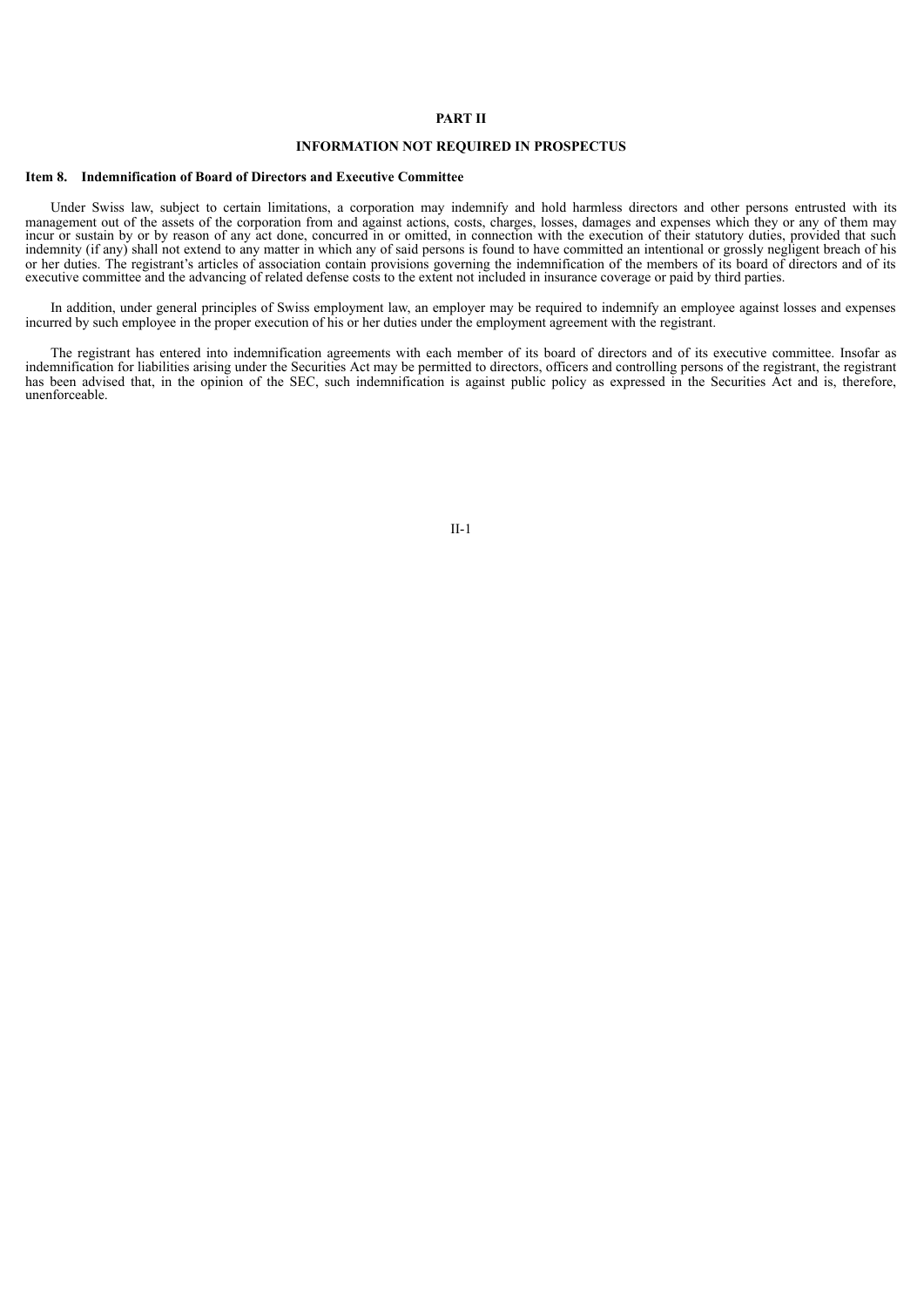# PART II

## INFORMATION NOT REQUIRED IN PROSPECTUS

### Item 8. Indemnification of Board of Directors and Executive Committee

Under Swiss law, subject to certain limitations, a corporation may indemnify and hold harmless directors and other persons entrusted with its management out of the assets of the corporation from and against actions, costs, charges, losses, damages and expenses which they or any of them may incur or sustain by or by reason of any act done, concurred in or omitted, in connection with the execution of their statutory duties, provided that such indemnity (if any) shall not extend to any matter in which any of said persons is found to have committed an intentional or grossly negligent breach of his or her duties. The registrant's articles of association contain provisions governing the indemnification of the members of its board of directors and of its executive committee and the advancing of related defense costs to the extent not included in insurance coverage or paid by third parties.

In addition, under general principles of Swiss employment law, an employer may be required to indemnify an employee against losses and expenses incurred by such employee in the proper execution of his or her duties under the employment agreement with the registrant.

The registrant has entered into indemnification agreements with each member of its board of directors and of its executive committee. Insofar as indemnification for liabilities arising under the Securities Act may be permitted to directors, officers and controlling persons of the registrant, the registrant has been advised that, in the opinion of the SEC, such indemnification is against public policy as expressed in the Securities Act and is, therefore, unenforceable.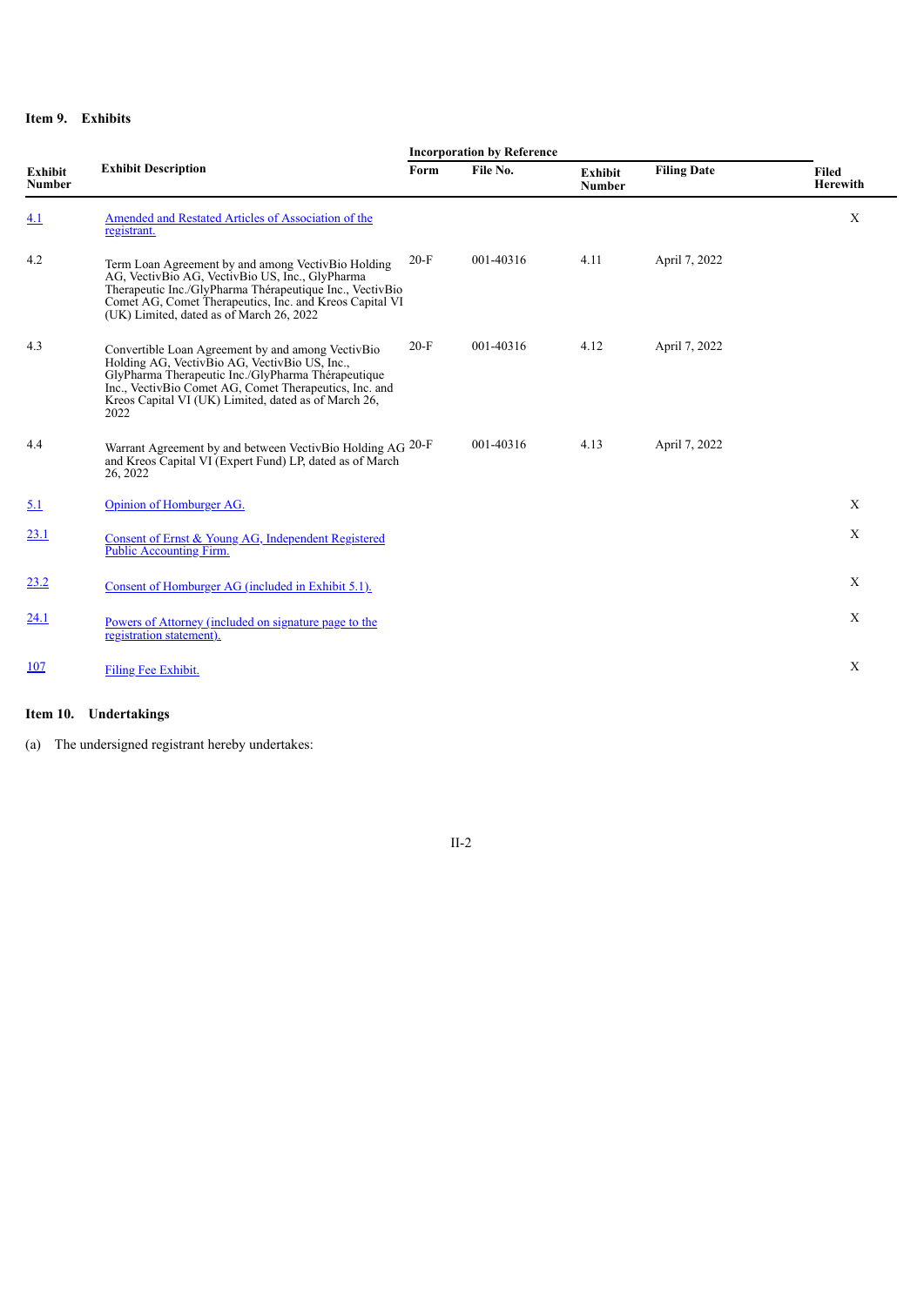**Item 9. Exhibits**

| Exhibit Number | Exhibit Description | Incorporation by Reference | | | | Filed Herewith |
|---|---|---|---|---|---|---|
| | | Form | File No. | Exhibit Number | Filing Date | |
| 4.1 | Amended and Restated Articles of Association of the registrant. | | | | | X |
| 4.2 | Term Loan Agreement by and among VectivBio Holding AG, VectivBio AG, VectivBio US, Inc., GlyPharma Therapeutic Inc./GlyPharma Thérapeutique Inc., VectivBio Comet AG, Comet Therapeutics, Inc. and Kreos Capital VI (UK) Limited, dated as of March 26, 2022 | 20-F | 001-40316 | 4.11 | April 7, 2022 | |
| 4.3 | Convertible Loan Agreement by and among VectivBio Holding AG, VectivBio AG, VectivBio US, Inc., GlyPharma Therapeutic Inc./GlyPharma Thérapeutique Inc., VectivBio Comet AG, Comet Therapeutics, Inc. and Kreos Capital VI (UK) Limited, dated as of March 26, 2022 | 20-F | 001-40316 | 4.12 | April 7, 2022 | |
| 4.4 | Warrant Agreement by and between VectivBio Holding AG and Kreos Capital VI (Expert Fund) LP, dated as of March 26, 2022 | 20-F | 001-40316 | 4.13 | April 7, 2022 | |
| 5.1 | Opinion of Homburger AG. | | | | | X |
| 23.1 | Consent of Ernst & Young AG, Independent Registered Public Accounting Firm. | | | | | X |
| 23.2 | Consent of Homburger AG (included in Exhibit 5.1). | | | | | X |
| 24.1 | Powers of Attorney (included on signature page to the registration statement). | | | | | X |
| 107 | Filing Fee Exhibit. | | | | | X |

**Item 10. Undertakings**

(a) The undersigned registrant hereby undertakes: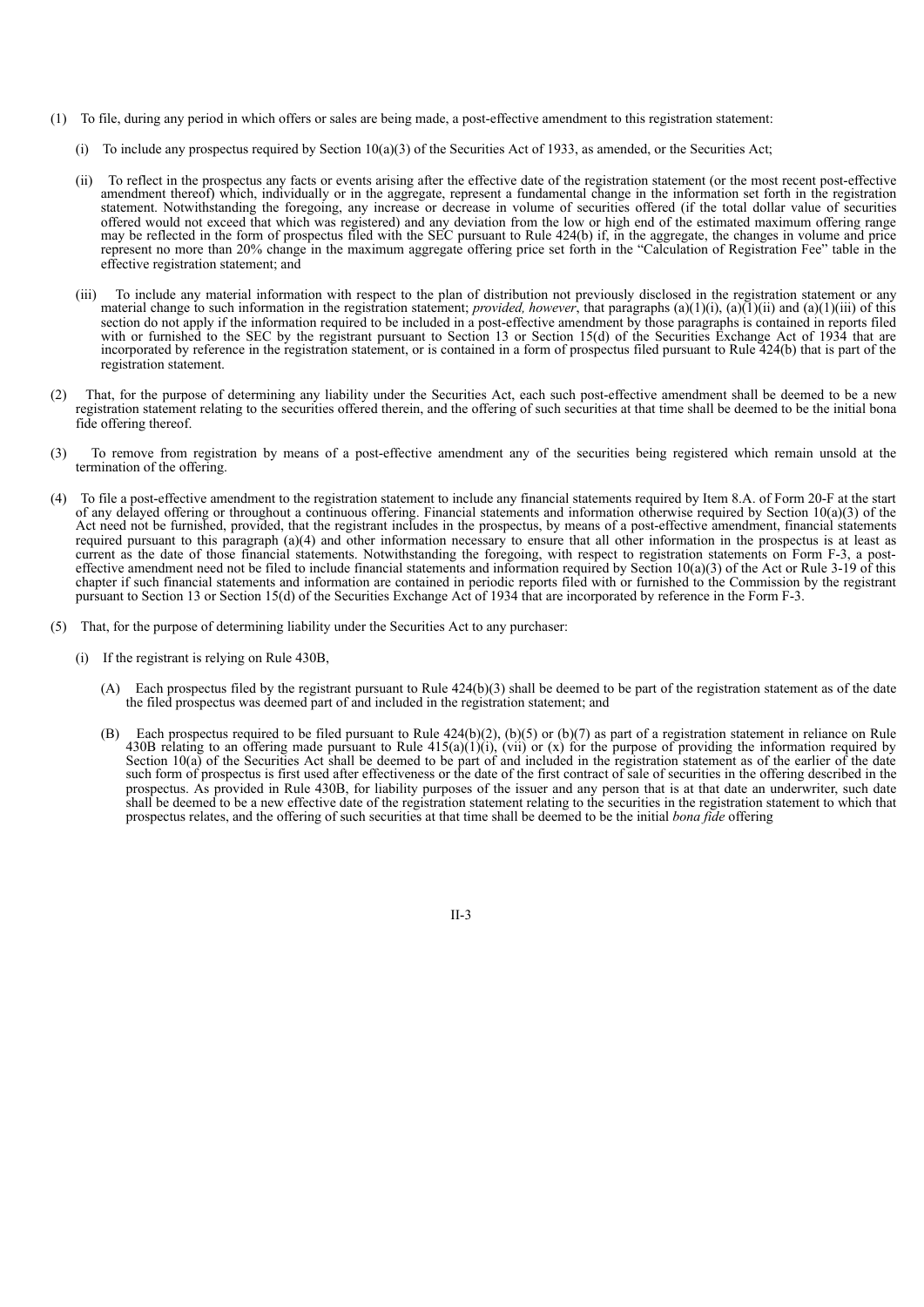(1) To file, during any period in which offers or sales are being made, a post-effective amendment to this registration statement:

(i) To include any prospectus required by Section 10(a)(3) of the Securities Act of 1933, as amended, or the Securities Act;

(ii) To reflect in the prospectus any facts or events arising after the effective date of the registration statement (or the most recent post-effective amendment thereof) which, individually or in the aggregate, represent a fundamental change in the information set forth in the registration statement. Notwithstanding the foregoing, any increase or decrease in volume of securities offered (if the total dollar value of securities offered would not exceed that which was registered) and any deviation from the low or high end of the estimated maximum offering range may be reflected in the form of prospectus filed with the SEC pursuant to Rule 424(b) if, in the aggregate, the changes in volume and price represent no more than 20% change in the maximum aggregate offering price set forth in the "Calculation of Registration Fee" table in the effective registration statement; and

(iii) To include any material information with respect to the plan of distribution not previously disclosed in the registration statement or any material change to such information in the registration statement; *provided, however*, that paragraphs (a)(1)(i), (a)(1)(ii) and (a)(1)(iii) of this section do not apply if the information required to be included in a post-effective amendment by those paragraphs is contained in reports filed with or furnished to the SEC by the registrant pursuant to Section 13 or Section 15(d) of the Securities Exchange Act of 1934 that are incorporated by reference in the registration statement, or is contained in a form of prospectus filed pursuant to Rule 424(b) that is part of the registration statement.

(2) That, for the purpose of determining any liability under the Securities Act, each such post-effective amendment shall be deemed to be a new registration statement relating to the securities offered therein, and the offering of such securities at that time shall be deemed to be the initial bona fide offering thereof.

(3) To remove from registration by means of a post-effective amendment any of the securities being registered which remain unsold at the termination of the offering.

(4) To file a post-effective amendment to the registration statement to include any financial statements required by Item 8.A. of Form 20-F at the start of any delayed offering or throughout a continuous offering. Financial statements and information otherwise required by Section 10(a)(3) of the Act need not be furnished, provided, that the registrant includes in the prospectus, by means of a post-effective amendment, financial statements required pursuant to this paragraph (a)(4) and other information necessary to ensure that all other information in the prospectus is at least as current as the date of those financial statements. Notwithstanding the foregoing, with respect to registration statements on Form F-3, a post-effective amendment need not be filed to include financial statements and information required by Section 10(a)(3) of the Act or Rule 3-19 of this chapter if such financial statements and information are contained in periodic reports filed with or furnished to the Commission by the registrant pursuant to Section 13 or Section 15(d) of the Securities Exchange Act of 1934 that are incorporated by reference in the Form F-3.

(5) That, for the purpose of determining liability under the Securities Act to any purchaser:

(i) If the registrant is relying on Rule 430B,

(A) Each prospectus filed by the registrant pursuant to Rule 424(b)(3) shall be deemed to be part of the registration statement as of the date the filed prospectus was deemed part of and included in the registration statement; and

(B) Each prospectus required to be filed pursuant to Rule 424(b)(2), (b)(5) or (b)(7) as part of a registration statement in reliance on Rule 430B relating to an offering made pursuant to Rule 415(a)(1)(i), (vii) or (x) for the purpose of providing the information required by Section 10(a) of the Securities Act shall be deemed to be part of and included in the registration statement as of the earlier of the date such form of prospectus is first used after effectiveness or the date of the first contract of sale of securities in the offering described in the prospectus. As provided in Rule 430B, for liability purposes of the issuer and any person that is at that date an underwriter, such date shall be deemed to be a new effective date of the registration statement relating to the securities in the registration statement to which that prospectus relates, and the offering of such securities at that time shall be deemed to be the initial *bona fide* offering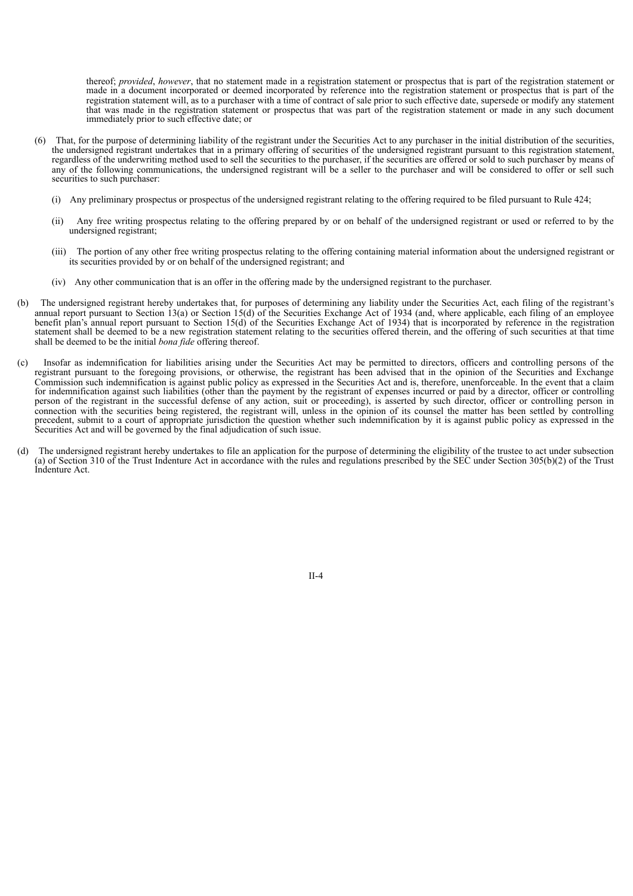thereof; *provided*, *however*, that no statement made in a registration statement or prospectus that is part of the registration statement or made in a document incorporated or deemed incorporated by reference into the registration statement or prospectus that is part of the registration statement will, as to a purchaser with a time of contract of sale prior to such effective date, supersede or modify any statement that was made in the registration statement or prospectus that was part of the registration statement or made in any such document immediately prior to such effective date; or

(6) That, for the purpose of determining liability of the registrant under the Securities Act to any purchaser in the initial distribution of the securities, the undersigned registrant undertakes that in a primary offering of securities of the undersigned registrant pursuant to this registration statement, regardless of the underwriting method used to sell the securities to the purchaser, if the securities are offered or sold to such purchaser by means of any of the following communications, the undersigned registrant will be a seller to the purchaser and will be considered to offer or sell such securities to such purchaser:

(i) Any preliminary prospectus or prospectus of the undersigned registrant relating to the offering required to be filed pursuant to Rule 424;

(ii) Any free writing prospectus relating to the offering prepared by or on behalf of the undersigned registrant or used or referred to by the undersigned registrant;

(iii) The portion of any other free writing prospectus relating to the offering containing material information about the undersigned registrant or its securities provided by or on behalf of the undersigned registrant; and

(iv) Any other communication that is an offer in the offering made by the undersigned registrant to the purchaser.

(b) The undersigned registrant hereby undertakes that, for purposes of determining any liability under the Securities Act, each filing of the registrant's annual report pursuant to Section 13(a) or Section 15(d) of the Securities Exchange Act of 1934 (and, where applicable, each filing of an employee benefit plan's annual report pursuant to Section 15(d) of the Securities Exchange Act of 1934) that is incorporated by reference in the registration statement shall be deemed to be a new registration statement relating to the securities offered therein, and the offering of such securities at that time shall be deemed to be the initial *bona fide* offering thereof.

(c) Insofar as indemnification for liabilities arising under the Securities Act may be permitted to directors, officers and controlling persons of the registrant pursuant to the foregoing provisions, or otherwise, the registrant has been advised that in the opinion of the Securities and Exchange Commission such indemnification is against public policy as expressed in the Securities Act and is, therefore, unenforceable. In the event that a claim for indemnification against such liabilities (other than the payment by the registrant of expenses incurred or paid by a director, officer or controlling person of the registrant in the successful defense of any action, suit or proceeding), is asserted by such director, officer or controlling person in connection with the securities being registered, the registrant will, unless in the opinion of its counsel the matter has been settled by controlling precedent, submit to a court of appropriate jurisdiction the question whether such indemnification by it is against public policy as expressed in the Securities Act and will be governed by the final adjudication of such issue.

(d) The undersigned registrant hereby undertakes to file an application for the purpose of determining the eligibility of the trustee to act under subsection (a) of Section 310 of the Trust Indenture Act in accordance with the rules and regulations prescribed by the SEC under Section 305(b)(2) of the Trust Indenture Act.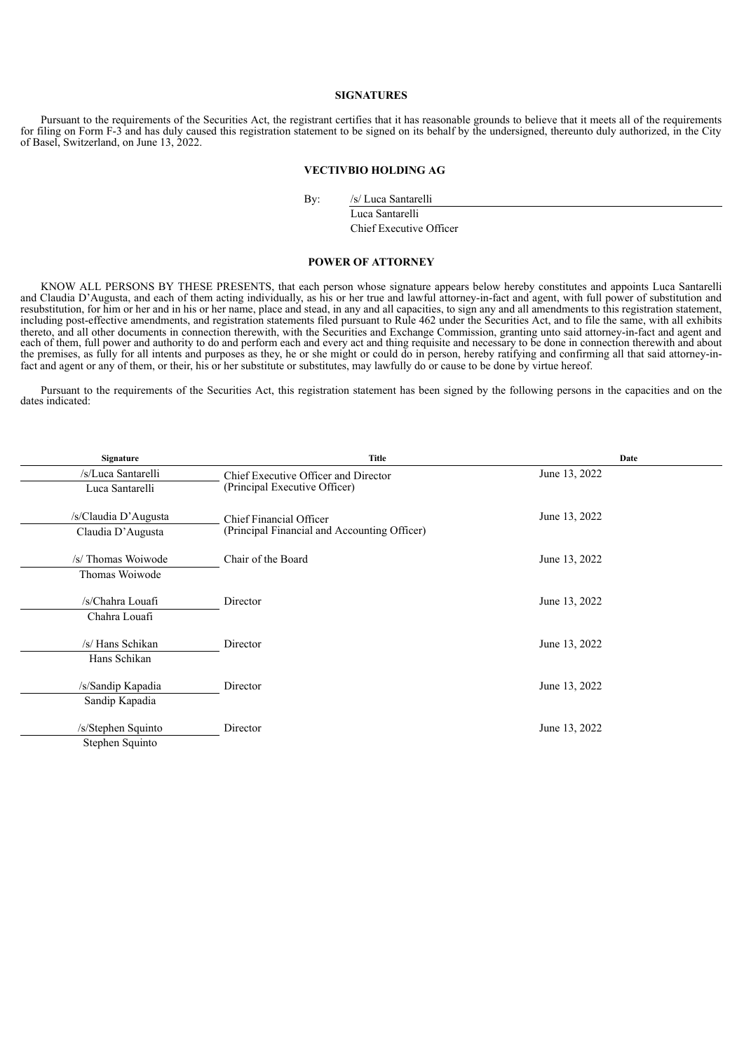## SIGNATURES

Pursuant to the requirements of the Securities Act, the registrant certifies that it has reasonable grounds to believe that it meets all of the requirements for filing on Form F-3 and has duly caused this registration statement to be signed on its behalf by the undersigned, thereunto duly authorized, in the City of Basel, Switzerland, on June 13, 2022.

**VECTIVBIO HOLDING AG**

By: /s/ Luca Santarelli
Luca Santarelli
Chief Executive Officer

## POWER OF ATTORNEY

KNOW ALL PERSONS BY THESE PRESENTS, that each person whose signature appears below hereby constitutes and appoints Luca Santarelli and Claudia D'Augusta, and each of them acting individually, as his or her true and lawful attorney-in-fact and agent, with full power of substitution and resubstitution, for him or her and in his or her name, place and stead, in any and all capacities, to sign any and all amendments to this registration statement, including post-effective amendments, and registration statements filed pursuant to Rule 462 under the Securities Act, and to file the same, with all exhibits thereto, and all other documents in connection therewith, with the Securities and Exchange Commission, granting unto said attorney-in-fact and agent and each of them, full power and authority to do and perform each and every act and thing requisite and necessary to be done in connection therewith and about the premises, as fully for all intents and purposes as they, he or she might or could do in person, hereby ratifying and confirming all that said attorney-in-fact and agent or any of them, or their, his or her substitute or substitutes, may lawfully do or cause to be done by virtue hereof.

Pursuant to the requirements of the Securities Act, this registration statement has been signed by the following persons in the capacities and on the dates indicated:

| Signature | Title | Date |
|---|---|---|
| /s/Luca Santarelli<br>Luca Santarelli | Chief Executive Officer and Director<br>(Principal Executive Officer) | June 13, 2022 |
| /s/Claudia D'Augusta<br>Claudia D'Augusta | Chief Financial Officer<br>(Principal Financial and Accounting Officer) | June 13, 2022 |
| /s/ Thomas Woiwode<br>Thomas Woiwode | Chair of the Board | June 13, 2022 |
| /s/Chahra Louafi<br>Chahra Louafi | Director | June 13, 2022 |
| /s/ Hans Schikan<br>Hans Schikan | Director | June 13, 2022 |
| /s/Sandip Kapadia<br>Sandip Kapadia | Director | June 13, 2022 |
| /s/Stephen Squinto<br>Stephen Squinto | Director | June 13, 2022 |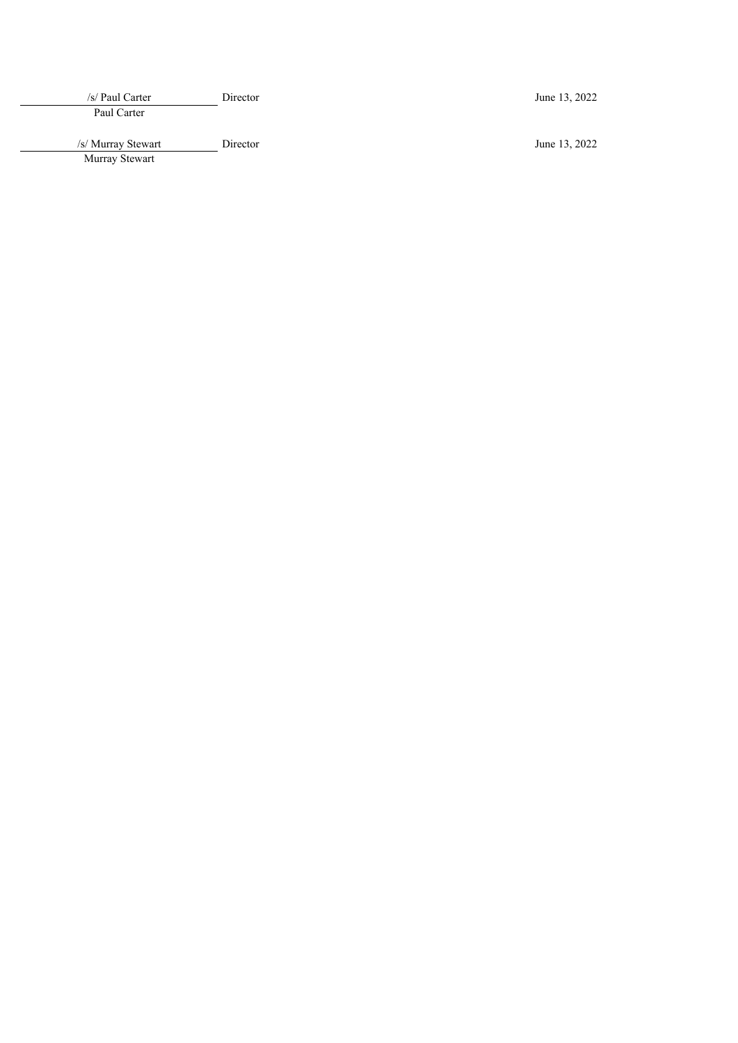| | | |
|---|---|---|
| /s/ Paul Carter | Director | June 13, 2022 |
| Paul Carter | | |
| /s/ Murray Stewart | Director | June 13, 2022 |
| Murray Stewart | | |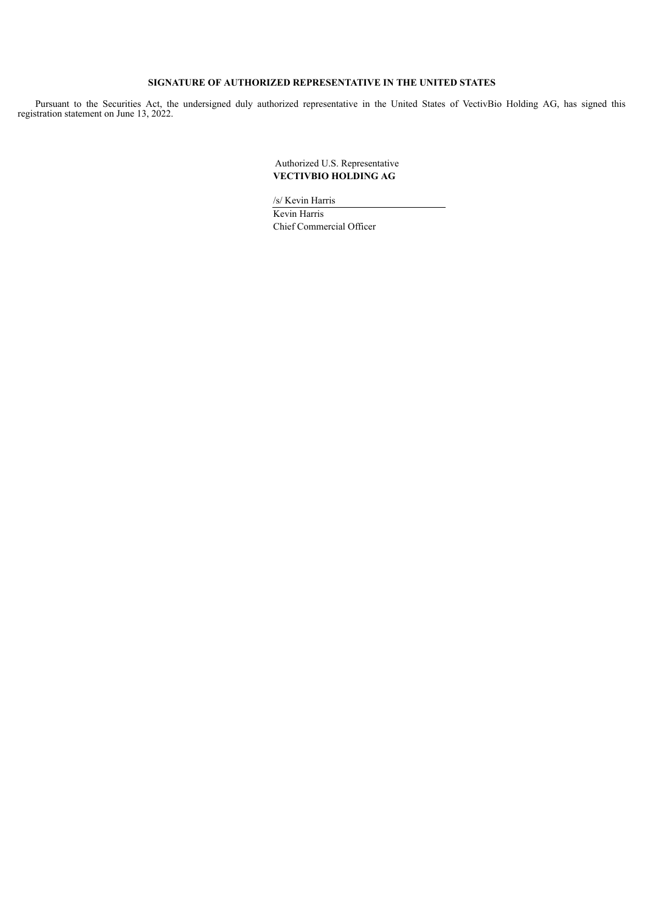**SIGNATURE OF AUTHORIZED REPRESENTATIVE IN THE UNITED STATES**

Pursuant to the Securities Act, the undersigned duly authorized representative in the United States of VectivBio Holding AG, has signed this registration statement on June 13, 2022.

Authorized U.S. Representative
**VECTIVBIO HOLDING AG**

/s/ Kevin Harris

Kevin Harris
Chief Commercial Officer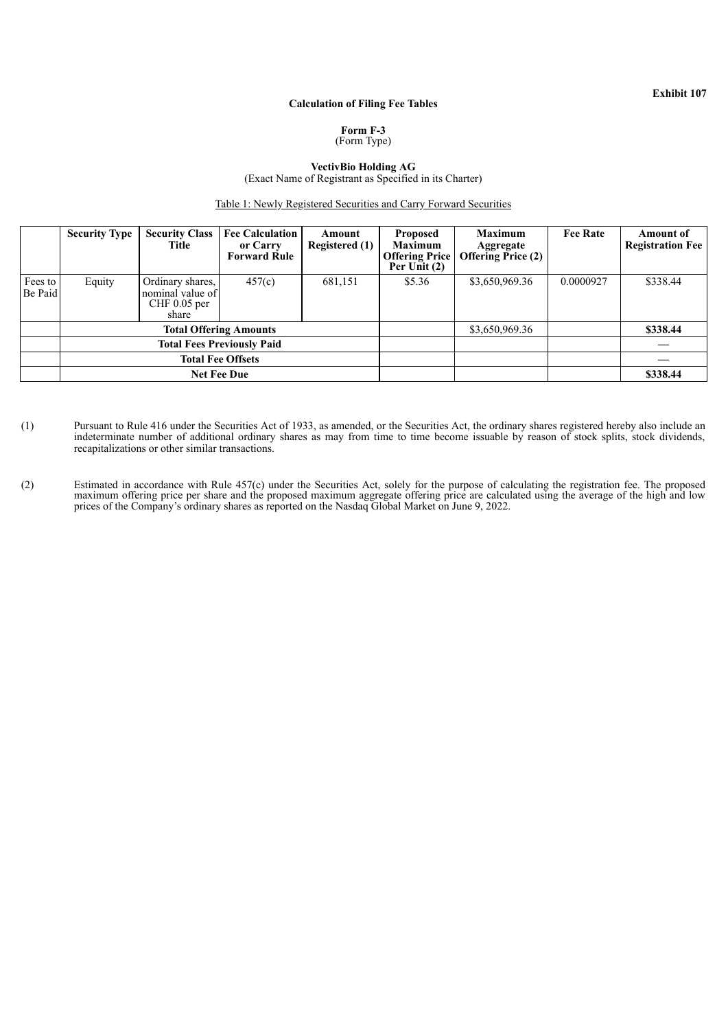**Exhibit 107**

**Calculation of Filing Fee Tables**

**Form F-3**
(Form Type)

**VectivBio Holding AG**
(Exact Name of Registrant as Specified in its Charter)

Table 1: Newly Registered Securities and Carry Forward Securities

| | Security Type | Security Class Title | Fee Calculation or Carry Forward Rule | Amount Registered (1) | Proposed Maximum Offering Price Per Unit (2) | Maximum Aggregate Offering Price (2) | Fee Rate | Amount of Registration Fee |
|---|---|---|---|---|---|---|---|---|
| Fees to Be Paid | Equity | Ordinary shares, nominal value of CHF 0.05 per share | 457(c) | 681,151 | $5.36 | $3,650,969.36 | 0.0000927 | $338.44 |
| | **Total Offering Amounts** | | | | | $3,650,969.36 | | **$338.44** |
| | **Total Fees Previously Paid** | | | | | | | — |
| | **Total Fee Offsets** | | | | | | | — |
| | **Net Fee Due** | | | | | | | **$338.44** |

(1) Pursuant to Rule 416 under the Securities Act of 1933, as amended, or the Securities Act, the ordinary shares registered hereby also include an indeterminate number of additional ordinary shares as may from time to time become issuable by reason of stock splits, stock dividends, recapitalizations or other similar transactions.

(2) Estimated in accordance with Rule 457(c) under the Securities Act, solely for the purpose of calculating the registration fee. The proposed maximum offering price per share and the proposed maximum aggregate offering price are calculated using the average of the high and low prices of the Company's ordinary shares as reported on the Nasdaq Global Market on June 9, 2022.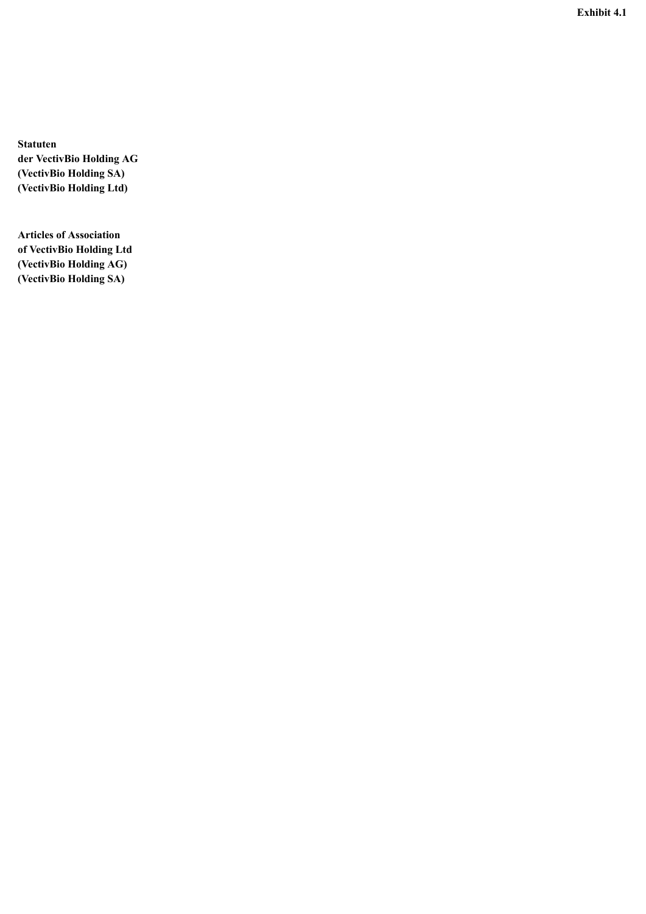**Exhibit 4.1**

**Statuten**
**der VectivBio Holding AG**
**(VectivBio Holding SA)**
**(VectivBio Holding Ltd)**

**Articles of Association**
**of VectivBio Holding Ltd**
**(VectivBio Holding AG)**
**(VectivBio Holding SA)**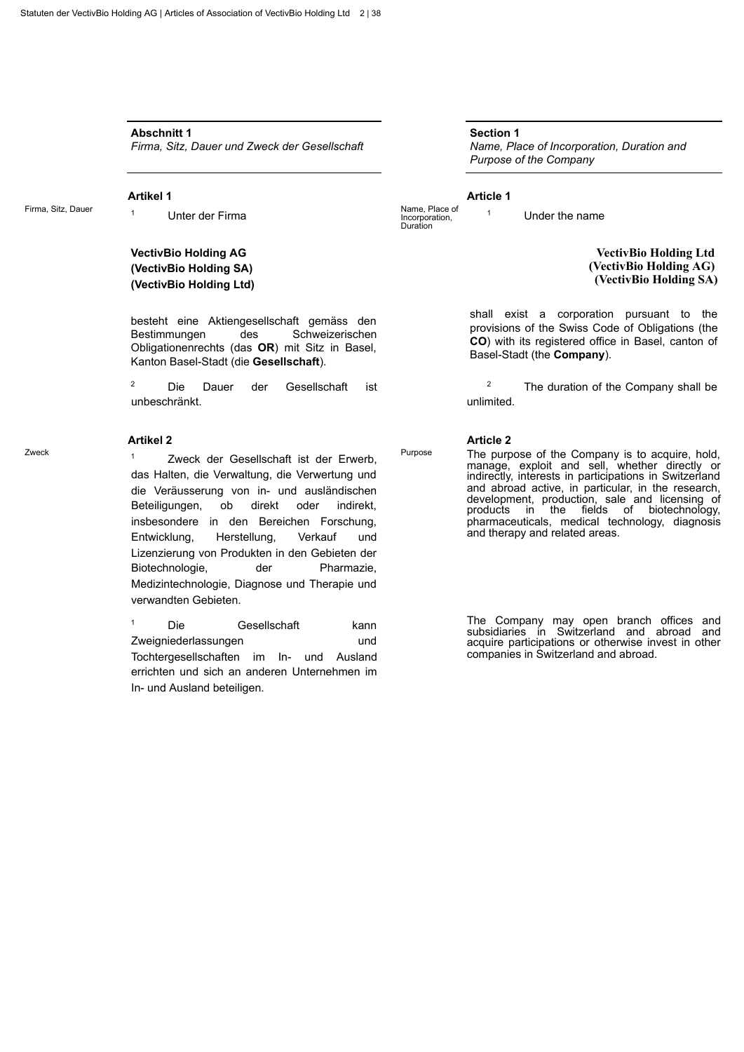**Abschnitt 1**
*Firma, Sitz, Dauer und Zweck der Gesellschaft*

**Section 1**
*Name, Place of Incorporation, Duration and Purpose of the Company*

**Artikel 1**

Firma, Sitz, Dauer

[1] Unter der Firma

**VectivBio Holding AG**
**(VectivBio Holding SA)**
**(VectivBio Holding Ltd)**

besteht eine Aktiengesellschaft gemäss den Bestimmungen des Schweizerischen Obligationenrechts (das **OR**) mit Sitz in Basel, Kanton Basel-Stadt (die **Gesellschaft**).

[2] Die Dauer der Gesellschaft ist unbeschränkt.

**Article 1**

Name, Place of Incorporation, Duration

[1] Under the name

**VectivBio Holding Ltd**
**(VectivBio Holding AG)**
**(VectivBio Holding SA)**

shall exist a corporation pursuant to the provisions of the Swiss Code of Obligations (the **CO**) with its registered office in Basel, canton of Basel-Stadt (the **Company**).

[2] The duration of the Company shall be unlimited.

**Artikel 2**

Zweck

[1] Zweck der Gesellschaft ist der Erwerb, das Halten, die Verwaltung, die Verwertung und die Veräusserung von in- und ausländischen Beteiligungen, ob direkt oder indirekt, insbesondere in den Bereichen Forschung, Entwicklung, Herstellung, Verkauf und Lizenzierung von Produkten in den Gebieten der Biotechnologie, der Pharmazie, Medizintechnologie, Diagnose und Therapie und verwandten Gebieten.

[1] Die Gesellschaft kann Zweigniederlassungen und Tochtergesellschaften im In- und Ausland errichten und sich an anderen Unternehmen im In- und Ausland beteiligen.

**Article 2**

Purpose

The purpose of the Company is to acquire, hold, manage, exploit and sell, whether directly or indirectly, interests in participations in Switzerland and abroad active, in particular, in the research, development, production, sale and licensing of products in the fields of biotechnology, pharmaceuticals, medical technology, diagnosis and therapy and related areas.

The Company may open branch offices and subsidiaries in Switzerland and abroad and acquire participations or otherwise invest in other companies in Switzerland and abroad.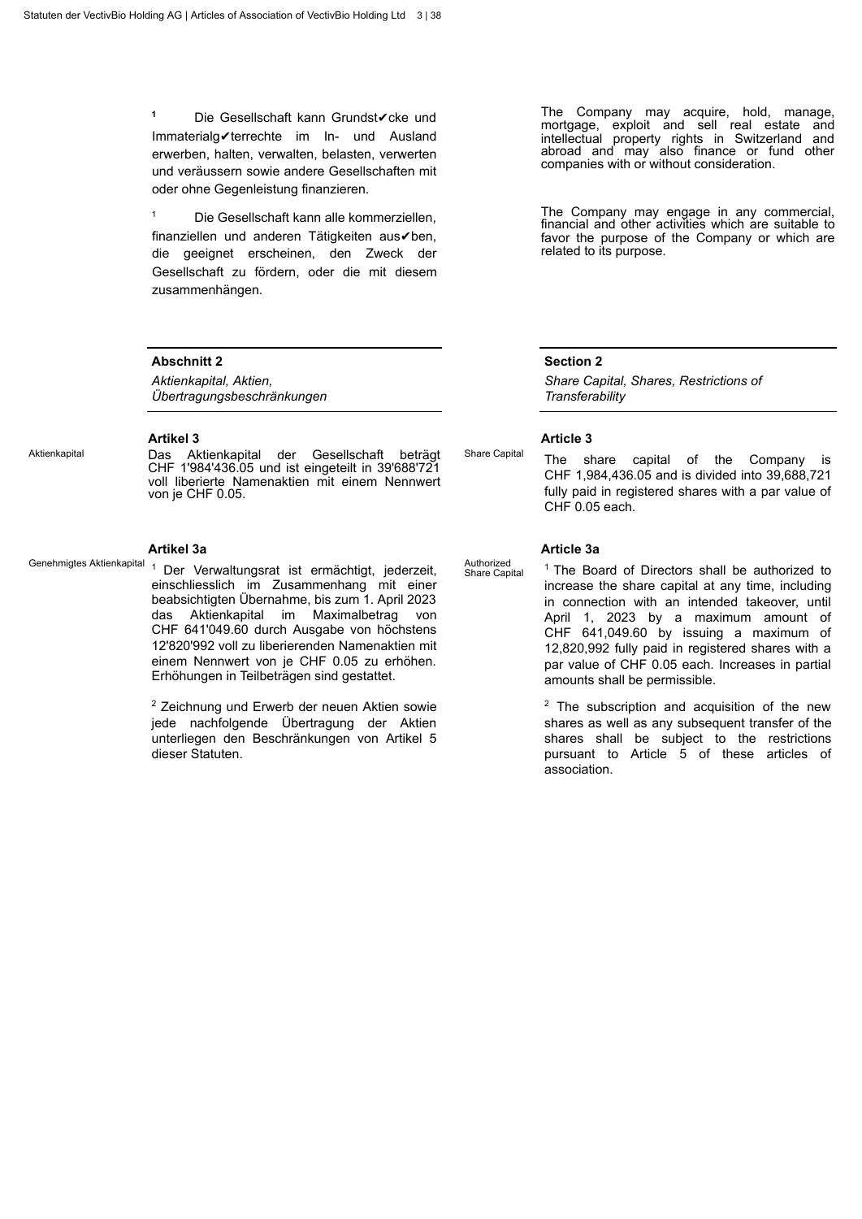[1] Die Gesellschaft kann Grundst✔cke und Immaterialg✔terrechte im In- und Ausland erwerben, halten, verwalten, belasten, verwerten und veräussern sowie andere Gesellschaften mit oder ohne Gegenleistung finanzieren.

The Company may acquire, hold, manage, mortgage, exploit and sell real estate and intellectual property rights in Switzerland and abroad and may also finance or fund other companies with or without consideration.

[1] Die Gesellschaft kann alle kommerziellen, finanziellen und anderen Tätigkeiten aus✔ben, die geeignet erscheinen, den Zweck der Gesellschaft zu fördern, oder die mit diesem zusammenhängen.

The Company may engage in any commercial, financial and other activities which are suitable to favor the purpose of the Company or which are related to its purpose.

## Abschnitt 2

*Aktienkapital, Aktien, Übertragungsbeschränkungen*

## Section 2

*Share Capital, Shares, Restrictions of Transferability*

### Artikel 3

Aktienkapital

Das Aktienkapital der Gesellschaft beträgt CHF 1'984'436.05 und ist eingeteilt in 39'688'721 voll liberierte Namenaktien mit einem Nennwert von je CHF 0.05.

### Article 3

Share Capital

The share capital of the Company is CHF 1,984,436.05 and is divided into 39,688,721 fully paid in registered shares with a par value of CHF 0.05 each.

### Artikel 3a

Genehmigtes Aktienkapital

[1] Der Verwaltungsrat ist ermächtigt, jederzeit, einschliesslich im Zusammenhang mit einer beabsichtigten Übernahme, bis zum 1. April 2023 das Aktienkapital im Maximalbetrag von CHF 641'049.60 durch Ausgabe von höchstens 12'820'992 voll zu liberierenden Namenaktien mit einem Nennwert von je CHF 0.05 zu erhöhen. Erhöhungen in Teilbeträgen sind gestattet.

[2] Zeichnung und Erwerb der neuen Aktien sowie jede nachfolgende Übertragung der Aktien unterliegen den Beschränkungen von Artikel 5 dieser Statuten.

### Article 3a

Authorized Share Capital

[1] The Board of Directors shall be authorized to increase the share capital at any time, including in connection with an intended takeover, until April 1, 2023 by a maximum amount of CHF 641,049.60 by issuing a maximum of 12,820,992 fully paid in registered shares with a par value of CHF 0.05 each. Increases in partial amounts shall be permissible.

[2] The subscription and acquisition of the new shares as well as any subsequent transfer of the shares shall be subject to the restrictions pursuant to Article 5 of these articles of association.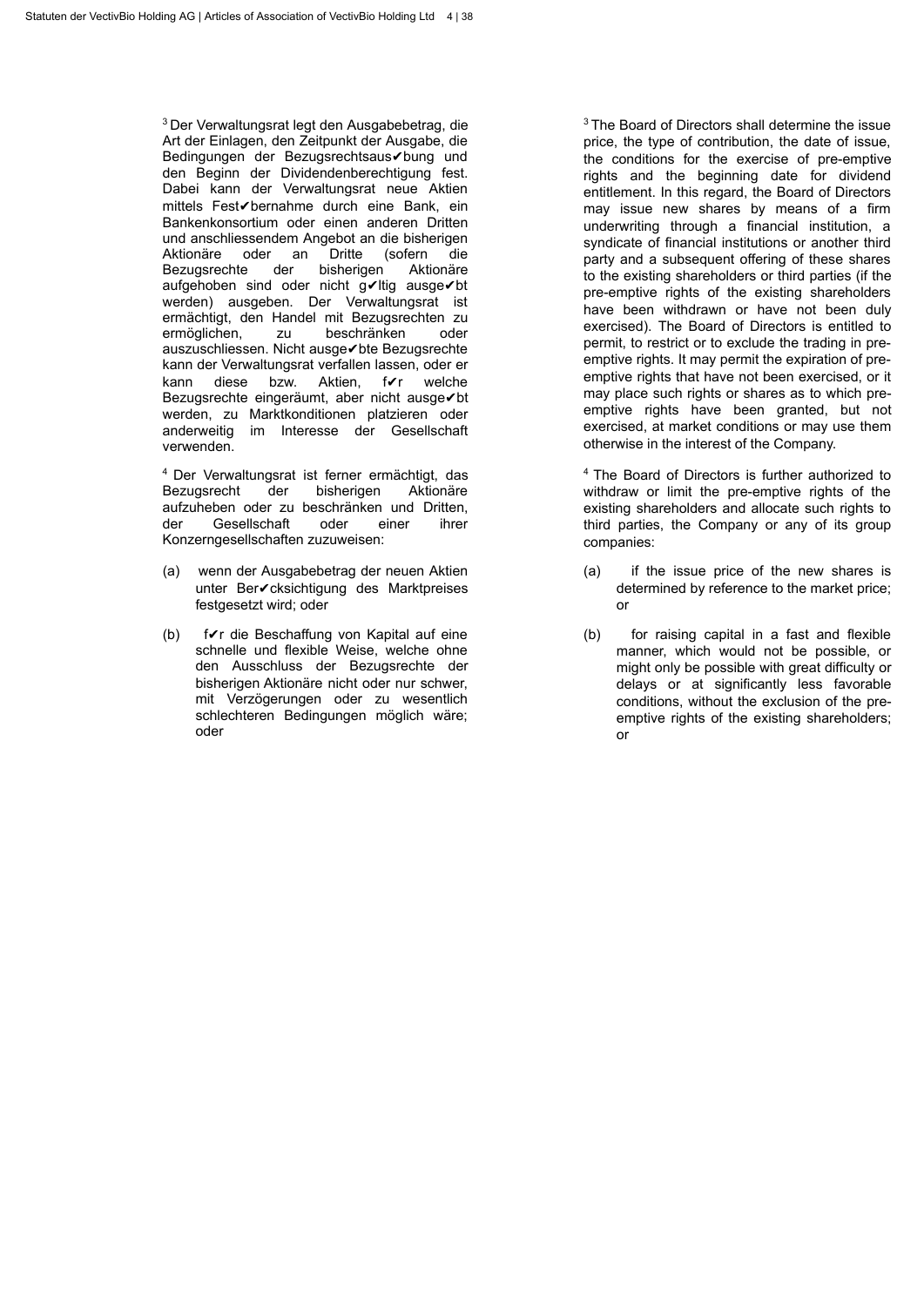3 Der Verwaltungsrat legt den Ausgabebetrag, die Art der Einlagen, den Zeitpunkt der Ausgabe, die Bedingungen der Bezugsrechtsaus✔bung und den Beginn der Dividendenberechtigung fest. Dabei kann der Verwaltungsrat neue Aktien mittels Fest✔bernahme durch eine Bank, ein Bankenkonsortium oder einen anderen Dritten und anschliessendem Angebot an die bisherigen Aktionäre oder an Dritte (sofern die Bezugsrechte der bisherigen Aktionäre aufgehoben sind oder nicht g✔ltig ausge✔bt werden) ausgeben. Der Verwaltungsrat ist ermächtigt, den Handel mit Bezugsrechten zu ermöglichen, zu beschränken oder auszuschliessen. Nicht ausge✔bte Bezugsrechte kann der Verwaltungsrat verfallen lassen, oder er kann diese bzw. Aktien, f✔r welche Bezugsrechte eingeräumt, aber nicht ausge✔bt werden, zu Marktkonditionen platzieren oder anderweitig im Interesse der Gesellschaft verwenden.

4 Der Verwaltungsrat ist ferner ermächtigt, das Bezugsrecht der bisherigen Aktionäre aufzuheben oder zu beschränken und Dritten, der Gesellschaft oder einer ihrer Konzerngesellschaften zuzuweisen:

(a) wenn der Ausgabebetrag der neuen Aktien unter Ber✔cksichtigung des Marktpreises festgesetzt wird; oder

(b) f✔r die Beschaffung von Kapital auf eine schnelle und flexible Weise, welche ohne den Ausschluss der Bezugsrechte der bisherigen Aktionäre nicht oder nur schwer, mit Verzögerungen oder zu wesentlich schlechteren Bedingungen möglich wäre; oder

3 The Board of Directors shall determine the issue price, the type of contribution, the date of issue, the conditions for the exercise of pre-emptive rights and the beginning date for dividend entitlement. In this regard, the Board of Directors may issue new shares by means of a firm underwriting through a financial institution, a syndicate of financial institutions or another third party and a subsequent offering of these shares to the existing shareholders or third parties (if the pre-emptive rights of the existing shareholders have been withdrawn or have not been duly exercised). The Board of Directors is entitled to permit, to restrict or to exclude the trading in pre-emptive rights. It may permit the expiration of pre-emptive rights that have not been exercised, or it may place such rights or shares as to which pre-emptive rights have been granted, but not exercised, at market conditions or may use them otherwise in the interest of the Company.

4 The Board of Directors is further authorized to withdraw or limit the pre-emptive rights of the existing shareholders and allocate such rights to third parties, the Company or any of its group companies:

(a) if the issue price of the new shares is determined by reference to the market price; or

(b) for raising capital in a fast and flexible manner, which would not be possible, or might only be possible with great difficulty or delays or at significantly less favorable conditions, without the exclusion of the pre-emptive rights of the existing shareholders; or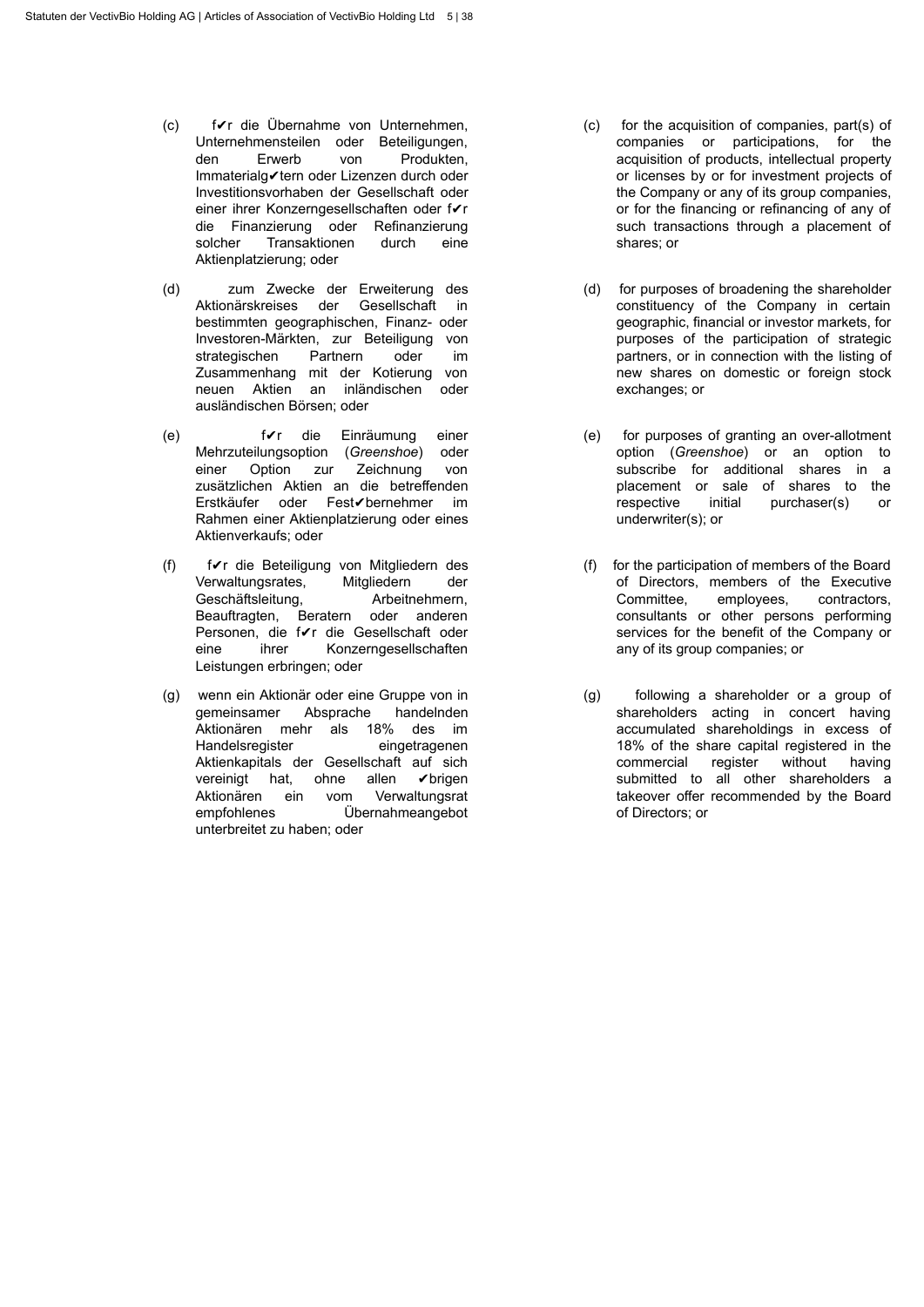(c) f✔r die Übernahme von Unternehmen, Unternehmensteilen oder Beteiligungen, den Erwerb von Produkten, Immaterialg✔tern oder Lizenzen durch oder Investitionsvorhaben der Gesellschaft oder einer ihrer Konzerngesellschaften oder f✔r die Finanzierung oder Refinanzierung solcher Transaktionen durch eine Aktienplatzierung; oder

(d) zum Zwecke der Erweiterung des Aktionärskreises der Gesellschaft in bestimmten geographischen, Finanz- oder Investoren-Märkten, zur Beteiligung von strategischen Partnern oder im Zusammenhang mit der Kotierung von neuen Aktien an inländischen oder ausländischen Börsen; oder

(e) f✔r die Einräumung einer Mehrzuteilungsoption (*Greenshoe*) oder einer Option zur Zeichnung von zusätzlichen Aktien an die betreffenden Erstkäufer oder Fest✔bernehmer im Rahmen einer Aktienplatzierung oder eines Aktienverkaufs; oder

(f) f✔r die Beteiligung von Mitgliedern des Verwaltungsrates, Mitgliedern der Geschäftsleitung, Arbeitnehmern, Beauftragten, Beratern oder anderen Personen, die f✔r die Gesellschaft oder eine ihrer Konzerngesellschaften Leistungen erbringen; oder

(g) wenn ein Aktionär oder eine Gruppe von in gemeinsamer Absprache handelnden Aktionären mehr als 18% des im Handelsregister eingetragenen Aktienkapitals der Gesellschaft auf sich vereinigt hat, ohne allen ✔brigen Aktionären ein vom Verwaltungsrat empfohlenes Übernahmeangebot unterbreitet zu haben; oder

(c) for the acquisition of companies, part(s) of companies or participations, for the acquisition of products, intellectual property or licenses by or for investment projects of the Company or any of its group companies, or for the financing or refinancing of any of such transactions through a placement of shares; or

(d) for purposes of broadening the shareholder constituency of the Company in certain geographic, financial or investor markets, for purposes of the participation of strategic partners, or in connection with the listing of new shares on domestic or foreign stock exchanges; or

(e) for purposes of granting an over-allotment option (*Greenshoe*) or an option to subscribe for additional shares in a placement or sale of shares to the respective initial purchaser(s) or underwriter(s); or

(f) for the participation of members of the Board of Directors, members of the Executive Committee, employees, contractors, consultants or other persons performing services for the benefit of the Company or any of its group companies; or

(g) following a shareholder or a group of shareholders acting in concert having accumulated shareholdings in excess of 18% of the share capital registered in the commercial register without having submitted to all other shareholders a takeover offer recommended by the Board of Directors; or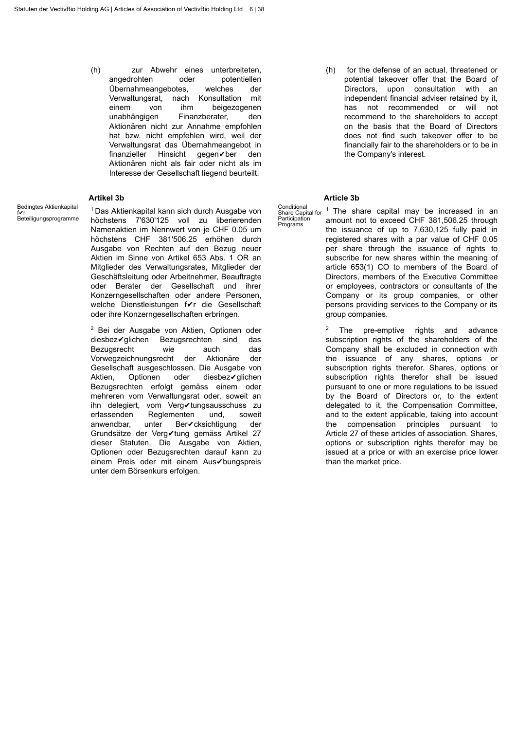(h) zur Abwehr eines unterbreiteten, angedrohten oder potentiellen Übernahmeangebotes, welches der Verwaltungsrat, nach Konsultation mit einem von ihm beigezogenen unabhängigen Finanzberater, den Aktionären nicht zur Annahme empfohlen hat bzw. nicht empfehlen wird, weil der Verwaltungsrat das Übernahmeangebot in finanzieller Hinsicht gegen✔ber den Aktionären nicht als fair oder nicht als im Interesse der Gesellschaft liegend beurteilt.

(h) for the defense of an actual, threatened or potential takeover offer that the Board of Directors, upon consultation with an independent financial adviser retained by it, has not recommended or will not recommend to the shareholders to accept on the basis that the Board of Directors does not find such takeover offer to be financially fair to the shareholders or to be in the Company's interest.

### Artikel 3b

Bedingtes Aktienkapital f✔r Beteiligungsprogramme

[1] Das Aktienkapital kann sich durch Ausgabe von höchstens 7'630'125 voll zu liberierenden Namenaktien im Nennwert von je CHF 0.05 um höchstens CHF 381'506.25 erhöhen durch Ausgabe von Rechten auf den Bezug neuer Aktien im Sinne von Artikel 653 Abs. 1 OR an Mitglieder des Verwaltungsrates, Mitglieder der Geschäftsleitung oder Arbeitnehmer, Beauftragte oder Berater der Gesellschaft und ihrer Konzerngesellschaften oder andere Personen, welche Dienstleistungen f✔r die Gesellschaft oder ihre Konzerngesellschaften erbringen.

[2] Bei der Ausgabe von Aktien, Optionen oder diesbez✔glichen Bezugsrechten sind das Bezugsrecht wie auch das Vorwegzeichnungsrecht der Aktionäre der Gesellschaft ausgeschlossen. Die Ausgabe von Aktien, Optionen oder diesbez✔glichen Bezugsrechten erfolgt gemäss einem oder mehreren vom Verwaltungsrat oder, soweit an ihn delegiert, vom Verg✔tungsausschuss zu erlassenden Reglementen und, soweit anwendbar, unter Ber✔cksichtigung der Grundsätze der Verg✔tung gemäss Artikel 27 dieser Statuten. Die Ausgabe von Aktien, Optionen oder Bezugsrechten darauf kann zu einem Preis oder mit einem Aus✔bungspreis unter dem Börsenkurs erfolgen.

### Article 3b

Conditional Share Capital for Participation Programs

[1] The share capital may be increased in an amount not to exceed CHF 381,506.25 through the issuance of up to 7,630,125 fully paid in registered shares with a par value of CHF 0.05 per share through the issuance of rights to subscribe for new shares within the meaning of article 653(1) CO to members of the Board of Directors, members of the Executive Committee or employees, contractors or consultants of the Company or its group companies, or other persons providing services to the Company or its group companies.

[2] The pre-emptive rights and advance subscription rights of the shareholders of the Company shall be excluded in connection with the issuance of any shares, options or subscription rights therefor. Shares, options or subscription rights therefor shall be issued pursuant to one or more regulations to be issued by the Board of Directors or, to the extent delegated to it, the Compensation Committee, and to the extent applicable, taking into account the compensation principles pursuant to Article 27 of these articles of association. Shares, options or subscription rights therefor may be issued at a price or with an exercise price lower than the market price.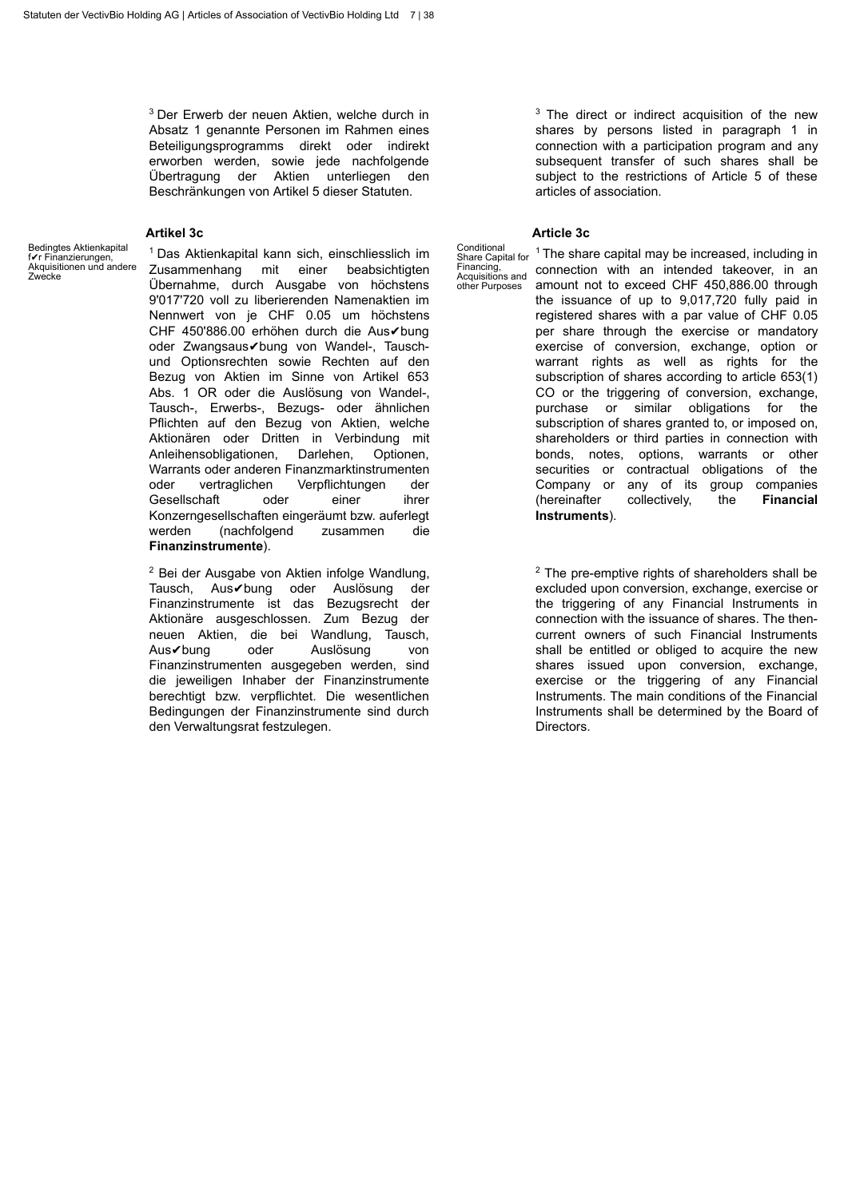³ Der Erwerb der neuen Aktien, welche durch in Absatz 1 genannte Personen im Rahmen eines Beteiligungsprogramms direkt oder indirekt erworben werden, sowie jede nachfolgende Übertragung der Aktien unterliegen den Beschränkungen von Artikel 5 dieser Statuten.

³ The direct or indirect acquisition of the new shares by persons listed in paragraph 1 in connection with a participation program and any subsequent transfer of such shares shall be subject to the restrictions of Article 5 of these articles of association.

### Artikel 3c

Bedingtes Aktienkapital f✔r Finanzierungen, Akquisitionen und andere Zwecke

¹ Das Aktienkapital kann sich, einschliesslich im Zusammenhang mit einer beabsichtigten Übernahme, durch Ausgabe von höchstens 9'017'720 voll zu liberierenden Namenaktien im Nennwert von je CHF 0.05 um höchstens CHF 450'886.00 erhöhen durch die Aus✔bung oder Zwangsaus✔bung von Wandel-, Tausch- und Optionsrechten sowie Rechten auf den Bezug von Aktien im Sinne von Artikel 653 Abs. 1 OR oder die Auslösung von Wandel-, Tausch-, Erwerbs-, Bezugs- oder ähnlichen Pflichten auf den Bezug von Aktien, welche Aktionären oder Dritten in Verbindung mit Anleihensobligationen, Darlehen, Optionen, Warrants oder anderen Finanzmarktinstrumenten oder vertraglichen Verpflichtungen der Gesellschaft oder einer ihrer Konzerngesellschaften eingeräumt bzw. auferlegt werden (nachfolgend zusammen die **Finanzinstrumente**).

² Bei der Ausgabe von Aktien infolge Wandlung, Tausch, Aus✔bung oder Auslösung der Finanzinstrumente ist das Bezugsrecht der Aktionäre ausgeschlossen. Zum Bezug der neuen Aktien, die bei Wandlung, Tausch, Aus✔bung oder Auslösung von Finanzinstrumenten ausgegeben werden, sind die jeweiligen Inhaber der Finanzinstrumente berechtigt bzw. verpflichtet. Die wesentlichen Bedingungen der Finanzinstrumente sind durch den Verwaltungsrat festzulegen.

### Article 3c

Conditional Share Capital for Financing, Acquisitions and other Purposes

¹ The share capital may be increased, including in connection with an intended takeover, in an amount not to exceed CHF 450,886.00 through the issuance of up to 9,017,720 fully paid in registered shares with a par value of CHF 0.05 per share through the exercise or mandatory exercise of conversion, exchange, option or warrant rights as well as rights for the subscription of shares according to article 653(1) CO or the triggering of conversion, exchange, purchase or similar obligations for the subscription of shares granted to, or imposed on, shareholders or third parties in connection with bonds, notes, options, warrants or other securities or contractual obligations of the Company or any of its group companies (hereinafter collectively, the **Financial Instruments**).

² The pre-emptive rights of shareholders shall be excluded upon conversion, exchange, exercise or the triggering of any Financial Instruments in connection with the issuance of shares. The then-current owners of such Financial Instruments shall be entitled or obliged to acquire the new shares issued upon conversion, exchange, exercise or the triggering of any Financial Instruments. The main conditions of the Financial Instruments shall be determined by the Board of Directors.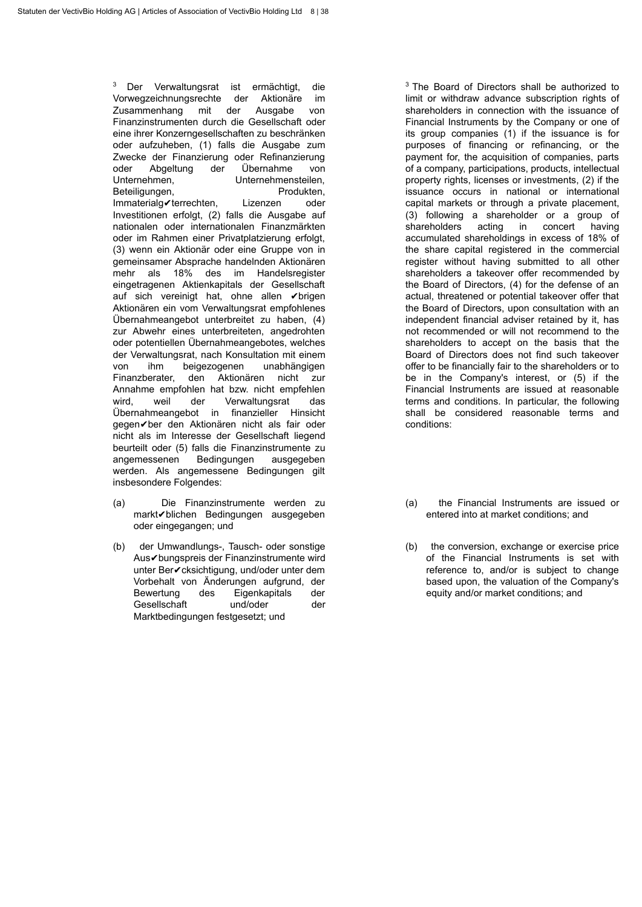3 Der Verwaltungsrat ist ermächtigt, die Vorwegzeichnungsrechte der Aktionäre im Zusammenhang mit der Ausgabe von Finanzinstrumenten durch die Gesellschaft oder eine ihrer Konzerngesellschaften zu beschränken oder aufzuheben, (1) falls die Ausgabe zum Zwecke der Finanzierung oder Refinanzierung oder Abgeltung der Übernahme von Unternehmen, Unternehmensteilen, Beteiligungen, Produkten, Immaterialg✔terrechten, Lizenzen oder Investitionen erfolgt, (2) falls die Ausgabe auf nationalen oder internationalen Finanzmärkten oder im Rahmen einer Privatplatzierung erfolgt, (3) wenn ein Aktionär oder eine Gruppe von in gemeinsamer Absprache handelnden Aktionären mehr als 18% des im Handelsregister eingetragenen Aktienkapitals der Gesellschaft auf sich vereinigt hat, ohne allen ✔brigen Aktionären ein vom Verwaltungsrat empfohlenes Übernahmeangebot unterbreitet zu haben, (4) zur Abwehr eines unterbreiteten, angedrohten oder potentiellen Übernahmeangebotes, welches der Verwaltungsrat, nach Konsultation mit einem von ihm beigezogenen unabhängigen Finanzberater, den Aktionären nicht zur Annahme empfohlen hat bzw. nicht empfehlen wird, weil der Verwaltungsrat das Übernahmeangebot in finanzieller Hinsicht gegen✔ber den Aktionären nicht als fair oder nicht als im Interesse der Gesellschaft liegend beurteilt oder (5) falls die Finanzinstrumente zu angemessenen Bedingungen ausgegeben werden. Als angemessene Bedingungen gilt insbesondere Folgendes:

(a) Die Finanzinstrumente werden zu markt✔blichen Bedingungen ausgegeben oder eingegangen; und

(b) der Umwandlungs-, Tausch- oder sonstige Aus✔bungspreis der Finanzinstrumente wird unter Ber✔cksichtigung, und/oder unter dem Vorbehalt von Änderungen aufgrund, der Bewertung des Eigenkapitals der Gesellschaft und/oder der Marktbedingungen festgesetzt; und

3 The Board of Directors shall be authorized to limit or withdraw advance subscription rights of shareholders in connection with the issuance of Financial Instruments by the Company or one of its group companies (1) if the issuance is for purposes of financing or refinancing, or the payment for, the acquisition of companies, parts of a company, participations, products, intellectual property rights, licenses or investments, (2) if the issuance occurs in national or international capital markets or through a private placement, (3) following a shareholder or a group of shareholders acting in concert having accumulated shareholdings in excess of 18% of the share capital registered in the commercial register without having submitted to all other shareholders a takeover offer recommended by the Board of Directors, (4) for the defense of an actual, threatened or potential takeover offer that the Board of Directors, upon consultation with an independent financial adviser retained by it, has not recommended or will not recommend to the shareholders to accept on the basis that the Board of Directors does not find such takeover offer to be financially fair to the shareholders or to be in the Company's interest, or (5) if the Financial Instruments are issued at reasonable terms and conditions. In particular, the following shall be considered reasonable terms and conditions:

(a) the Financial Instruments are issued or entered into at market conditions; and

(b) the conversion, exchange or exercise price of the Financial Instruments is set with reference to, and/or is subject to change based upon, the valuation of the Company's equity and/or market conditions; and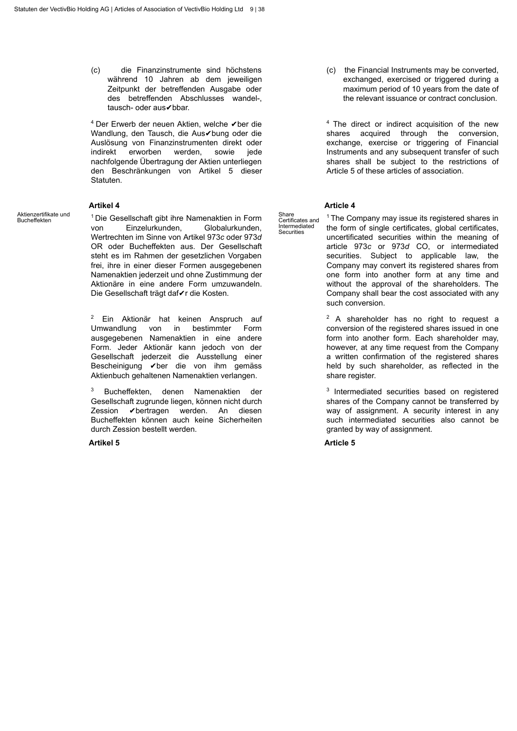(c) die Finanzinstrumente sind höchstens während 10 Jahren ab dem jeweiligen Zeitpunkt der betreffenden Ausgabe oder des betreffenden Abschlusses wandel-, tausch- oder aus✔bbar.

[4] Der Erwerb der neuen Aktien, welche ✔ber die Wandlung, den Tausch, die Aus✔bung oder die Auslösung von Finanzinstrumenten direkt oder indirekt erworben werden, sowie jede nachfolgende Übertragung der Aktien unterliegen den Beschränkungen von Artikel 5 dieser Statuten.

(c) the Financial Instruments may be converted, exchanged, exercised or triggered during a maximum period of 10 years from the date of the relevant issuance or contract conclusion.

[4] The direct or indirect acquisition of the new shares acquired through the conversion, exchange, exercise or triggering of Financial Instruments and any subsequent transfer of such shares shall be subject to the restrictions of Article 5 of these articles of association.

**Artikel 4**

Aktienzertifikate und Bucheffekten

[1] Die Gesellschaft gibt ihre Namenaktien in Form von Einzelurkunden, Globalurkunden, Wertrechten im Sinne von Artikel 973*c* oder 973*d* OR oder Bucheffekten aus. Der Gesellschaft steht es im Rahmen der gesetzlichen Vorgaben frei, ihre in einer dieser Formen ausgegebenen Namenaktien jederzeit und ohne Zustimmung der Aktionäre in eine andere Form umzuwandeln. Die Gesellschaft trägt daf✔r die Kosten.

[2] Ein Aktionär hat keinen Anspruch auf Umwandlung von in bestimmter Form ausgegebenen Namenaktien in eine andere Form. Jeder Aktionär kann jedoch von der Gesellschaft jederzeit die Ausstellung einer Bescheinigung ✔ber die von ihm gemäss Aktienbuch gehaltenen Namenaktien verlangen.

[3] Bucheffekten, denen Namenaktien der Gesellschaft zugrunde liegen, können nicht durch Zession ✔bertragen werden. An diesen Bucheffekten können auch keine Sicherheiten durch Zession bestellt werden.

**Article 4**

Share Certificates and Intermediated Securities

[1] The Company may issue its registered shares in the form of single certificates, global certificates, uncertificated securities within the meaning of article 973*c* or 973*d* CO, or intermediated securities. Subject to applicable law, the Company may convert its registered shares from one form into another form at any time and without the approval of the shareholders. The Company shall bear the cost associated with any such conversion.

[2] A shareholder has no right to request a conversion of the registered shares issued in one form into another form. Each shareholder may, however, at any time request from the Company a written confirmation of the registered shares held by such shareholder, as reflected in the share register.

[3] Intermediated securities based on registered shares of the Company cannot be transferred by way of assignment. A security interest in any such intermediated securities also cannot be granted by way of assignment.

**Artikel 5**

**Article 5**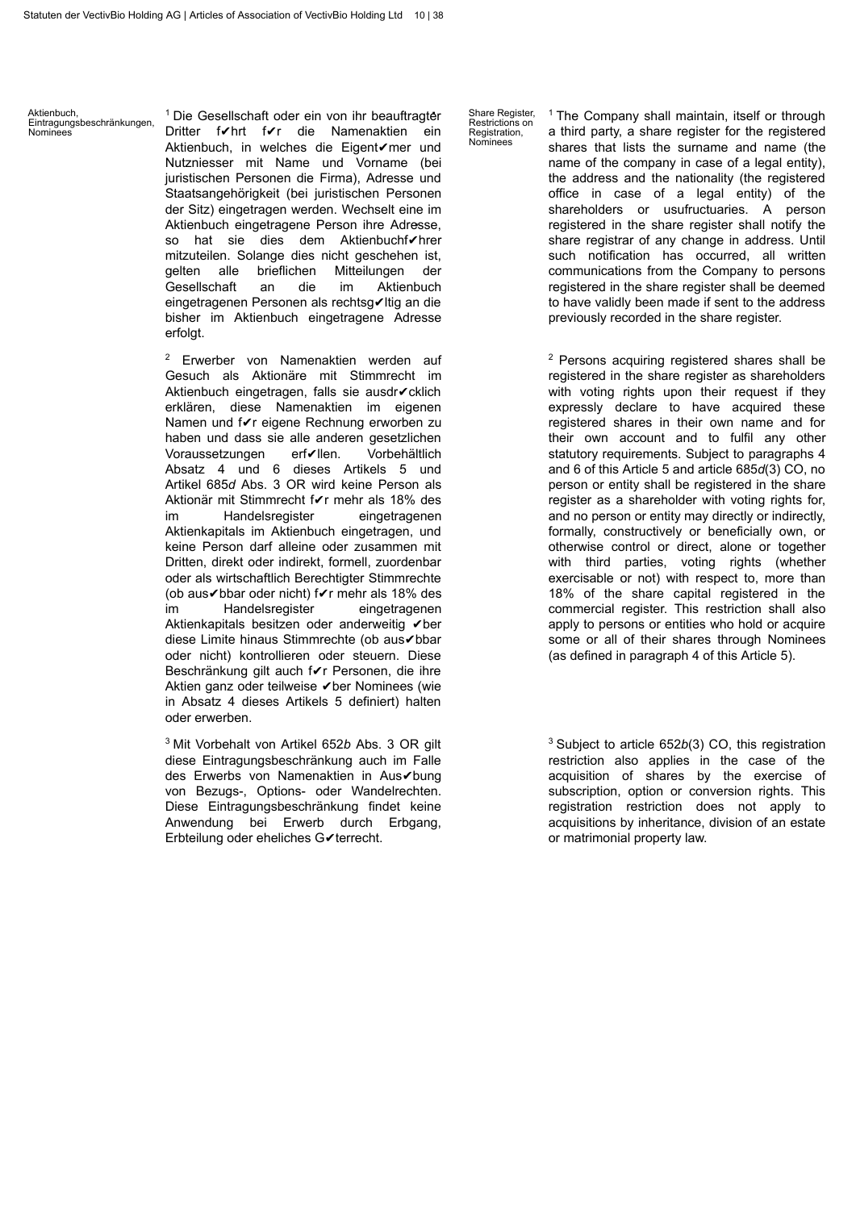Aktienbuch, Eintragungsbeschränkungen, Nominees

[1] Die Gesellschaft oder ein von ihr beauftragter Dritter f✔hrt f✔r die Namenaktien ein Aktienbuch, in welches die Eigent✔mer und Nutzniesser mit Name und Vorname (bei juristischen Personen die Firma), Adresse und Staatsangehörigkeit (bei juristischen Personen der Sitz) eingetragen werden. Wechselt eine im Aktienbuch eingetragene Person ihre Adresse, so hat sie dies dem Aktienbuchf✔hrer mitzuteilen. Solange dies nicht geschehen ist, gelten alle brieflichen Mitteilungen der Gesellschaft an die im Aktienbuch eingetragenen Personen als rechtsg✔ltig an die bisher im Aktienbuch eingetragene Adresse erfolgt.

[2] Erwerber von Namenaktien werden auf Gesuch als Aktionäre mit Stimmrecht im Aktienbuch eingetragen, falls sie ausdr✔cklich erklären, diese Namenaktien im eigenen Namen und f✔r eigene Rechnung erworben zu haben und dass sie alle anderen gesetzlichen Voraussetzungen erf✔llen. Vorbehältlich Absatz 4 und 6 dieses Artikels 5 und Artikel 685*d* Abs. 3 OR wird keine Person als Aktionär mit Stimmrecht f✔r mehr als 18% des im Handelsregister eingetragenen Aktienkapitals im Aktienbuch eingetragen, und keine Person darf alleine oder zusammen mit Dritten, direkt oder indirekt, formell, zuordenbar oder als wirtschaftlich Berechtigter Stimmrechte (ob aus✔bbar oder nicht) f✔r mehr als 18% des im Handelsregister eingetragenen Aktienkapitals besitzen oder anderweitig ✔ber diese Limite hinaus Stimmrechte (ob aus✔bbar oder nicht) kontrollieren oder steuern. Diese Beschränkung gilt auch f✔r Personen, die ihre Aktien ganz oder teilweise ✔ber Nominees (wie in Absatz 4 dieses Artikels 5 definiert) halten oder erwerben.

[3] Mit Vorbehalt von Artikel 652*b* Abs. 3 OR gilt diese Eintragungsbeschränkung auch im Falle des Erwerbs von Namenaktien in Aus✔bung von Bezugs-, Options- oder Wandelrechten. Diese Eintragungsbeschränkung findet keine Anwendung bei Erwerb durch Erbgang, Erbteilung oder eheliches G✔terrecht.

Share Register, Restrictions on Registration, Nominees

[1] The Company shall maintain, itself or through a third party, a share register for the registered shares that lists the surname and name (the name of the company in case of a legal entity), the address and the nationality (the registered office in case of a legal entity) of the shareholders or usufructuaries. A person registered in the share register shall notify the share registrar of any change in address. Until such notification has occurred, all written communications from the Company to persons registered in the share register shall be deemed to have validly been made if sent to the address previously recorded in the share register.

[2] Persons acquiring registered shares shall be registered in the share register as shareholders with voting rights upon their request if they expressly declare to have acquired these registered shares in their own name and for their own account and to fulfil any other statutory requirements. Subject to paragraphs 4 and 6 of this Article 5 and article 685*d*(3) CO, no person or entity shall be registered in the share register as a shareholder with voting rights for, and no person or entity may directly or indirectly, formally, constructively or beneficially own, or otherwise control or direct, alone or together with third parties, voting rights (whether exercisable or not) with respect to, more than 18% of the share capital registered in the commercial register. This restriction shall also apply to persons or entities who hold or acquire some or all of their shares through Nominees (as defined in paragraph 4 of this Article 5).

[3] Subject to article 652*b*(3) CO, this registration restriction also applies in the case of the acquisition of shares by the exercise of subscription, option or conversion rights. This registration restriction does not apply to acquisitions by inheritance, division of an estate or matrimonial property law.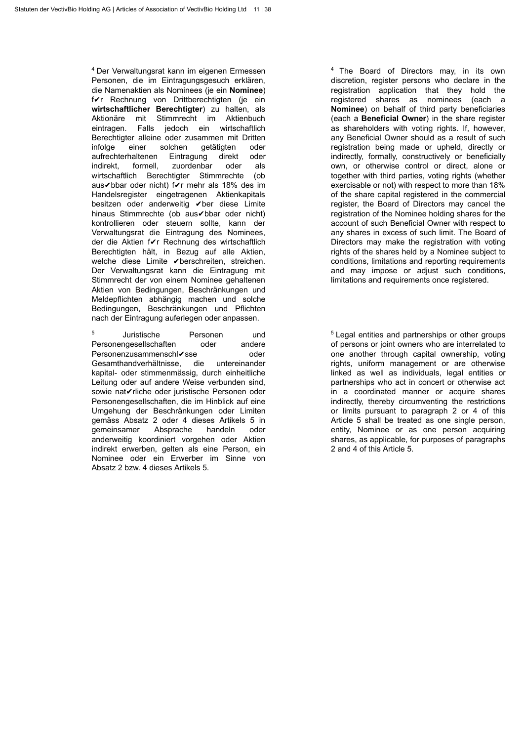4 Der Verwaltungsrat kann im eigenen Ermessen Personen, die im Eintragungsgesuch erklären, die Namenaktien als Nominees (je ein **Nominee**) f✔r Rechnung von Drittberechtigten (je ein **wirtschaftlicher Berechtigter**) zu halten, als Aktionäre mit Stimmrecht im Aktienbuch eintragen. Falls jedoch ein wirtschaftlich Berechtigter alleine oder zusammen mit Dritten infolge einer solchen getätigten oder aufrechterhaltenen Eintragung direkt oder indirekt, formell, zuordenbar oder als wirtschaftlich Berechtigter Stimmrechte (ob aus✔bbar oder nicht) f✔r mehr als 18% des im Handelsregister eingetragenen Aktienkapitals besitzen oder anderweitig ✔ber diese Limite hinaus Stimmrechte (ob aus✔bbar oder nicht) kontrollieren oder steuern sollte, kann der Verwaltungsrat die Eintragung des Nominees, der die Aktien f✔r Rechnung des wirtschaftlich Berechtigten hält, in Bezug auf alle Aktien, welche diese Limite ✔berschreiten, streichen. Der Verwaltungsrat kann die Eintragung mit Stimmrecht der von einem Nominee gehaltenen Aktien von Bedingungen, Beschränkungen und Meldepflichten abhängig machen und solche Bedingungen, Beschränkungen und Pflichten nach der Eintragung auferlegen oder anpassen.

5 Juristische Personen und Personengesellschaften oder andere Personenzusammenschl✔sse oder Gesamthandverhältnisse, die untereinander kapital- oder stimmenmässig, durch einheitliche Leitung oder auf andere Weise verbunden sind, sowie nat✔rliche oder juristische Personen oder Personengesellschaften, die im Hinblick auf eine Umgehung der Beschränkungen oder Limiten gemäss Absatz 2 oder 4 dieses Artikels 5 in gemeinsamer Absprache handeln oder anderweitig koordiniert vorgehen oder Aktien indirekt erwerben, gelten als eine Person, ein Nominee oder ein Erwerber im Sinne von Absatz 2 bzw. 4 dieses Artikels 5.

4 The Board of Directors may, in its own discretion, register persons who declare in the registration application that they hold the registered shares as nominees (each a **Nominee**) on behalf of third party beneficiaries (each a **Beneficial Owner**) in the share register as shareholders with voting rights. If, however, any Beneficial Owner should as a result of such registration being made or upheld, directly or indirectly, formally, constructively or beneficially own, or otherwise control or direct, alone or together with third parties, voting rights (whether exercisable or not) with respect to more than 18% of the share capital registered in the commercial register, the Board of Directors may cancel the registration of the Nominee holding shares for the account of such Beneficial Owner with respect to any shares in excess of such limit. The Board of Directors may make the registration with voting rights of the shares held by a Nominee subject to conditions, limitations and reporting requirements and may impose or adjust such conditions, limitations and requirements once registered.

5 Legal entities and partnerships or other groups of persons or joint owners who are interrelated to one another through capital ownership, voting rights, uniform management or are otherwise linked as well as individuals, legal entities or partnerships who act in concert or otherwise act in a coordinated manner or acquire shares indirectly, thereby circumventing the restrictions or limits pursuant to paragraph 2 or 4 of this Article 5 shall be treated as one single person, entity, Nominee or as one person acquiring shares, as applicable, for purposes of paragraphs 2 and 4 of this Article 5.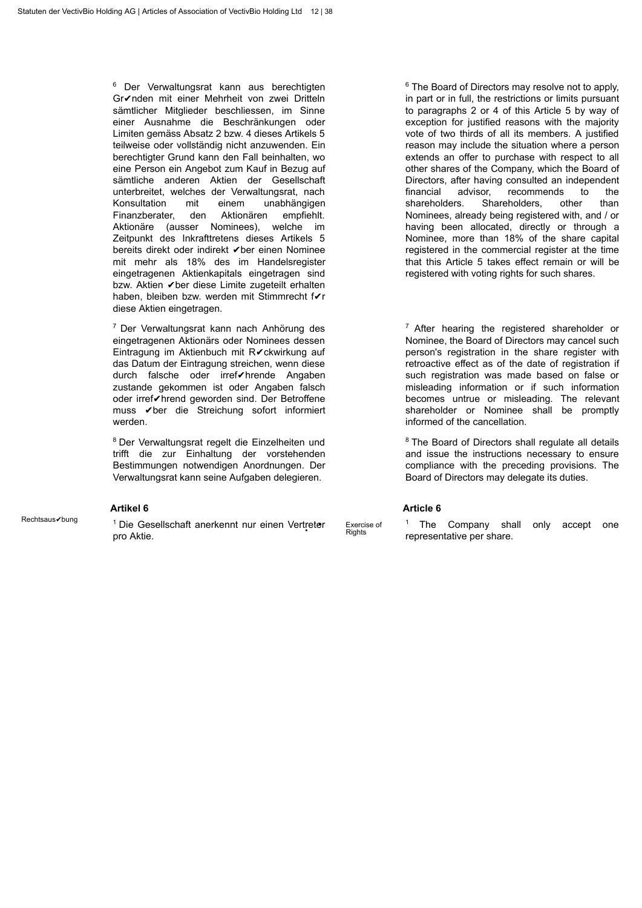[6] Der Verwaltungsrat kann aus berechtigten Gr✔nden mit einer Mehrheit von zwei Dritteln sämtlicher Mitglieder beschliessen, im Sinne einer Ausnahme die Beschränkungen oder Limiten gemäss Absatz 2 bzw. 4 dieses Artikels 5 teilweise oder vollständig nicht anzuwenden. Ein berechtigter Grund kann den Fall beinhalten, wo eine Person ein Angebot zum Kauf in Bezug auf sämtliche anderen Aktien der Gesellschaft unterbreitet, welches der Verwaltungsrat, nach Konsultation mit einem unabhängigen Finanzberater, den Aktionären empfiehlt. Aktionäre (ausser Nominees), welche im Zeitpunkt des Inkrafttretens dieses Artikels 5 bereits direkt oder indirekt ✔ber einen Nominee mit mehr als 18% des im Handelsregister eingetragenen Aktienkapitals eingetragen sind bzw. Aktien ✔ber diese Limite zugeteilt erhalten haben, bleiben bzw. werden mit Stimmrecht f✔r diese Aktien eingetragen.

[6] The Board of Directors may resolve not to apply, in part or in full, the restrictions or limits pursuant to paragraphs 2 or 4 of this Article 5 by way of exception for justified reasons with the majority vote of two thirds of all its members. A justified reason may include the situation where a person extends an offer to purchase with respect to all other shares of the Company, which the Board of Directors, after having consulted an independent financial advisor, recommends to the shareholders. Shareholders, other than Nominees, already being registered with, and / or having been allocated, directly or through a Nominee, more than 18% of the share capital registered in the commercial register at the time that this Article 5 takes effect remain or will be registered with voting rights for such shares.

[7] Der Verwaltungsrat kann nach Anhörung des eingetragenen Aktionärs oder Nominees dessen Eintragung im Aktienbuch mit R✔ckwirkung auf das Datum der Eintragung streichen, wenn diese durch falsche oder irref✔hrende Angaben zustande gekommen ist oder Angaben falsch oder irref✔hrend geworden sind. Der Betroffene muss ✔ber die Streichung sofort informiert werden.

[7] After hearing the registered shareholder or Nominee, the Board of Directors may cancel such person's registration in the share register with retroactive effect as of the date of registration if such registration was made based on false or misleading information or if such information becomes untrue or misleading. The relevant shareholder or Nominee shall be promptly informed of the cancellation.

[8] Der Verwaltungsrat regelt die Einzelheiten und trifft die zur Einhaltung der vorstehenden Bestimmungen notwendigen Anordnungen. Der Verwaltungsrat kann seine Aufgaben delegieren.

[8] The Board of Directors shall regulate all details and issue the instructions necessary to ensure compliance with the preceding provisions. The Board of Directors may delegate its duties.

### Artikel 6

Rechtsaus✔bung

[1] Die Gesellschaft anerkennt nur einen Vertreter pro Aktie.

### Article 6

Exercise of Rights

[1] The Company shall only accept one representative per share.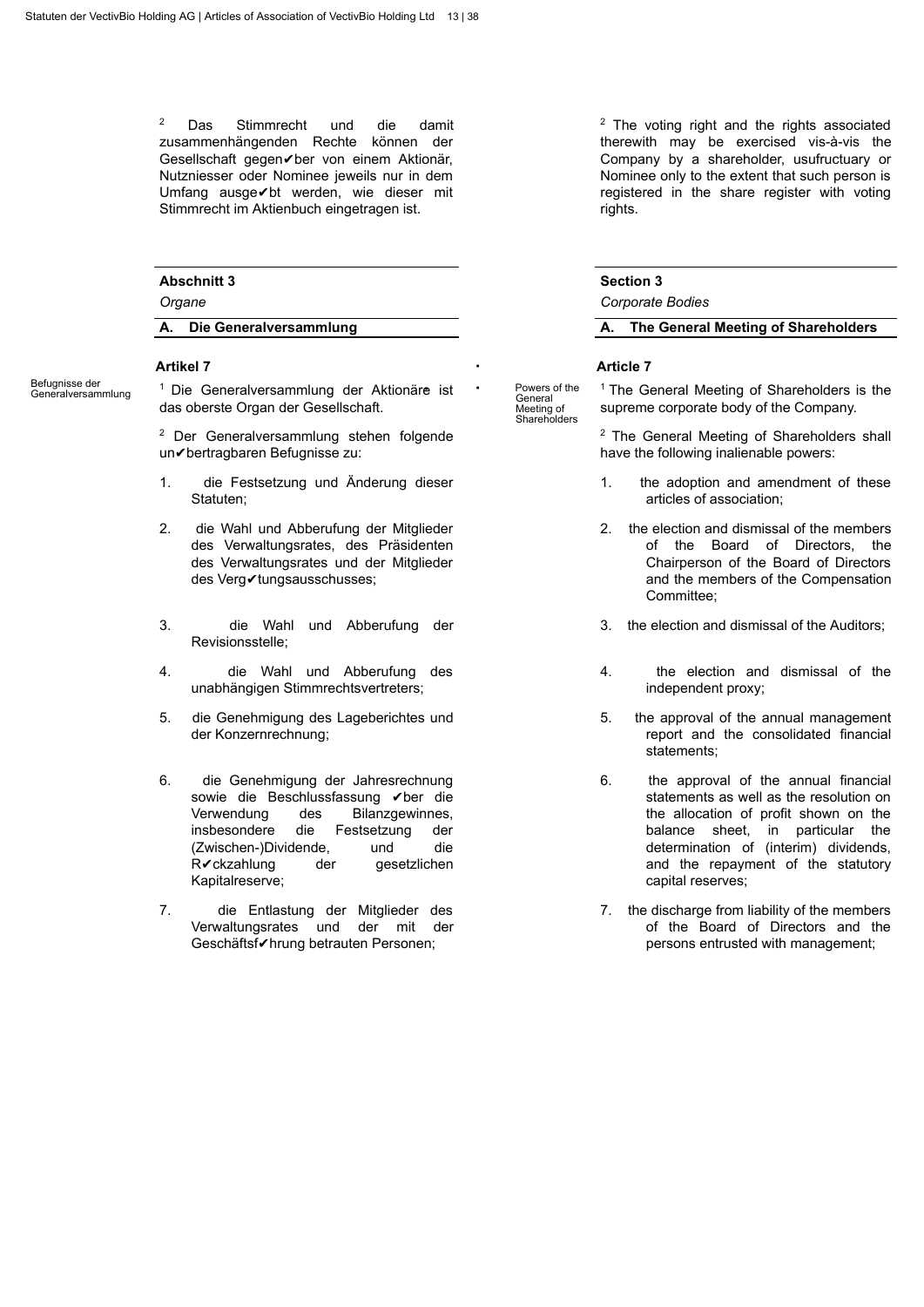[2] Das Stimmrecht und die damit zusammenhängenden Rechte können der Gesellschaft gegen✔ber von einem Aktionär, Nutzniesser oder Nominee jeweils nur in dem Umfang ausge✔bt werden, wie dieser mit Stimmrecht im Aktienbuch eingetragen ist.

[2] The voting right and the rights associated therewith may be exercised vis-à-vis the Company by a shareholder, usufructuary or Nominee only to the extent that such person is registered in the share register with voting rights.

## Abschnitt 3

*Organe*

### A. Die Generalversammlung

## Section 3

*Corporate Bodies*

### A. The General Meeting of Shareholders

**Artikel 7**

Befugnisse der Generalversammlung

[1] Die Generalversammlung der Aktionäre ist das oberste Organ der Gesellschaft.

[2] Der Generalversammlung stehen folgende un✔bertragbaren Befugnisse zu:

1. die Festsetzung und Änderung dieser Statuten;
2. die Wahl und Abberufung der Mitglieder des Verwaltungsrates, des Präsidenten des Verwaltungsrates und der Mitglieder des Verg✔tungsausschusses;
3. die Wahl und Abberufung der Revisionsstelle;
4. die Wahl und Abberufung des unabhängigen Stimmrechtsvertreters;
5. die Genehmigung des Lageberichtes und der Konzernrechnung;
6. die Genehmigung der Jahresrechnung sowie die Beschlussfassung ✔ber die Verwendung des Bilanzgewinnes, insbesondere die Festsetzung der (Zwischen-)Dividende, und die R✔ckzahlung der gesetzlichen Kapitalreserve;
7. die Entlastung der Mitglieder des Verwaltungsrates und der mit der Geschäftsf✔hrung betrauten Personen;

**Article 7**

Powers of the General Meeting of Shareholders

[1] The General Meeting of Shareholders is the supreme corporate body of the Company.

[2] The General Meeting of Shareholders shall have the following inalienable powers:

1. the adoption and amendment of these articles of association;
2. the election and dismissal of the members of the Board of Directors, the Chairperson of the Board of Directors and the members of the Compensation Committee;
3. the election and dismissal of the Auditors;
4. the election and dismissal of the independent proxy;
5. the approval of the annual management report and the consolidated financial statements;
6. the approval of the annual financial statements as well as the resolution on the allocation of profit shown on the balance sheet, in particular the determination of (interim) dividends, and the repayment of the statutory capital reserves;
7. the discharge from liability of the members of the Board of Directors and the persons entrusted with management;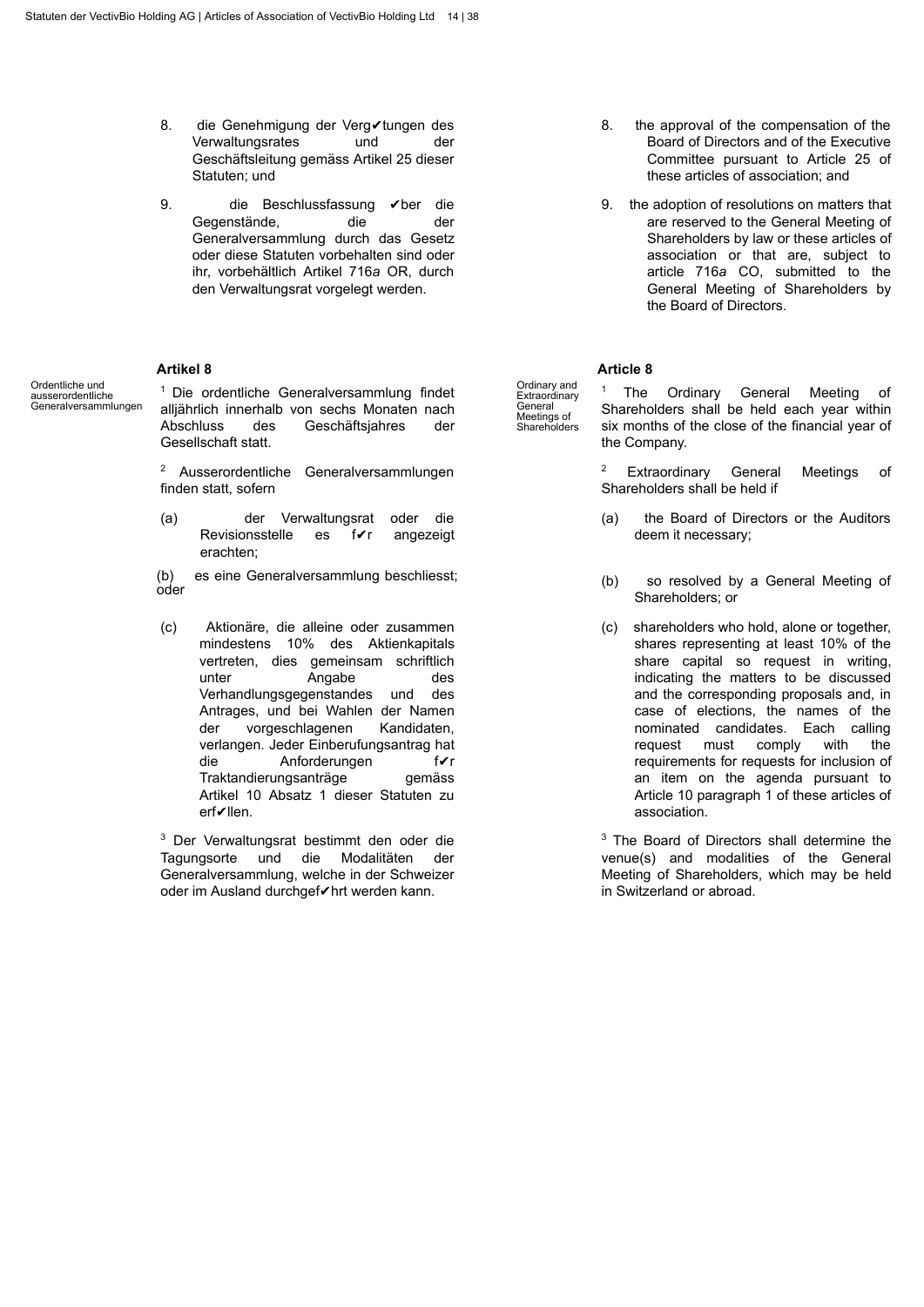8. die Genehmigung der Verg✔tungen des Verwaltungsrates und der Geschäftsleitung gemäss Artikel 25 dieser Statuten; und

9. die Beschlussfassung ✔ber die Gegenstände, die der Generalversammlung durch das Gesetz oder diese Statuten vorbehalten sind oder ihr, vorbehältlich Artikel 716*a* OR, durch den Verwaltungsrat vorgelegt werden.

8. the approval of the compensation of the Board of Directors and of the Executive Committee pursuant to Article 25 of these articles of association; and

9. the adoption of resolutions on matters that are reserved to the General Meeting of Shareholders by law or these articles of association or that are, subject to article 716*a* CO, submitted to the General Meeting of Shareholders by the Board of Directors.

### Artikel 8

Ordentliche und ausserordentliche Generalversammlungen

[1] Die ordentliche Generalversammlung findet alljährlich innerhalb von sechs Monaten nach Abschluss des Geschäftsjahres der Gesellschaft statt.

[2] Ausserordentliche Generalversammlungen finden statt, sofern

(a) der Verwaltungsrat oder die Revisionsstelle es f✔r angezeigt erachten;

(b) es eine Generalversammlung beschliesst; oder

(c) Aktionäre, die alleine oder zusammen mindestens 10% des Aktienkapitals vertreten, dies gemeinsam schriftlich unter Angabe des Verhandlungsgegenstandes und des Antrages, und bei Wahlen der Namen der vorgeschlagenen Kandidaten, verlangen. Jeder Einberufungsantrag hat die Anforderungen f✔r Traktandierungsanträge gemäss Artikel 10 Absatz 1 dieser Statuten zu erf✔llen.

[3] Der Verwaltungsrat bestimmt den oder die Tagungsorte und die Modalitäten der Generalversammlung, welche in der Schweizer oder im Ausland durchgef✔hrt werden kann.

### Article 8

Ordinary and Extraordinary General Meetings of Shareholders

[1] The Ordinary General Meeting of Shareholders shall be held each year within six months of the close of the financial year of the Company.

[2] Extraordinary General Meetings of Shareholders shall be held if

(a) the Board of Directors or the Auditors deem it necessary;

(b) so resolved by a General Meeting of Shareholders; or

(c) shareholders who hold, alone or together, shares representing at least 10% of the share capital so request in writing, indicating the matters to be discussed and the corresponding proposals and, in case of elections, the names of the nominated candidates. Each calling request must comply with the requirements for requests for inclusion of an item on the agenda pursuant to Article 10 paragraph 1 of these articles of association.

[3] The Board of Directors shall determine the venue(s) and modalities of the General Meeting of Shareholders, which may be held in Switzerland or abroad.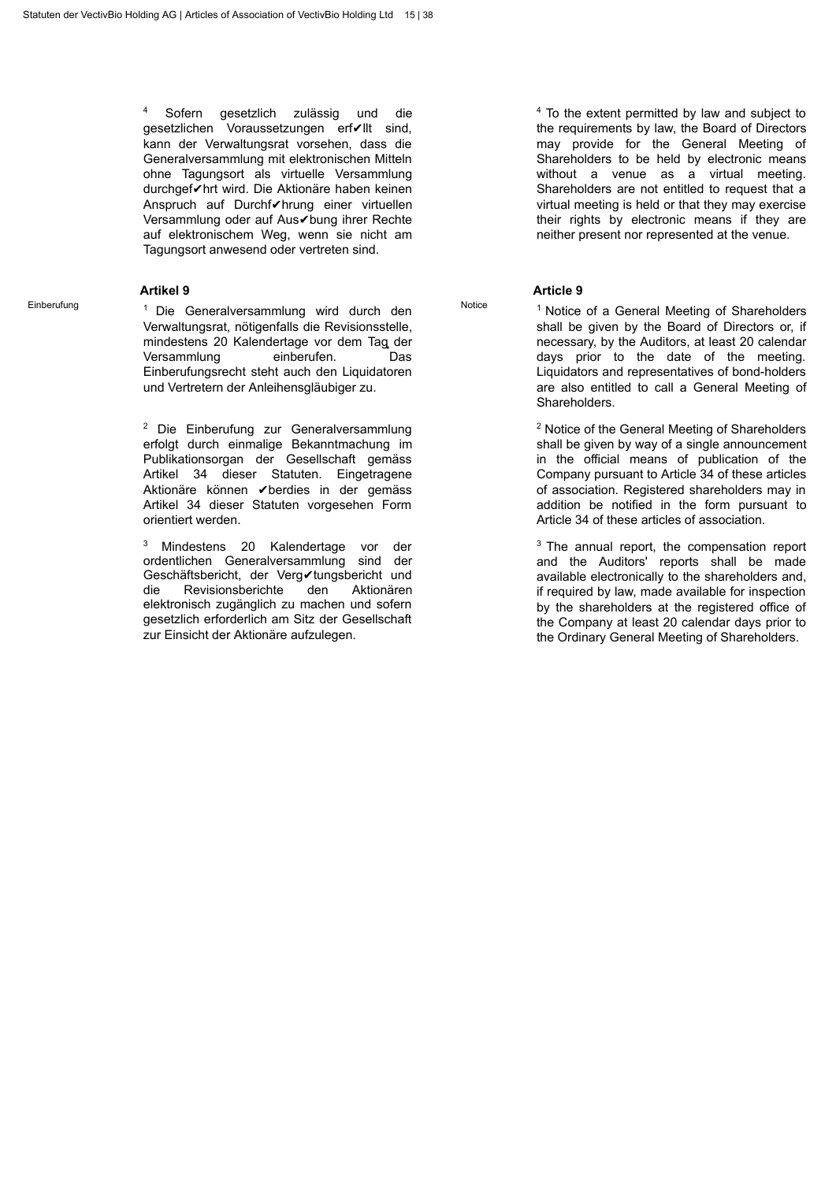[4] Sofern gesetzlich zulässig und die gesetzlichen Voraussetzungen erf✔llt sind, kann der Verwaltungsrat vorsehen, dass die Generalversammlung mit elektronischen Mitteln ohne Tagungsort als virtuelle Versammlung durchgef✔hrt wird. Die Aktionäre haben keinen Anspruch auf Durchf✔hrung einer virtuellen Versammlung oder auf Aus✔bung ihrer Rechte auf elektronischem Weg, wenn sie nicht am Tagungsort anwesend oder vertreten sind.

[4] To the extent permitted by law and subject to the requirements by law, the Board of Directors may provide for the General Meeting of Shareholders to be held by electronic means without a venue as a virtual meeting. Shareholders are not entitled to request that a virtual meeting is held or that they may exercise their rights by electronic means if they are neither present nor represented at the venue.

### Artikel 9

Einberufung

[1] Die Generalversammlung wird durch den Verwaltungsrat, nötigenfalls die Revisionsstelle, mindestens 20 Kalendertage vor dem Tag der Versammlung einberufen. Das Einberufungsrecht steht auch den Liquidatoren und Vertretern der Anleihensgläubiger zu.

[2] Die Einberufung zur Generalversammlung erfolgt durch einmalige Bekanntmachung im Publikationsorgan der Gesellschaft gemäss Artikel 34 dieser Statuten. Eingetragene Aktionäre können ✔berdies in der gemäss Artikel 34 dieser Statuten vorgesehen Form orientiert werden.

[3] Mindestens 20 Kalendertage vor der ordentlichen Generalversammlung sind der Geschäftsbericht, der Verg✔tungsbericht und die Revisionsberichte den Aktionären elektronisch zugänglich zu machen und sofern gesetzlich erforderlich am Sitz der Gesellschaft zur Einsicht der Aktionäre aufzulegen.

### Article 9

Notice

[1] Notice of a General Meeting of Shareholders shall be given by the Board of Directors or, if necessary, by the Auditors, at least 20 calendar days prior to the date of the meeting. Liquidators and representatives of bond-holders are also entitled to call a General Meeting of Shareholders.

[2] Notice of the General Meeting of Shareholders shall be given by way of a single announcement in the official means of publication of the Company pursuant to Article 34 of these articles of association. Registered shareholders may in addition be notified in the form pursuant to Article 34 of these articles of association.

[3] The annual report, the compensation report and the Auditors' reports shall be made available electronically to the shareholders and, if required by law, made available for inspection by the shareholders at the registered office of the Company at least 20 calendar days prior to the Ordinary General Meeting of Shareholders.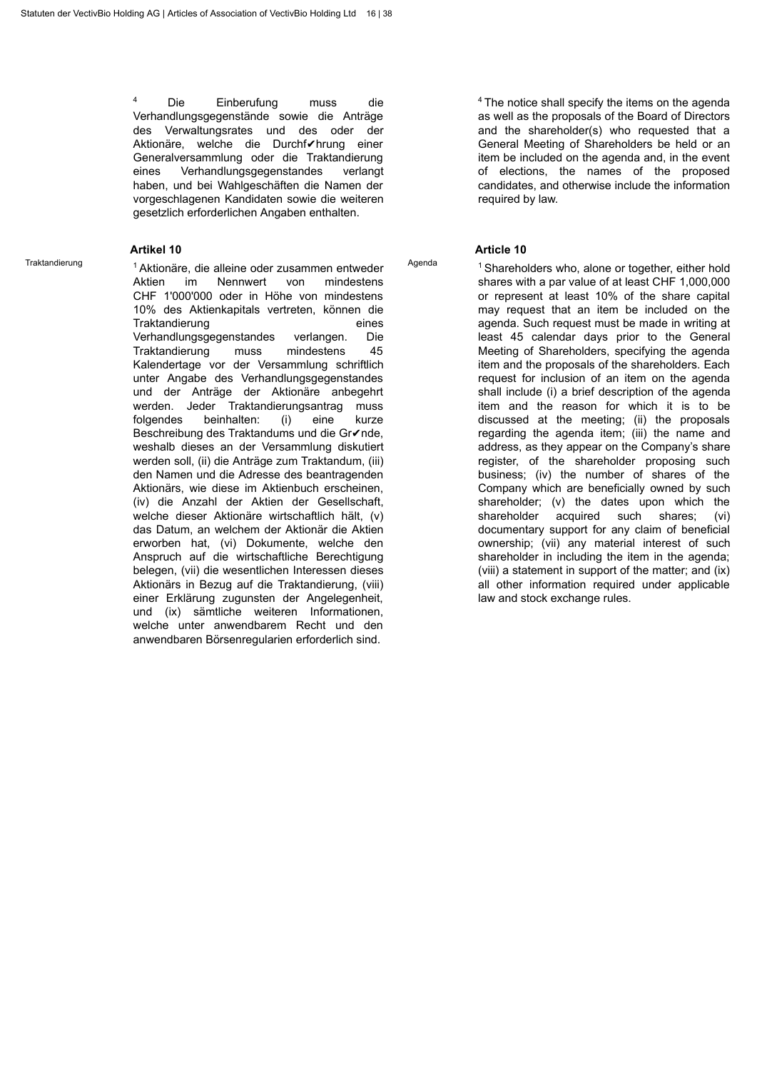[4] Die Einberufung muss die Verhandlungsgegenstände sowie die Anträge des Verwaltungsrates und des oder der Aktionäre, welche die Durchf✔hrung einer Generalversammlung oder die Traktandierung eines Verhandlungsgegenstandes verlangt haben, und bei Wahlgeschäften die Namen der vorgeschlagenen Kandidaten sowie die weiteren gesetzlich erforderlichen Angaben enthalten.

[4] The notice shall specify the items on the agenda as well as the proposals of the Board of Directors and the shareholder(s) who requested that a General Meeting of Shareholders be held or an item be included on the agenda and, in the event of elections, the names of the proposed candidates, and otherwise include the information required by law.

### Artikel 10

Traktandierung

[1] Aktionäre, die alleine oder zusammen entweder Aktien im Nennwert von mindestens CHF 1'000'000 oder in Höhe von mindestens 10% des Aktienkapitals vertreten, können die Traktandierung eines Verhandlungsgegenstandes verlangen. Die Traktandierung muss mindestens 45 Kalendertage vor der Versammlung schriftlich unter Angabe des Verhandlungsgegenstandes und der Anträge der Aktionäre anbegehrt werden. Jeder Traktandierungsantrag muss folgendes beinhalten: (i) eine kurze Beschreibung des Traktandums und die Gr✔nde, weshalb dieses an der Versammlung diskutiert werden soll, (ii) die Anträge zum Traktandum, (iii) den Namen und die Adresse des beantragenden Aktionärs, wie diese im Aktienbuch erscheinen, (iv) die Anzahl der Aktien der Gesellschaft, welche dieser Aktionäre wirtschaftlich hält, (v) das Datum, an welchem der Aktionär die Aktien erworben hat, (vi) Dokumente, welche den Anspruch auf die wirtschaftliche Berechtigung belegen, (vii) die wesentlichen Interessen dieses Aktionärs in Bezug auf die Traktandierung, (viii) einer Erklärung zugunsten der Angelegenheit, und (ix) sämtliche weiteren Informationen, welche unter anwendbarem Recht und den anwendbaren Börsenregularien erforderlich sind.

### Article 10

Agenda

[1] Shareholders who, alone or together, either hold shares with a par value of at least CHF 1,000,000 or represent at least 10% of the share capital may request that an item be included on the agenda. Such request must be made in writing at least 45 calendar days prior to the General Meeting of Shareholders, specifying the agenda item and the proposals of the shareholders. Each request for inclusion of an item on the agenda shall include (i) a brief description of the agenda item and the reason for which it is to be discussed at the meeting; (ii) the proposals regarding the agenda item; (iii) the name and address, as they appear on the Company's share register, of the shareholder proposing such business; (iv) the number of shares of the Company which are beneficially owned by such shareholder; (v) the dates upon which the shareholder acquired such shares; (vi) documentary support for any claim of beneficial ownership; (vii) any material interest of such shareholder in including the item in the agenda; (viii) a statement in support of the matter; and (ix) all other information required under applicable law and stock exchange rules.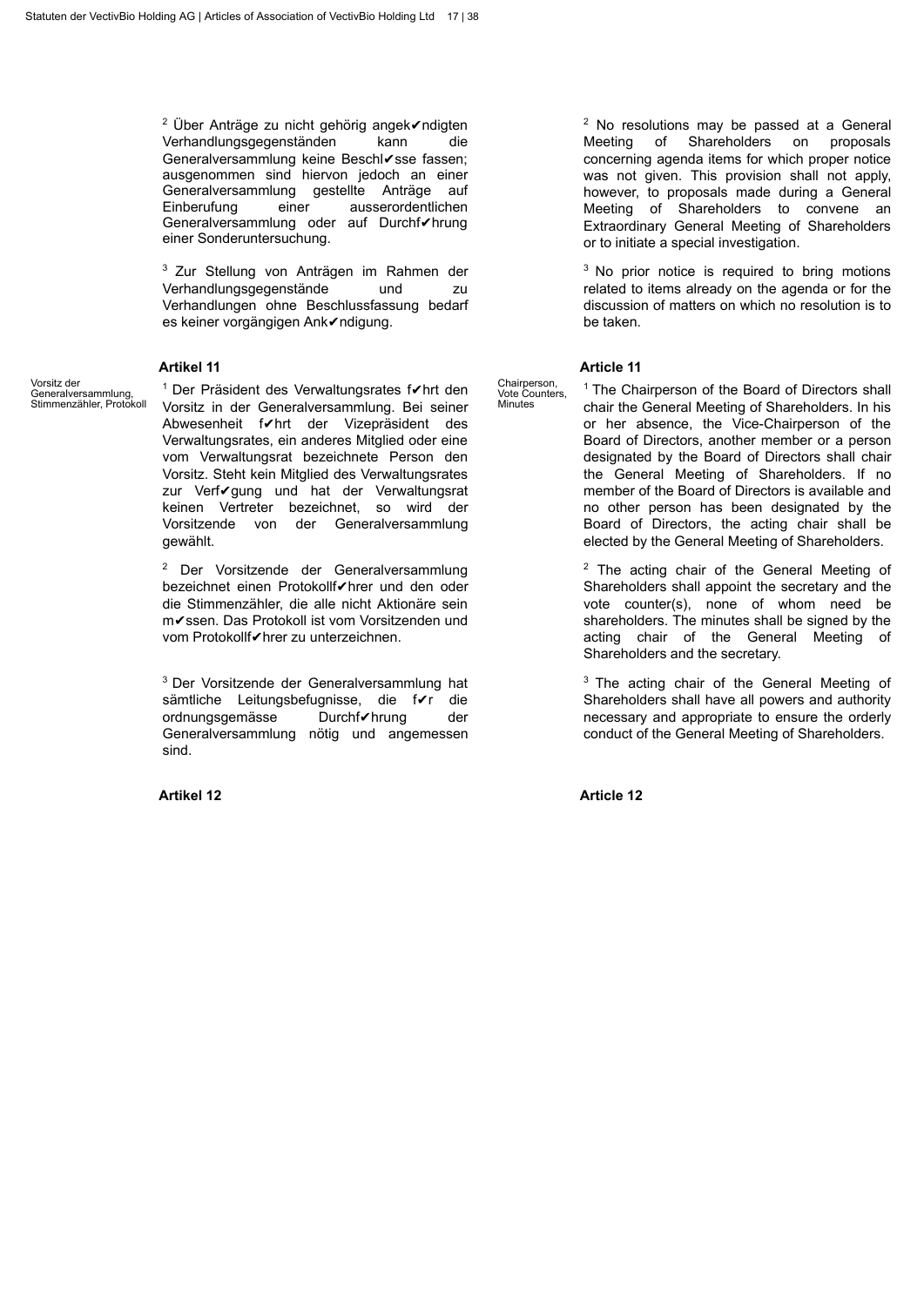[2] Über Anträge zu nicht gehörig angek✔ndigten Verhandlungsgegenständen kann die Generalversammlung keine Beschl✔sse fassen; ausgenommen sind hiervon jedoch an einer Generalversammlung gestellte Anträge auf Einberufung einer ausserordentlichen Generalversammlung oder auf Durchf✔hrung einer Sonderuntersuchung.

[3] Zur Stellung von Anträgen im Rahmen der Verhandlungsgegenstände und zu Verhandlungen ohne Beschlussfassung bedarf es keiner vorgängigen Ank✔ndigung.

### Artikel 11

*Vorsitz der Generalversammlung, Stimmenzähler, Protokoll*

[1] Der Präsident des Verwaltungsrates f✔hrt den Vorsitz in der Generalversammlung. Bei seiner Abwesenheit f✔hrt der Vizepräsident des Verwaltungsrates, ein anderes Mitglied oder eine vom Verwaltungsrat bezeichnete Person den Vorsitz. Steht kein Mitglied des Verwaltungsrates zur Verf✔gung und hat der Verwaltungsrat keinen Vertreter bezeichnet, so wird der Vorsitzende von der Generalversammlung gewählt.

[2] Der Vorsitzende der Generalversammlung bezeichnet einen Protokollf✔hrer und den oder die Stimmenzähler, die alle nicht Aktionäre sein m✔ssen. Das Protokoll ist vom Vorsitzenden und vom Protokollf✔hrer zu unterzeichnen.

[3] Der Vorsitzende der Generalversammlung hat sämtliche Leitungsbefugnisse, die f✔r die ordnungsgemässe Durchf✔hrung der Generalversammlung nötig und angemessen sind.

### Artikel 12

---

[2] No resolutions may be passed at a General Meeting of Shareholders on proposals concerning agenda items for which proper notice was not given. This provision shall not apply, however, to proposals made during a General Meeting of Shareholders to convene an Extraordinary General Meeting of Shareholders or to initiate a special investigation.

[3] No prior notice is required to bring motions related to items already on the agenda or for the discussion of matters on which no resolution is to be taken.

### Article 11

*Chairperson, Vote Counters, Minutes*

[1] The Chairperson of the Board of Directors shall chair the General Meeting of Shareholders. In his or her absence, the Vice-Chairperson of the Board of Directors, another member or a person designated by the Board of Directors shall chair the General Meeting of Shareholders. If no member of the Board of Directors is available and no other person has been designated by the Board of Directors, the acting chair shall be elected by the General Meeting of Shareholders.

[2] The acting chair of the General Meeting of Shareholders shall appoint the secretary and the vote counter(s), none of whom need be shareholders. The minutes shall be signed by the acting chair of the General Meeting of Shareholders and the secretary.

[3] The acting chair of the General Meeting of Shareholders shall have all powers and authority necessary and appropriate to ensure the orderly conduct of the General Meeting of Shareholders.

### Article 12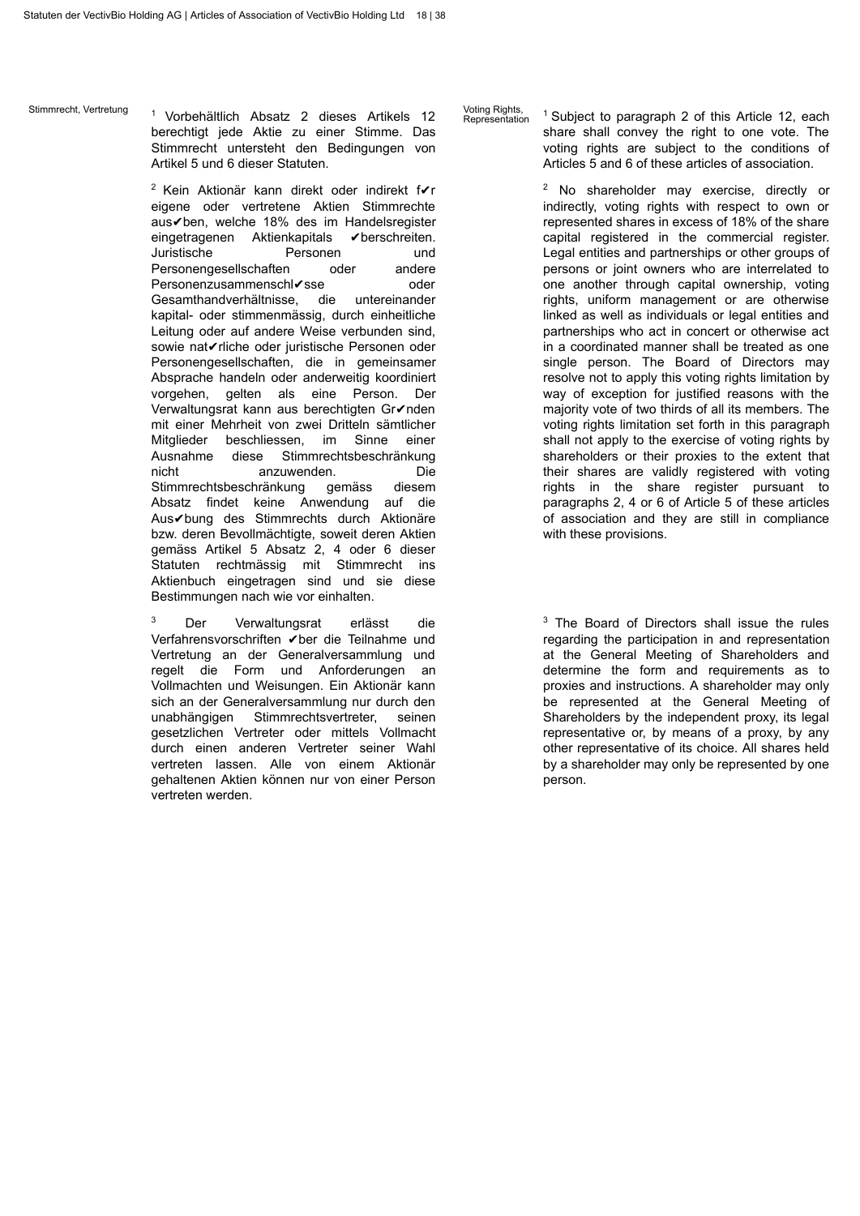**Stimmrecht, Vertretung**

[1] Vorbehältlich Absatz 2 dieses Artikels 12 berechtigt jede Aktie zu einer Stimme. Das Stimmrecht untersteht den Bedingungen von Artikel 5 und 6 dieser Statuten.

[2] Kein Aktionär kann direkt oder indirekt f✔r eigene oder vertretene Aktien Stimmrechte aus✔ben, welche 18% des im Handelsregister eingetragenen Aktienkapitals ✔berschreiten. Juristische Personen und Personengesellschaften oder andere Personenzusammenschl✔sse oder Gesamthandverhältnisse, die untereinander kapital- oder stimmenmässig, durch einheitliche Leitung oder auf andere Weise verbunden sind, sowie nat✔rliche oder juristische Personen oder Personengesellschaften, die in gemeinsamer Absprache handeln oder anderweitig koordiniert vorgehen, gelten als eine Person. Der Verwaltungsrat kann aus berechtigten Gr✔nden mit einer Mehrheit von zwei Dritteln sämtlicher Mitglieder beschliessen, im Sinne einer Ausnahme diese Stimmrechtsbeschränkung nicht anzuwenden. Die Stimmrechtsbeschränkung gemäss diesem Absatz findet keine Anwendung auf die Aus✔bung des Stimmrechts durch Aktionäre bzw. deren Bevollmächtigte, soweit deren Aktien gemäss Artikel 5 Absatz 2, 4 oder 6 dieser Statuten rechtmässig mit Stimmrecht ins Aktienbuch eingetragen sind und sie diese Bestimmungen nach wie vor einhalten.

[3] Der Verwaltungsrat erlässt die Verfahrensvorschriften ✔ber die Teilnahme und Vertretung an der Generalversammlung und regelt die Form und Anforderungen an Vollmachten und Weisungen. Ein Aktionär kann sich an der Generalversammlung nur durch den unabhängigen Stimmrechtsvertreter, seinen gesetzlichen Vertreter oder mittels Vollmacht durch einen anderen Vertreter seiner Wahl vertreten lassen. Alle von einem Aktionär gehaltenen Aktien können nur von einer Person vertreten werden.

**Voting Rights, Representation**

[1] Subject to paragraph 2 of this Article 12, each share shall convey the right to one vote. The voting rights are subject to the conditions of Articles 5 and 6 of these articles of association.

[2] No shareholder may exercise, directly or indirectly, voting rights with respect to own or represented shares in excess of 18% of the share capital registered in the commercial register. Legal entities and partnerships or other groups of persons or joint owners who are interrelated to one another through capital ownership, voting rights, uniform management or are otherwise linked as well as individuals or legal entities and partnerships who act in concert or otherwise act in a coordinated manner shall be treated as one single person. The Board of Directors may resolve not to apply this voting rights limitation by way of exception for justified reasons with the majority vote of two thirds of all its members. The voting rights limitation set forth in this paragraph shall not apply to the exercise of voting rights by shareholders or their proxies to the extent that their shares are validly registered with voting rights in the share register pursuant to paragraphs 2, 4 or 6 of Article 5 of these articles of association and they are still in compliance with these provisions.

[3] The Board of Directors shall issue the rules regarding the participation in and representation at the General Meeting of Shareholders and determine the form and requirements as to proxies and instructions. A shareholder may only be represented at the General Meeting of Shareholders by the independent proxy, its legal representative or, by means of a proxy, by any other representative of its choice. All shares held by a shareholder may only be represented by one person.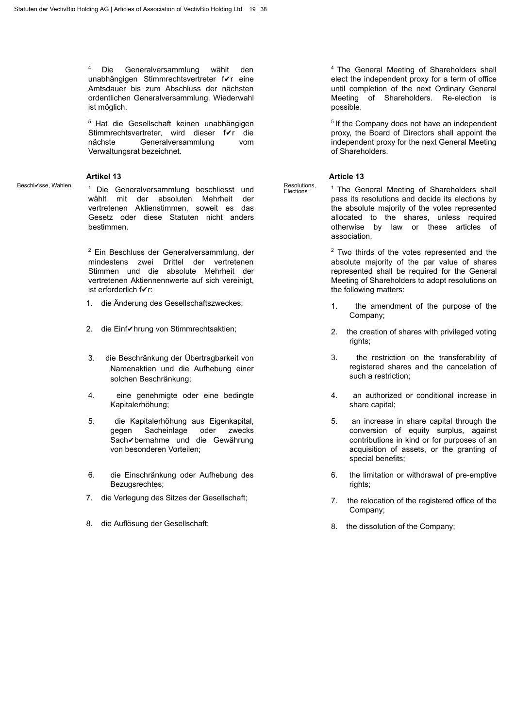[4] Die Generalversammlung wählt den unabhängigen Stimmrechtsvertreter f✔r eine Amtsdauer bis zum Abschluss der nächsten ordentlichen Generalversammlung. Wiederwahl ist möglich.

[5] Hat die Gesellschaft keinen unabhängigen Stimmrechtsvertreter, wird dieser f✔r die nächste Generalversammlung vom Verwaltungsrat bezeichnet.

**Artikel 13**

Beschl✔sse, Wahlen

[1] Die Generalversammlung beschliesst und wählt mit der absoluten Mehrheit der vertretenen Aktienstimmen, soweit es das Gesetz oder diese Statuten nicht anders bestimmen.

[2] Ein Beschluss der Generalversammlung, der mindestens zwei Drittel der vertretenen Stimmen und die absolute Mehrheit der vertretenen Aktiennennwerte auf sich vereinigt, ist erforderlich f✔r:

1. die Änderung des Gesellschaftszweckes;
2. die Einf✔hrung von Stimmrechtsaktien;
3. die Beschränkung der Übertragbarkeit von Namenaktien und die Aufhebung einer solchen Beschränkung;
4. eine genehmigte oder eine bedingte Kapitalerhöhung;
5. die Kapitalerhöhung aus Eigenkapital, gegen Sacheinlage oder zwecks Sach✔bernahme und die Gewährung von besonderen Vorteilen;
6. die Einschränkung oder Aufhebung des Bezugsrechtes;
7. die Verlegung des Sitzes der Gesellschaft;
8. die Auflösung der Gesellschaft;

[4] The General Meeting of Shareholders shall elect the independent proxy for a term of office until completion of the next Ordinary General Meeting of Shareholders. Re-election is possible.

[5] If the Company does not have an independent proxy, the Board of Directors shall appoint the independent proxy for the next General Meeting of Shareholders.

**Article 13**

Resolutions, Elections

[1] The General Meeting of Shareholders shall pass its resolutions and decide its elections by the absolute majority of the votes represented allocated to the shares, unless required otherwise by law or these articles of association.

[2] Two thirds of the votes represented and the absolute majority of the par value of shares represented shall be required for the General Meeting of Shareholders to adopt resolutions on the following matters:

1. the amendment of the purpose of the Company;
2. the creation of shares with privileged voting rights;
3. the restriction on the transferability of registered shares and the cancelation of such a restriction;
4. an authorized or conditional increase in share capital;
5. an increase in share capital through the conversion of equity surplus, against contributions in kind or for purposes of an acquisition of assets, or the granting of special benefits;
6. the limitation or withdrawal of pre-emptive rights;
7. the relocation of the registered office of the Company;
8. the dissolution of the Company;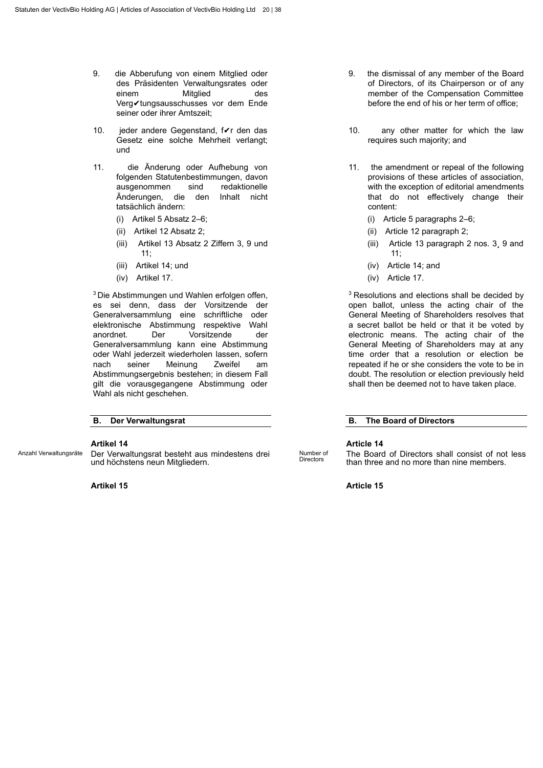9. die Abberufung von einem Mitglied oder des Präsidenten Verwaltungsrates oder einem Mitglied des Verg✔tungsausschusses vor dem Ende seiner oder ihrer Amtszeit;

10. jeder andere Gegenstand, f✔r den das Gesetz eine solche Mehrheit verlangt; und

11. die Änderung oder Aufhebung von folgenden Statutenbestimmungen, davon ausgenommen sind redaktionelle Änderungen, die den Inhalt nicht tatsächlich ändern:
    (i) Artikel 5 Absatz 2–6;
    (ii) Artikel 12 Absatz 2;
    (iii) Artikel 13 Absatz 2 Ziffern 3, 9 und 11;
    (iii) Artikel 14; und
    (iv) Artikel 17.

[3] Die Abstimmungen und Wahlen erfolgen offen, es sei denn, dass der Vorsitzende der Generalversammlung eine schriftliche oder elektronische Abstimmung respektive Wahl anordnet. Der Vorsitzende der Generalversammlung kann eine Abstimmung oder Wahl jederzeit wiederholen lassen, sofern nach seiner Meinung Zweifel am Abstimmungsergebnis bestehen; in diesem Fall gilt die vorausgegangene Abstimmung oder Wahl als nicht geschehen.

9. the dismissal of any member of the Board of Directors, of its Chairperson or of any member of the Compensation Committee before the end of his or her term of office;

10. any other matter for which the law requires such majority; and

11. the amendment or repeal of the following provisions of these articles of association, with the exception of editorial amendments that do not effectively change their content:
    (i) Article 5 paragraphs 2–6;
    (ii) Article 12 paragraph 2;
    (iii) Article 13 paragraph 2 nos. 3¸ 9 and 11;
    (iv) Article 14; and
    (iv) Article 17.

[3] Resolutions and elections shall be decided by open ballot, unless the acting chair of the General Meeting of Shareholders resolves that a secret ballot be held or that it be voted by electronic means. The acting chair of the General Meeting of Shareholders may at any time order that a resolution or election be repeated if he or she considers the vote to be in doubt. The resolution or election previously held shall then be deemed not to have taken place.

## B. Der Verwaltungsrat

## B. The Board of Directors

**Artikel 14**

Anzahl Verwaltungsräte

Der Verwaltungsrat besteht aus mindestens drei und höchstens neun Mitgliedern.

**Article 14**

Number of Directors

The Board of Directors shall consist of not less than three and no more than nine members.

**Artikel 15**

**Article 15**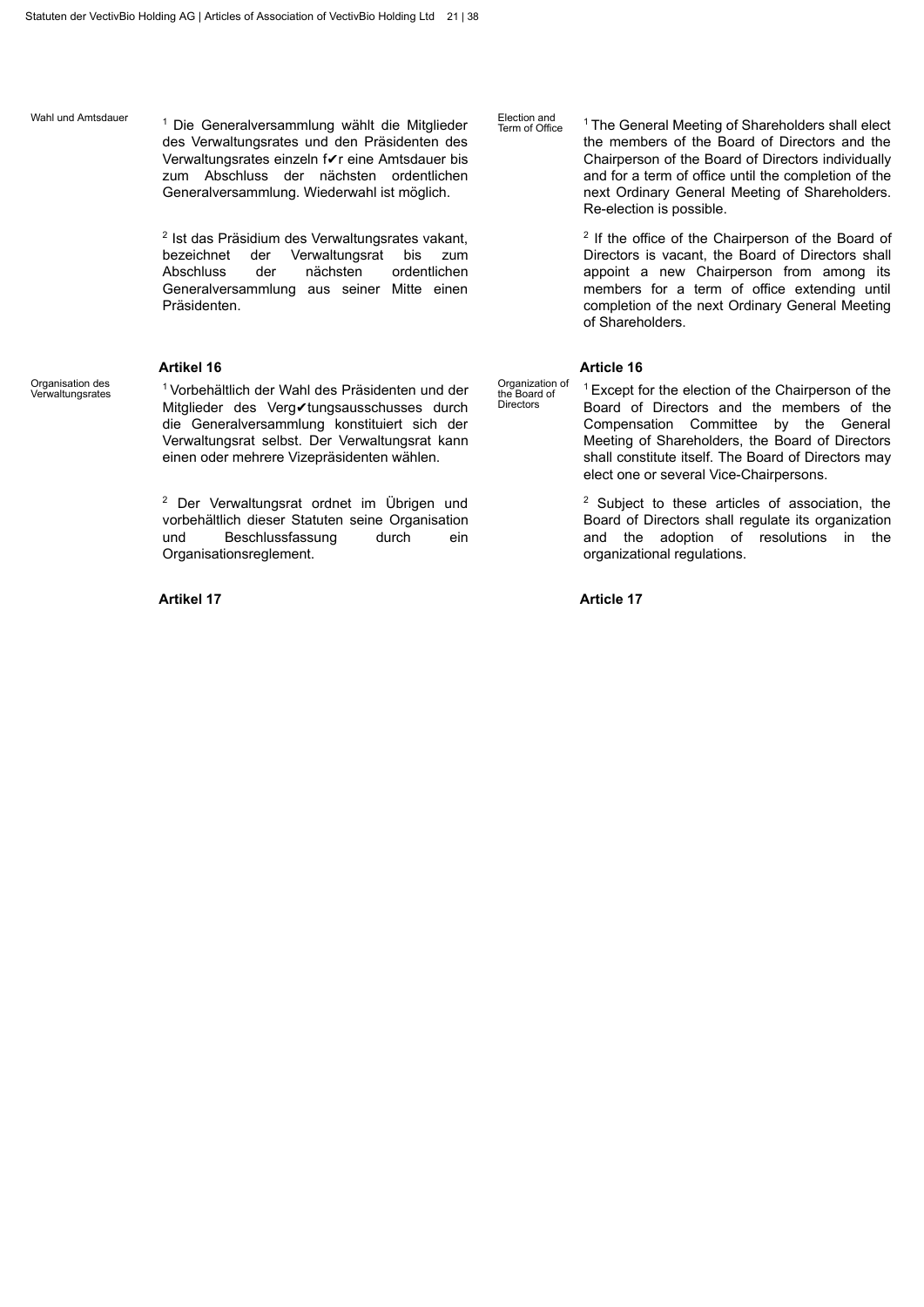Wahl und Amtsdauer

[1] Die Generalversammlung wählt die Mitglieder des Verwaltungsrates und den Präsidenten des Verwaltungsrates einzeln f✔r eine Amtsdauer bis zum Abschluss der nächsten ordentlichen Generalversammlung. Wiederwahl ist möglich.

[2] Ist das Präsidium des Verwaltungsrates vakant, bezeichnet der Verwaltungsrat bis zum Abschluss der nächsten ordentlichen Generalversammlung aus seiner Mitte einen Präsidenten.

Election and Term of Office

[1] The General Meeting of Shareholders shall elect the members of the Board of Directors and the Chairperson of the Board of Directors individually and for a term of office until the completion of the next Ordinary General Meeting of Shareholders. Re-election is possible.

[2] If the office of the Chairperson of the Board of Directors is vacant, the Board of Directors shall appoint a new Chairperson from among its members for a term of office extending until completion of the next Ordinary General Meeting of Shareholders.

**Artikel 16**

Organisation des Verwaltungsrates

[1] Vorbehältlich der Wahl des Präsidenten und der Mitglieder des Verg✔tungsausschusses durch die Generalversammlung konstituiert sich der Verwaltungsrat selbst. Der Verwaltungsrat kann einen oder mehrere Vizepräsidenten wählen.

[2] Der Verwaltungsrat ordnet im Übrigen und vorbehältlich dieser Statuten seine Organisation und Beschlussfassung durch ein Organisationsreglement.

**Article 16**

Organization of the Board of Directors

[1] Except for the election of the Chairperson of the Board of Directors and the members of the Compensation Committee by the General Meeting of Shareholders, the Board of Directors shall constitute itself. The Board of Directors may elect one or several Vice-Chairpersons.

[2] Subject to these articles of association, the Board of Directors shall regulate its organization and the adoption of resolutions in the organizational regulations.

**Artikel 17**

**Article 17**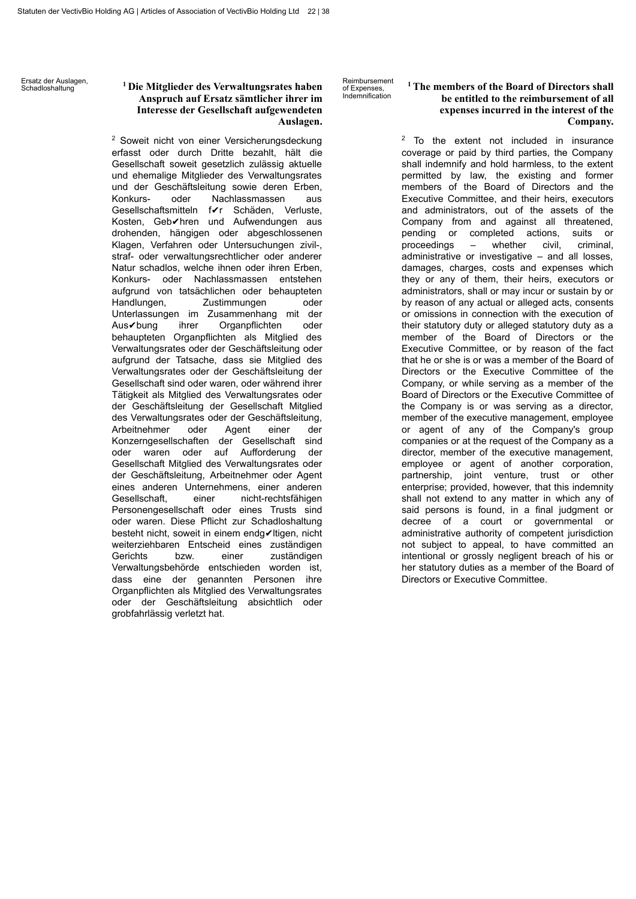Ersatz der Auslagen, Schadloshaltung

**[1] Die Mitglieder des Verwaltungsrates haben Anspruch auf Ersatz sämtlicher ihrer im Interesse der Gesellschaft aufgewendeten Auslagen.**

[2] Soweit nicht von einer Versicherungsdeckung erfasst oder durch Dritte bezahlt, hält die Gesellschaft soweit gesetzlich zulässig aktuelle und ehemalige Mitglieder des Verwaltungsrates und der Geschäftsleitung sowie deren Erben, Konkurs- oder Nachlassmassen aus Gesellschaftsmitteln f✔r Schäden, Verluste, Kosten, Geb✔hren und Aufwendungen aus drohenden, hängigen oder abgeschlossenen Klagen, Verfahren oder Untersuchungen zivil-, straf- oder verwaltungsrechtlicher oder anderer Natur schadlos, welche ihnen oder ihren Erben, Konkurs- oder Nachlassmassen entstehen aufgrund von tatsächlichen oder behaupteten Handlungen, Zustimmungen oder Unterlassungen im Zusammenhang mit der Aus✔bung ihrer Organpflichten oder behaupteten Organpflichten als Mitglied des Verwaltungsrates oder der Geschäftsleitung oder aufgrund der Tatsache, dass sie Mitglied des Verwaltungsrates oder der Geschäftsleitung der Gesellschaft sind oder waren, oder während ihrer Tätigkeit als Mitglied des Verwaltungsrates oder der Geschäftsleitung der Gesellschaft Mitglied des Verwaltungsrates oder der Geschäftsleitung, Arbeitnehmer oder Agent einer der Konzerngesellschaften der Gesellschaft sind oder waren oder auf Aufforderung der Gesellschaft Mitglied des Verwaltungsrates oder der Geschäftsleitung, Arbeitnehmer oder Agent eines anderen Unternehmens, einer anderen Gesellschaft, einer nicht-rechtsfähigen Personengesellschaft oder eines Trusts sind oder waren. Diese Pflicht zur Schadloshaltung besteht nicht, soweit in einem endg✔ltigen, nicht weiterziehbaren Entscheid eines zuständigen Gerichts bzw. einer zuständigen Verwaltungsbehörde entschieden worden ist, dass eine der genannten Personen ihre Organpflichten als Mitglied des Verwaltungsrates oder der Geschäftsleitung absichtlich oder grobfahrlässig verletzt hat.

Reimbursement of Expenses, Indemnification

**[1] The members of the Board of Directors shall be entitled to the reimbursement of all expenses incurred in the interest of the Company.**

[2] To the extent not included in insurance coverage or paid by third parties, the Company shall indemnify and hold harmless, to the extent permitted by law, the existing and former members of the Board of Directors and the Executive Committee, and their heirs, executors and administrators, out of the assets of the Company from and against all threatened, pending or completed actions, suits or proceedings – whether civil, criminal, administrative or investigative – and all losses, damages, charges, costs and expenses which they or any of them, their heirs, executors or administrators, shall or may incur or sustain by or by reason of any actual or alleged acts, consents or omissions in connection with the execution of their statutory duty or alleged statutory duty as a member of the Board of Directors or the Executive Committee, or by reason of the fact that he or she is or was a member of the Board of Directors or the Executive Committee of the Company, or while serving as a member of the Board of Directors or the Executive Committee of the Company is or was serving as a director, member of the executive management, employee or agent of any of the Company's group companies or at the request of the Company as a director, member of the executive management, employee or agent of another corporation, partnership, joint venture, trust or other enterprise; provided, however, that this indemnity shall not extend to any matter in which any of said persons is found, in a final judgment or decree of a court or governmental or administrative authority of competent jurisdiction not subject to appeal, to have committed an intentional or grossly negligent breach of his or her statutory duties as a member of the Board of Directors or Executive Committee.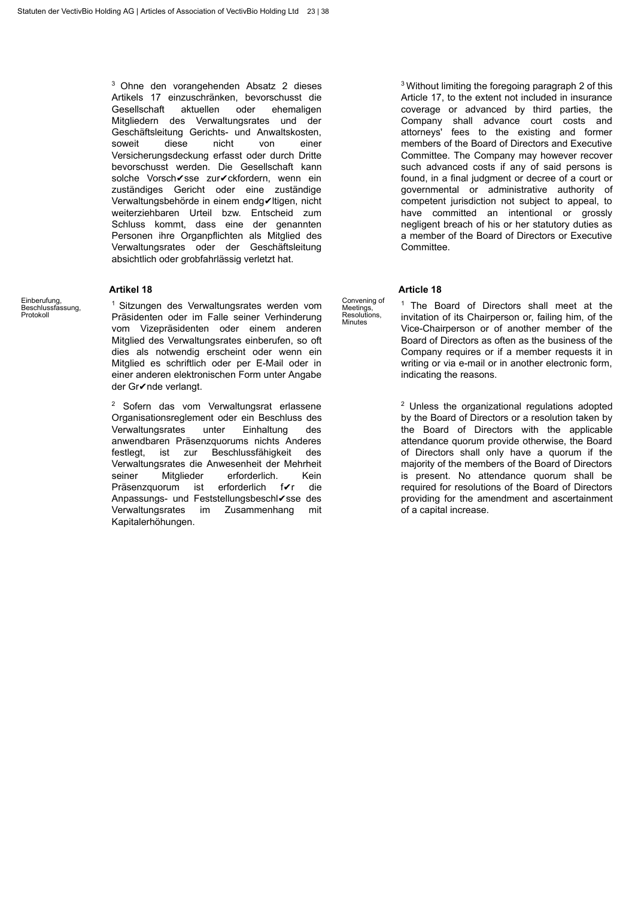[3] Ohne den vorangehenden Absatz 2 dieses Artikels 17 einzuschränken, bevorschusst die Gesellschaft aktuellen oder ehemaligen Mitgliedern des Verwaltungsrates und der Geschäftsleitung Gerichts- und Anwaltskosten, soweit diese nicht von einer Versicherungsdeckung erfasst oder durch Dritte bevorschusst werden. Die Gesellschaft kann solche Vorsch✔sse zur✔ckfordern, wenn ein zuständiges Gericht oder eine zuständige Verwaltungsbehörde in einem endg✔ltigen, nicht weiterziehbaren Urteil bzw. Entscheid zum Schluss kommt, dass eine der genannten Personen ihre Organpflichten als Mitglied des Verwaltungsrates oder der Geschäftsleitung absichtlich oder grobfahrlässig verletzt hat.

[3] Without limiting the foregoing paragraph 2 of this Article 17, to the extent not included in insurance coverage or advanced by third parties, the Company shall advance court costs and attorneys' fees to the existing and former members of the Board of Directors and Executive Committee. The Company may however recover such advanced costs if any of said persons is found, in a final judgment or decree of a court or governmental or administrative authority of competent jurisdiction not subject to appeal, to have committed an intentional or grossly negligent breach of his or her statutory duties as a member of the Board of Directors or Executive Committee.

**Artikel 18**

Einberufung, Beschlussfassung, Protokoll

[1] Sitzungen des Verwaltungsrates werden vom Präsidenten oder im Falle seiner Verhinderung vom Vizepräsidenten oder einem anderen Mitglied des Verwaltungsrates einberufen, so oft dies als notwendig erscheint oder wenn ein Mitglied es schriftlich oder per E-Mail oder in einer anderen elektronischen Form unter Angabe der Gr✔nde verlangt.

[2] Sofern das vom Verwaltungsrat erlassene Organisationsreglement oder ein Beschluss des Verwaltungsrates unter Einhaltung des anwendbaren Präsenzquorums nichts Anderes festlegt, ist zur Beschlussfähigkeit des Verwaltungsrates die Anwesenheit der Mehrheit seiner Mitglieder erforderlich. Kein Präsenzquorum ist erforderlich f✔r die Anpassungs- und Feststellungsbeschl✔sse des Verwaltungsrates im Zusammenhang mit Kapitalerhöhungen.

**Article 18**

Convening of Meetings, Resolutions, Minutes

[1] The Board of Directors shall meet at the invitation of its Chairperson or, failing him, of the Vice-Chairperson or of another member of the Board of Directors as often as the business of the Company requires or if a member requests it in writing or via e-mail or in another electronic form, indicating the reasons.

[2] Unless the organizational regulations adopted by the Board of Directors or a resolution taken by the Board of Directors with the applicable attendance quorum provide otherwise, the Board of Directors shall only have a quorum if the majority of the members of the Board of Directors is present. No attendance quorum shall be required for resolutions of the Board of Directors providing for the amendment and ascertainment of a capital increase.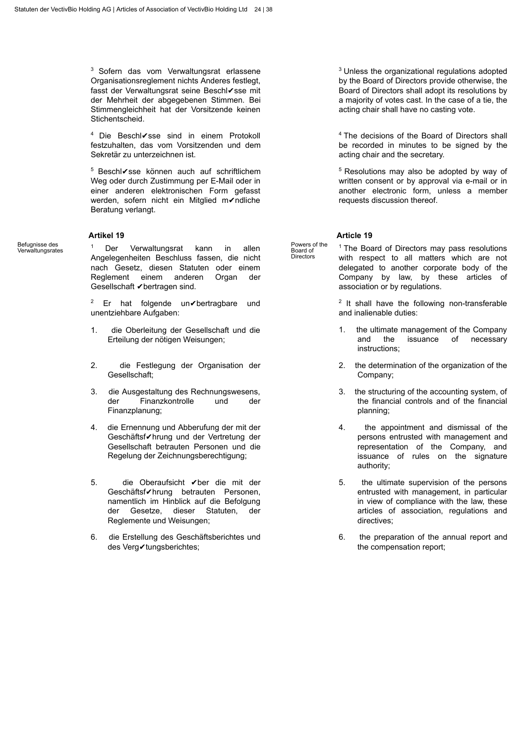3 Sofern das vom Verwaltungsrat erlassene Organisationsreglement nichts Anderes festlegt, fasst der Verwaltungsrat seine Beschl✔sse mit der Mehrheit der abgegebenen Stimmen. Bei Stimmengleichheit hat der Vorsitzende keinen Stichentscheid.

4 Die Beschl✔sse sind in einem Protokoll festzuhalten, das vom Vorsitzenden und dem Sekretär zu unterzeichnen ist.

5 Beschl✔sse können auch auf schriftlichem Weg oder durch Zustimmung per E-Mail oder in einer anderen elektronischen Form gefasst werden, sofern nicht ein Mitglied m✔ndliche Beratung verlangt.

### Artikel 19

Befugnisse des Verwaltungsrates

1 Der Verwaltungsrat kann in allen Angelegenheiten Beschluss fassen, die nicht nach Gesetz, diesen Statuten oder einem Reglement einem anderen Organ der Gesellschaft ✔bertragen sind.

2 Er hat folgende un✔bertragbare und unentziehbare Aufgaben:

1. die Oberleitung der Gesellschaft und die Erteilung der nötigen Weisungen;
2. die Festlegung der Organisation der Gesellschaft;
3. die Ausgestaltung des Rechnungswesens, der Finanzkontrolle und der Finanzplanung;
4. die Ernennung und Abberufung der mit der Geschäftsf✔hrung und der Vertretung der Gesellschaft betrauten Personen und die Regelung der Zeichnungsberechtigung;
5. die Oberaufsicht ✔ber die mit der Geschäftsf✔hrung betrauten Personen, namentlich im Hinblick auf die Befolgung der Gesetze, dieser Statuten, der Reglemente und Weisungen;
6. die Erstellung des Geschäftsberichtes und des Verg✔tungsberichtes;

3 Unless the organizational regulations adopted by the Board of Directors provide otherwise, the Board of Directors shall adopt its resolutions by a majority of votes cast. In the case of a tie, the acting chair shall have no casting vote.

4 The decisions of the Board of Directors shall be recorded in minutes to be signed by the acting chair and the secretary.

5 Resolutions may also be adopted by way of written consent or by approval via e-mail or in another electronic form, unless a member requests discussion thereof.

### Article 19

Powers of the Board of Directors

1 The Board of Directors may pass resolutions with respect to all matters which are not delegated to another corporate body of the Company by law, by these articles of association or by regulations.

2 It shall have the following non-transferable and inalienable duties:

1. the ultimate management of the Company and the issuance of necessary instructions;
2. the determination of the organization of the Company;
3. the structuring of the accounting system, of the financial controls and of the financial planning;
4. the appointment and dismissal of the persons entrusted with management and representation of the Company, and issuance of rules on the signature authority;
5. the ultimate supervision of the persons entrusted with management, in particular in view of compliance with the law, these articles of association, regulations and directives;
6. the preparation of the annual report and the compensation report;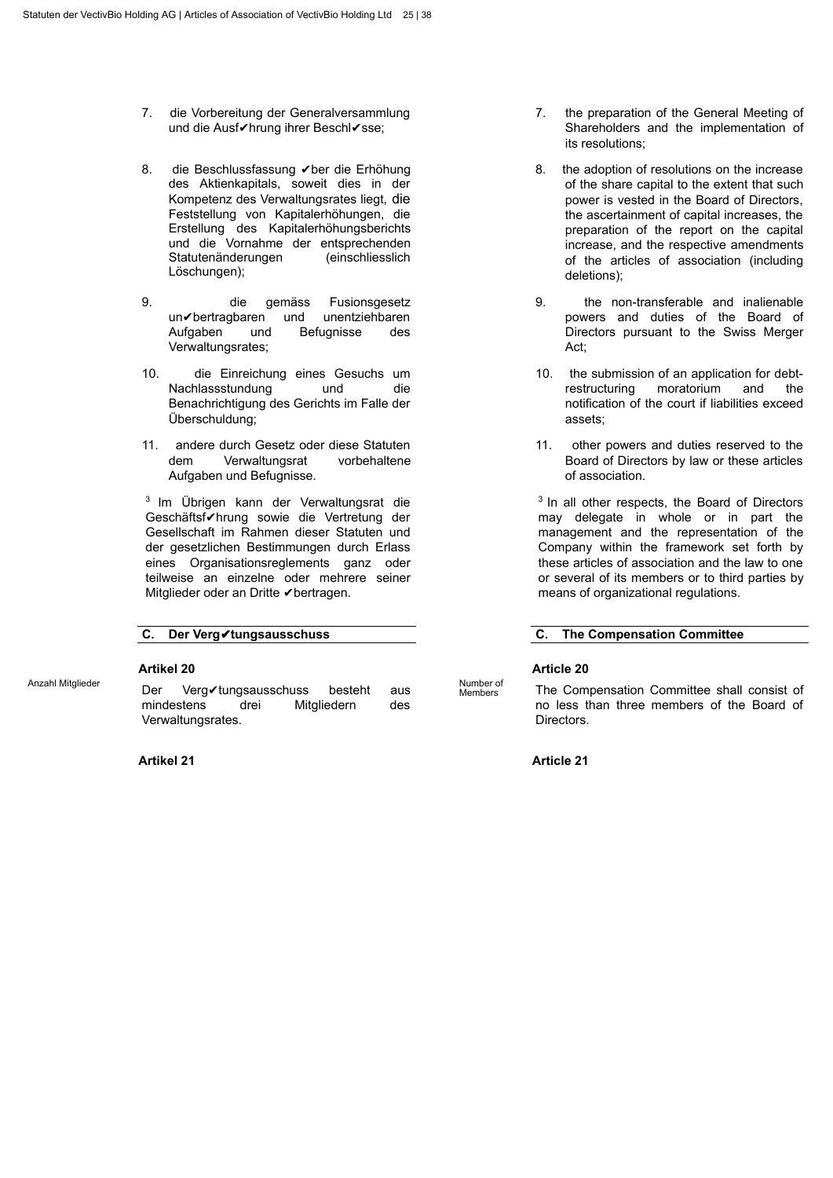7. die Vorbereitung der Generalversammlung und die Ausf✔hrung ihrer Beschl✔sse;

8. die Beschlussfassung ✔ber die Erhöhung des Aktienkapitals, soweit dies in der Kompetenz des Verwaltungsrates liegt, die Feststellung von Kapitalerhöhungen, die Erstellung des Kapitalerhöhungsberichts und die Vornahme der entsprechenden Statutenänderungen (einschliesslich Löschungen);

9. die gemäss Fusionsgesetz un✔bertragbaren und unentziehbaren Aufgaben und Befugnisse des Verwaltungsrates;

10. die Einreichung eines Gesuchs um Nachlassstundung und die Benachrichtigung des Gerichts im Falle der Überschuldung;

11. andere durch Gesetz oder diese Statuten dem Verwaltungsrat vorbehaltene Aufgaben und Befugnisse.

[3] Im Übrigen kann der Verwaltungsrat die Geschäftsf✔hrung sowie die Vertretung der Gesellschaft im Rahmen dieser Statuten und der gesetzlichen Bestimmungen durch Erlass eines Organisationsreglements ganz oder teilweise an einzelne oder mehrere seiner Mitglieder oder an Dritte ✔bertragen.

## C. Der Verg✔tungsausschuss

### Artikel 20

Anzahl Mitglieder

Der Verg✔tungsausschuss besteht aus mindestens drei Mitgliedern des Verwaltungsrates.

### Artikel 21

---

7. the preparation of the General Meeting of Shareholders and the implementation of its resolutions;

8. the adoption of resolutions on the increase of the share capital to the extent that such power is vested in the Board of Directors, the ascertainment of capital increases, the preparation of the report on the capital increase, and the respective amendments of the articles of association (including deletions);

9. the non-transferable and inalienable powers and duties of the Board of Directors pursuant to the Swiss Merger Act;

10. the submission of an application for debt-restructuring moratorium and the notification of the court if liabilities exceed assets;

11. other powers and duties reserved to the Board of Directors by law or these articles of association.

[3] In all other respects, the Board of Directors may delegate in whole or in part the management and the representation of the Company within the framework set forth by these articles of association and the law to one or several of its members or to third parties by means of organizational regulations.

## C. The Compensation Committee

### Article 20

Number of Members

The Compensation Committee shall consist of no less than three members of the Board of Directors.

### Article 21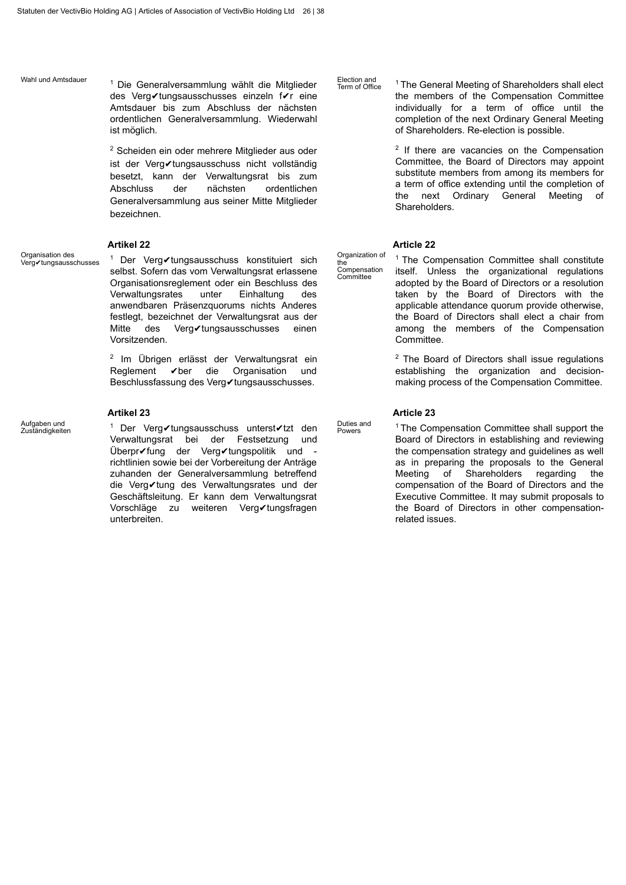Wahl und Amtsdauer

[1] Die Generalversammlung wählt die Mitglieder des Verg✔tungsausschusses einzeln f✔r eine Amtsdauer bis zum Abschluss der nächsten ordentlichen Generalversammlung. Wiederwahl ist möglich.

[2] Scheiden ein oder mehrere Mitglieder aus oder ist der Verg✔tungsausschuss nicht vollständig besetzt, kann der Verwaltungsrat bis zum Abschluss der nächsten ordentlichen Generalversammlung aus seiner Mitte Mitglieder bezeichnen.

Election and Term of Office

[1] The General Meeting of Shareholders shall elect the members of the Compensation Committee individually for a term of office until the completion of the next Ordinary General Meeting of Shareholders. Re-election is possible.

[2] If there are vacancies on the Compensation Committee, the Board of Directors may appoint substitute members from among its members for a term of office extending until the completion of the next Ordinary General Meeting of Shareholders.

### Artikel 22

Organisation des Verg✔tungsausschusses

[1] Der Verg✔tungsausschuss konstituiert sich selbst. Sofern das vom Verwaltungsrat erlassene Organisationsreglement oder ein Beschluss des Verwaltungsrates unter Einhaltung des anwendbaren Präsenzquorums nichts Anderes festlegt, bezeichnet der Verwaltungsrat aus der Mitte des Verg✔tungsausschusses einen Vorsitzenden.

[2] Im Übrigen erlässt der Verwaltungsrat ein Reglement ✔ber die Organisation und Beschlussfassung des Verg✔tungsausschusses.

### Article 22

Organization of the Compensation Committee

[1] The Compensation Committee shall constitute itself. Unless the organizational regulations adopted by the Board of Directors or a resolution taken by the Board of Directors with the applicable attendance quorum provide otherwise, the Board of Directors shall elect a chair from among the members of the Compensation Committee.

[2] The Board of Directors shall issue regulations establishing the organization and decision-making process of the Compensation Committee.

### Artikel 23

Aufgaben und Zuständigkeiten

[1] Der Verg✔tungsausschuss unterst✔tzt den Verwaltungsrat bei der Festsetzung und Überpr✔fung der Verg✔tungspolitik und -richtlinien sowie bei der Vorbereitung der Anträge zuhanden der Generalversammlung betreffend die Verg✔tung des Verwaltungsrates und der Geschäftsleitung. Er kann dem Verwaltungsrat Vorschläge zu weiteren Verg✔tungsfragen unterbreiten.

### Article 23

Duties and Powers

[1] The Compensation Committee shall support the Board of Directors in establishing and reviewing the compensation strategy and guidelines as well as in preparing the proposals to the General Meeting of Shareholders regarding the compensation of the Board of Directors and the Executive Committee. It may submit proposals to the Board of Directors in other compensation-related issues.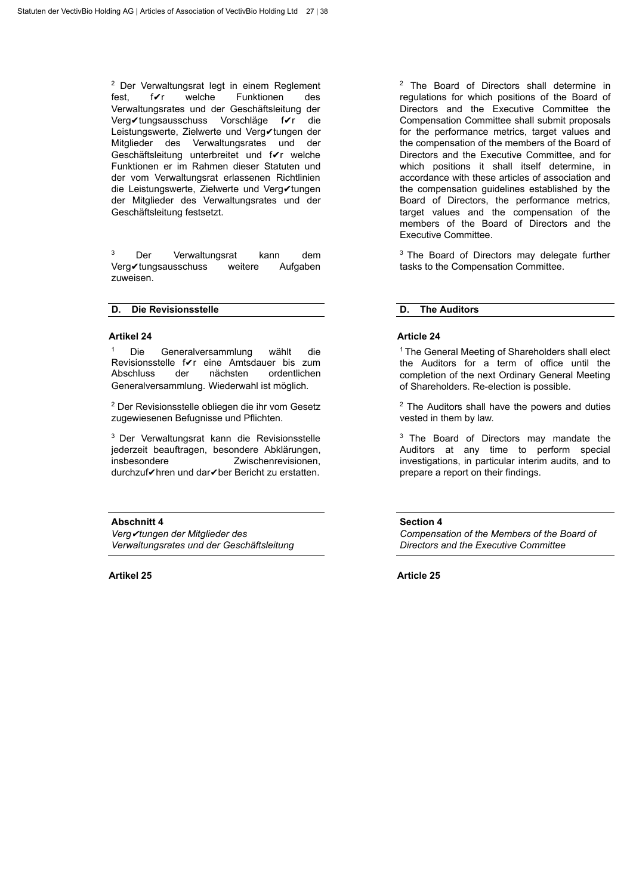2 Der Verwaltungsrat legt in einem Reglement fest, f✔r welche Funktionen des Verwaltungsrates und der Geschäftsleitung der Verg✔tungsausschuss Vorschläge f✔r die Leistungswerte, Zielwerte und Verg✔tungen der Mitglieder des Verwaltungsrates und der Geschäftsleitung unterbreitet und f✔r welche Funktionen er im Rahmen dieser Statuten und der vom Verwaltungsrat erlassenen Richtlinien die Leistungswerte, Zielwerte und Verg✔tungen der Mitglieder des Verwaltungsrates und der Geschäftsleitung festsetzt.

3 Der Verwaltungsrat kann dem Verg✔tungsausschuss weitere Aufgaben zuweisen.

**D. Die Revisionsstelle**

**Artikel 24**

1 Die Generalversammlung wählt die Revisionsstelle f✔r eine Amtsdauer bis zum Abschluss der nächsten ordentlichen Generalversammlung. Wiederwahl ist möglich.

2 Der Revisionsstelle obliegen die ihr vom Gesetz zugewiesenen Befugnisse und Pflichten.

3 Der Verwaltungsrat kann die Revisionsstelle jederzeit beauftragen, besondere Abklärungen, insbesondere Zwischenrevisionen, durchzuf✔hren und dar✔ber Bericht zu erstatten.

**Abschnitt 4**
*Verg✔tungen der Mitglieder des Verwaltungsrates und der Geschäftsleitung*

**Artikel 25**

2 The Board of Directors shall determine in regulations for which positions of the Board of Directors and the Executive Committee the Compensation Committee shall submit proposals for the performance metrics, target values and the compensation of the members of the Board of Directors and the Executive Committee, and for which positions it shall itself determine, in accordance with these articles of association and the compensation guidelines established by the Board of Directors, the performance metrics, target values and the compensation of the members of the Board of Directors and the Executive Committee.

3 The Board of Directors may delegate further tasks to the Compensation Committee.

**D. The Auditors**

**Article 24**

1 The General Meeting of Shareholders shall elect the Auditors for a term of office until the completion of the next Ordinary General Meeting of Shareholders. Re-election is possible.

2 The Auditors shall have the powers and duties vested in them by law.

3 The Board of Directors may mandate the Auditors at any time to perform special investigations, in particular interim audits, and to prepare a report on their findings.

**Section 4**
*Compensation of the Members of the Board of Directors and the Executive Committee*

**Article 25**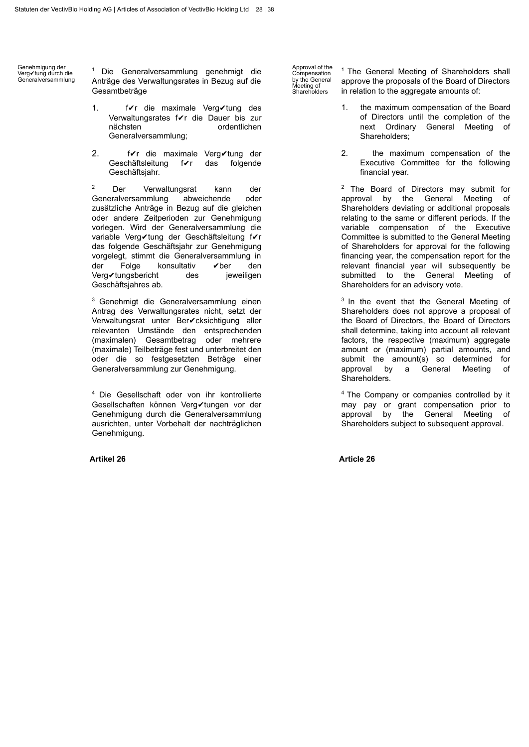Genehmigung der Verg✔tung durch die Generalversammlung

[1] Die Generalversammlung genehmigt die Anträge des Verwaltungsrates in Bezug auf die Gesamtbeträge

1. f✔r die maximale Verg✔tung des Verwaltungsrates f✔r die Dauer bis zur nächsten ordentlichen Generalversammlung;

2. f✔r die maximale Verg✔tung der Geschäftsleitung f✔r das folgende Geschäftsjahr.

[2] Der Verwaltungsrat kann der Generalversammlung abweichende oder zusätzliche Anträge in Bezug auf die gleichen oder andere Zeitperioden zur Genehmigung vorlegen. Wird der Generalversammlung die variable Verg✔tung der Geschäftsleitung f✔r das folgende Geschäftsjahr zur Genehmigung vorgelegt, stimmt die Generalversammlung in der Folge konsultativ ✔ber den Verg✔tungsbericht des jeweiligen Geschäftsjahres ab.

[3] Genehmigt die Generalversammlung einen Antrag des Verwaltungsrates nicht, setzt der Verwaltungsrat unter Ber✔cksichtigung aller relevanten Umstände den entsprechenden (maximalen) Gesamtbetrag oder mehrere (maximale) Teilbeträge fest und unterbreitet den oder die so festgesetzten Beträge einer Generalversammlung zur Genehmigung.

[4] Die Gesellschaft oder von ihr kontrollierte Gesellschaften können Verg✔tungen vor der Genehmigung durch die Generalversammlung ausrichten, unter Vorbehalt der nachträglichen Genehmigung.

**Artikel 26**

Approval of the Compensation by the General Meeting of Shareholders

[1] The General Meeting of Shareholders shall approve the proposals of the Board of Directors in relation to the aggregate amounts of:

1. the maximum compensation of the Board of Directors until the completion of the next Ordinary General Meeting of Shareholders;

2. the maximum compensation of the Executive Committee for the following financial year.

[2] The Board of Directors may submit for approval by the General Meeting of Shareholders deviating or additional proposals relating to the same or different periods. If the variable compensation of the Executive Committee is submitted to the General Meeting of Shareholders for approval for the following financing year, the compensation report for the relevant financial year will subsequently be submitted to the General Meeting of Shareholders for an advisory vote.

[3] In the event that the General Meeting of Shareholders does not approve a proposal of the Board of Directors, the Board of Directors shall determine, taking into account all relevant factors, the respective (maximum) aggregate amount or (maximum) partial amounts, and submit the amount(s) so determined for approval by a General Meeting of Shareholders.

[4] The Company or companies controlled by it may pay or grant compensation prior to approval by the General Meeting of Shareholders subject to subsequent approval.

**Article 26**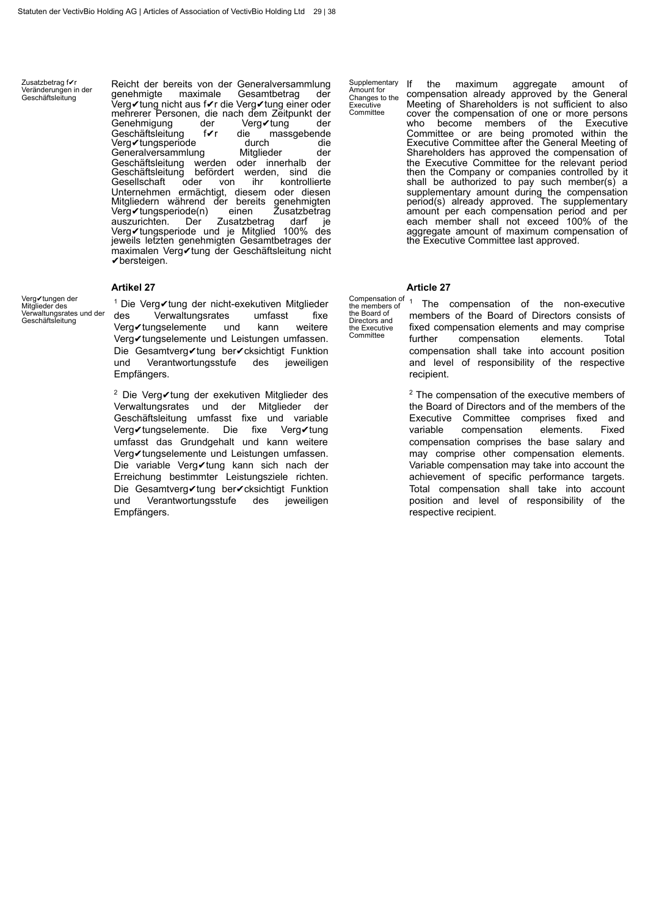Zusatzbetrag f✔r Veränderungen in der Geschäftsleitung

Reicht der bereits von der Generalversammlung genehmigte maximale Gesamtbetrag der Verg✔tung nicht aus f✔r die Verg✔tung einer oder mehrerer Personen, die nach dem Zeitpunkt der Genehmigung der Verg✔tung der Geschäftsleitung f✔r die massgebende Verg✔tungsperiode durch die Generalversammlung Mitglieder der Geschäftsleitung werden oder innerhalb der Geschäftsleitung befördert werden, sind die Gesellschaft oder von ihr kontrollierte Unternehmen ermächtigt, diesem oder diesen Mitgliedern während der bereits genehmigten Verg✔tungsperiode(n) einen Zusatzbetrag auszurichten. Der Zusatzbetrag darf je Verg✔tungsperiode und je Mitglied 100% des jeweils letzten genehmigten Gesamtbetrages der maximalen Verg✔tung der Geschäftsleitung nicht ✔bersteigen.

Supplementary Amount for Changes to the Executive Committee

If the maximum aggregate amount of compensation already approved by the General Meeting of Shareholders is not sufficient to also cover the compensation of one or more persons who become members of the Executive Committee or are being promoted within the Executive Committee after the General Meeting of Shareholders has approved the compensation of the Executive Committee for the relevant period then the Company or companies controlled by it shall be authorized to pay such member(s) a supplementary amount during the compensation period(s) already approved. The supplementary amount per each compensation period and per each member shall not exceed 100% of the aggregate amount of maximum compensation of the Executive Committee last approved.

### Artikel 27

Verg✔tungen der Mitglieder des Verwaltungsrates und der Geschäftsleitung

[1] Die Verg✔tung der nicht-exekutiven Mitglieder des Verwaltungsrates umfasst fixe Verg✔tungselemente und kann weitere Verg✔tungselemente und Leistungen umfassen. Die Gesamtverg✔tung ber✔cksichtigt Funktion und Verantwortungsstufe des jeweiligen Empfängers.

[2] Die Verg✔tung der exekutiven Mitglieder des Verwaltungsrates und der Mitglieder der Geschäftsleitung umfasst fixe und variable Verg✔tungselemente. Die fixe Verg✔tung umfasst das Grundgehalt und kann weitere Verg✔tungselemente und Leistungen umfassen. Die variable Verg✔tung kann sich nach der Erreichung bestimmter Leistungsziele richten. Die Gesamtverg✔tung ber✔cksichtigt Funktion und Verantwortungsstufe des jeweiligen Empfängers.

### Article 27

Compensation of the members of the Board of Directors and the Executive Committee

[1] The compensation of the non-executive members of the Board of Directors consists of fixed compensation elements and may comprise further compensation elements. Total compensation shall take into account position and level of responsibility of the respective recipient.

[2] The compensation of the executive members of the Board of Directors and of the members of the Executive Committee comprises fixed and variable compensation elements. Fixed compensation comprises the base salary and may comprise other compensation elements. Variable compensation may take into account the achievement of specific performance targets. Total compensation shall take into account position and level of responsibility of the respective recipient.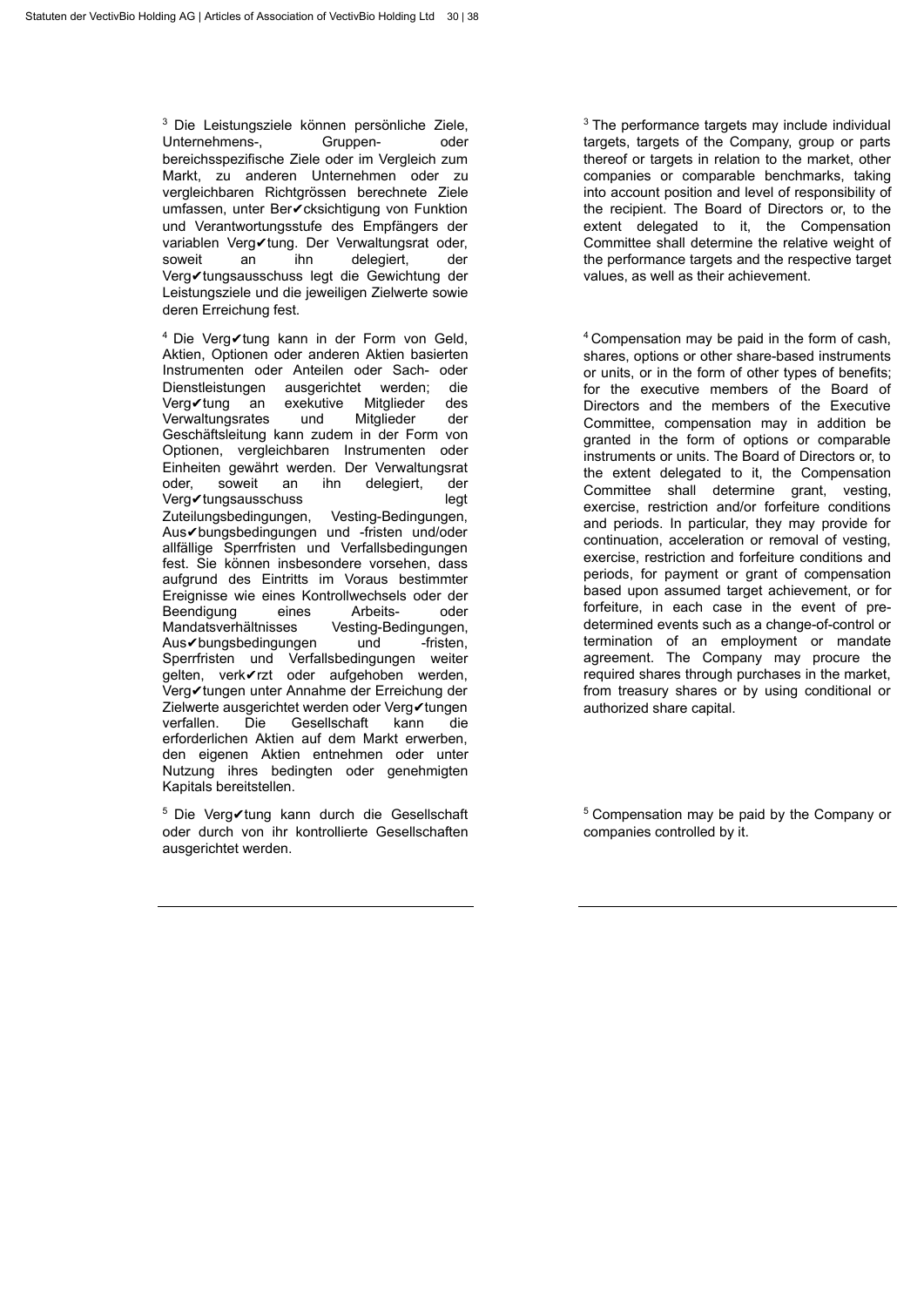3 Die Leistungsziele können persönliche Ziele, Unternehmens-, Gruppen- oder bereichsspezifische Ziele oder im Vergleich zum Markt, zu anderen Unternehmen oder zu vergleichbaren Richtgrössen berechnete Ziele umfassen, unter Ber✔cksichtigung von Funktion und Verantwortungsstufe des Empfängers der variablen Verg✔tung. Der Verwaltungsrat oder, soweit an ihn delegiert, der Verg✔tungsausschuss legt die Gewichtung der Leistungsziele und die jeweiligen Zielwerte sowie deren Erreichung fest.

4 Die Verg✔tung kann in der Form von Geld, Aktien, Optionen oder anderen Aktien basierten Instrumenten oder Anteilen oder Sach- oder Dienstleistungen ausgerichtet werden; die Verg✔tung an exekutive Mitglieder des Verwaltungsrates und Mitglieder der Geschäftsleitung kann zudem in der Form von Optionen, vergleichbaren Instrumenten oder Einheiten gewährt werden. Der Verwaltungsrat oder, soweit an ihn delegiert, der Verg✔tungsausschuss legt Zuteilungsbedingungen, Vesting-Bedingungen, Aus✔bungsbedingungen und -fristen und/oder allfällige Sperrfristen und Verfallsbedingungen fest. Sie können insbesondere vorsehen, dass aufgrund des Eintritts im Voraus bestimmter Ereignisse wie eines Kontrollwechsels oder der Beendigung eines Arbeits- oder Mandatsverhältnisses Vesting-Bedingungen, Aus✔bungsbedingungen und -fristen, Sperrfristen und Verfallsbedingungen weiter gelten, verk✔rzt oder aufgehoben werden, Verg✔tungen unter Annahme der Erreichung der Zielwerte ausgerichtet werden oder Verg✔tungen verfallen. Die Gesellschaft kann die erforderlichen Aktien auf dem Markt erwerben, den eigenen Aktien entnehmen oder unter Nutzung ihres bedingten oder genehmigten Kapitals bereitstellen.

5 Die Verg✔tung kann durch die Gesellschaft oder durch von ihr kontrollierte Gesellschaften ausgerichtet werden.

3 The performance targets may include individual targets, targets of the Company, group or parts thereof or targets in relation to the market, other companies or comparable benchmarks, taking into account position and level of responsibility of the recipient. The Board of Directors or, to the extent delegated to it, the Compensation Committee shall determine the relative weight of the performance targets and the respective target values, as well as their achievement.

4 Compensation may be paid in the form of cash, shares, options or other share-based instruments or units, or in the form of other types of benefits; for the executive members of the Board of Directors and the members of the Executive Committee, compensation may in addition be granted in the form of options or comparable instruments or units. The Board of Directors or, to the extent delegated to it, the Compensation Committee shall determine grant, vesting, exercise, restriction and/or forfeiture conditions and periods. In particular, they may provide for continuation, acceleration or removal of vesting, exercise, restriction and forfeiture conditions and periods, for payment or grant of compensation based upon assumed target achievement, or for forfeiture, in each case in the event of pre-determined events such as a change-of-control or termination of an employment or mandate agreement. The Company may procure the required shares through purchases in the market, from treasury shares or by using conditional or authorized share capital.

5 Compensation may be paid by the Company or companies controlled by it.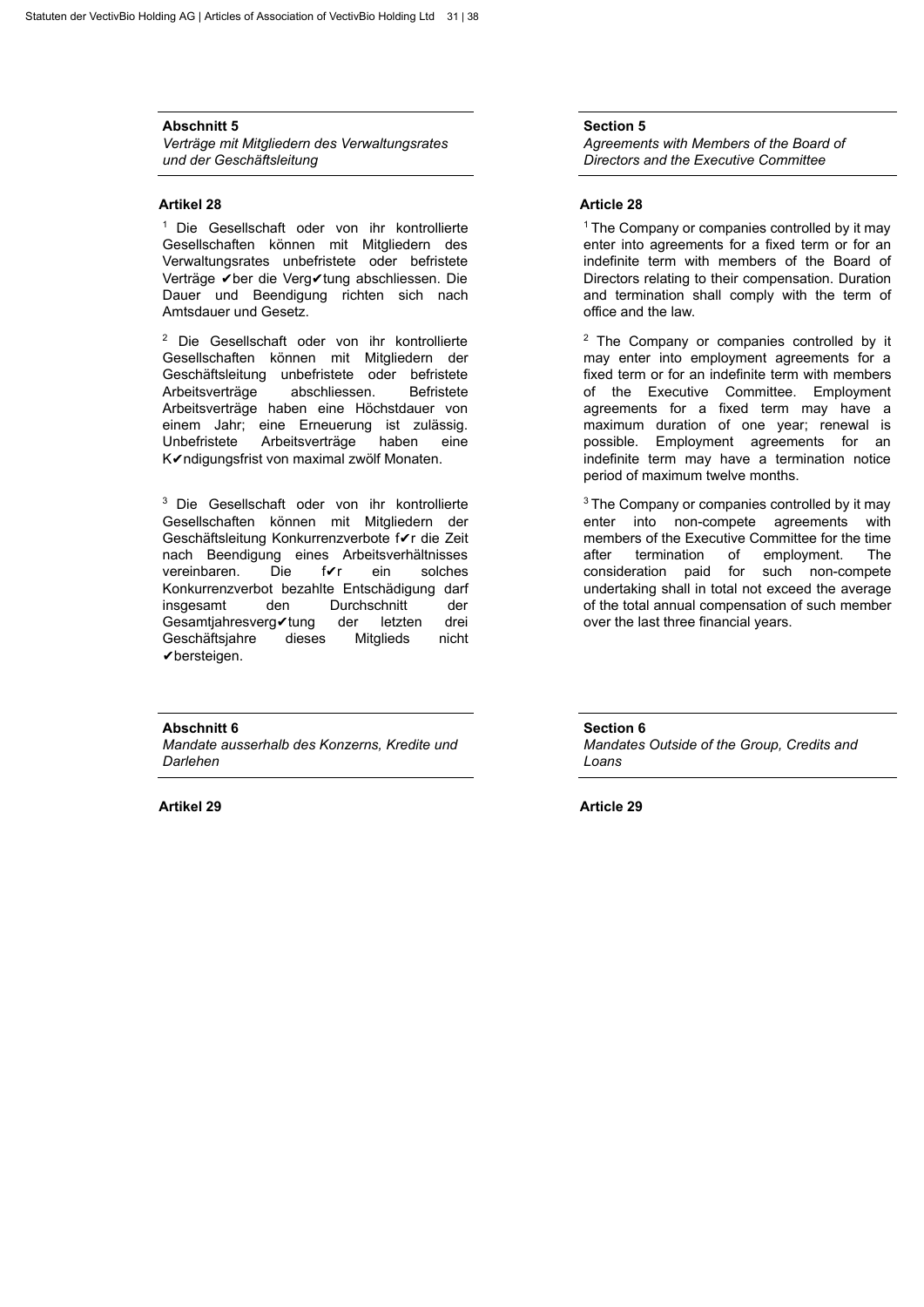**Abschnitt 5**
*Verträge mit Mitgliedern des Verwaltungsrates und der Geschäftsleitung*

**Artikel 28**

[1] Die Gesellschaft oder von ihr kontrollierte Gesellschaften können mit Mitgliedern des Verwaltungsrates unbefristete oder befristete Verträge ✔ber die Verg✔tung abschliessen. Die Dauer und Beendigung richten sich nach Amtsdauer und Gesetz.

[2] Die Gesellschaft oder von ihr kontrollierte Gesellschaften können mit Mitgliedern der Geschäftsleitung unbefristete oder befristete Arbeitsverträge abschliessen. Befristete Arbeitsverträge haben eine Höchstdauer von einem Jahr; eine Erneuerung ist zulässig. Unbefristete Arbeitsverträge haben eine K✔ndigungsfrist von maximal zwölf Monaten.

[3] Die Gesellschaft oder von ihr kontrollierte Gesellschaften können mit Mitgliedern der Geschäftsleitung Konkurrenzverbote f✔r die Zeit nach Beendigung eines Arbeitsverhältnisses vereinbaren. Die f✔r ein solches Konkurrenzverbot bezahlte Entschädigung darf insgesamt den Durchschnitt der Gesamtjahresverg✔tung der letzten drei Geschäftsjahre dieses Mitglieds nicht ✔bersteigen.

**Section 5**
*Agreements with Members of the Board of Directors and the Executive Committee*

**Article 28**

[1] The Company or companies controlled by it may enter into agreements for a fixed term or for an indefinite term with members of the Board of Directors relating to their compensation. Duration and termination shall comply with the term of office and the law.

[2] The Company or companies controlled by it may enter into employment agreements for a fixed term or for an indefinite term with members of the Executive Committee. Employment agreements for a fixed term may have a maximum duration of one year; renewal is possible. Employment agreements for an indefinite term may have a termination notice period of maximum twelve months.

[3] The Company or companies controlled by it may enter into non-compete agreements with members of the Executive Committee for the time after termination of employment. The consideration paid for such non-compete undertaking shall in total not exceed the average of the total annual compensation of such member over the last three financial years.

**Abschnitt 6**
*Mandate ausserhalb des Konzerns, Kredite und Darlehen*

**Artikel 29**

**Section 6**
*Mandates Outside of the Group, Credits and Loans*

**Article 29**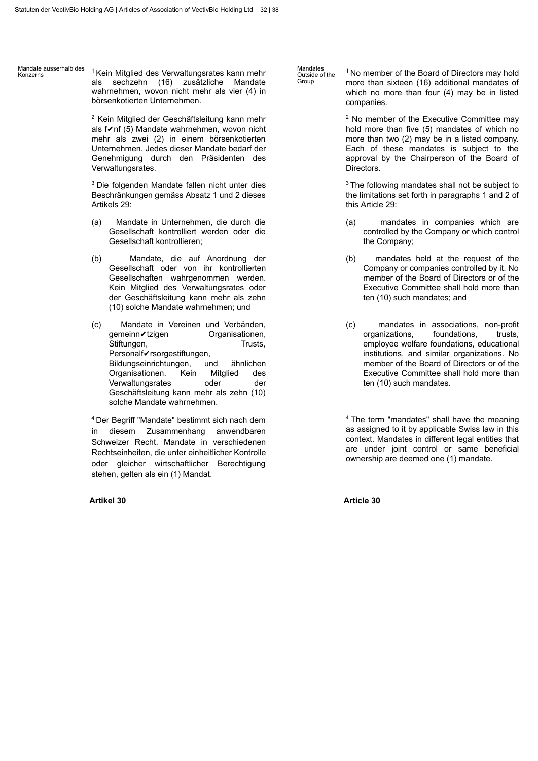Mandate ausserhalb des Konzerns

[1] Kein Mitglied des Verwaltungsrates kann mehr als sechzehn (16) zusätzliche Mandate wahrnehmen, wovon nicht mehr als vier (4) in börsenkotierten Unternehmen.

[2] Kein Mitglied der Geschäftsleitung kann mehr als f✔nf (5) Mandate wahrnehmen, wovon nicht mehr als zwei (2) in einem börsenkotierten Unternehmen. Jedes dieser Mandate bedarf der Genehmigung durch den Präsidenten des Verwaltungsrates.

[3] Die folgenden Mandate fallen nicht unter dies Beschränkungen gemäss Absatz 1 und 2 dieses Artikels 29:

(a) Mandate in Unternehmen, die durch die Gesellschaft kontrolliert werden oder die Gesellschaft kontrollieren;

(b) Mandate, die auf Anordnung der Gesellschaft oder von ihr kontrollierten Gesellschaften wahrgenommen werden. Kein Mitglied des Verwaltungsrates oder der Geschäftsleitung kann mehr als zehn (10) solche Mandate wahrnehmen; und

(c) Mandate in Vereinen und Verbänden, gemeinn✔tzigen Organisationen, Stiftungen, Trusts, Personalf✔rsorgestiftungen, Bildungseinrichtungen, und ähnlichen Organisationen. Kein Mitglied des Verwaltungsrates oder der Geschäftsleitung kann mehr als zehn (10) solche Mandate wahrnehmen.

[4] Der Begriff "Mandate" bestimmt sich nach dem in diesem Zusammenhang anwendbaren Schweizer Recht. Mandate in verschiedenen Rechtseinheiten, die unter einheitlicher Kontrolle oder gleicher wirtschaftlicher Berechtigung stehen, gelten als ein (1) Mandat.

**Artikel 30**

Mandates Outside of the Group

[1] No member of the Board of Directors may hold more than sixteen (16) additional mandates of which no more than four (4) may be in listed companies.

[2] No member of the Executive Committee may hold more than five (5) mandates of which no more than two (2) may be in a listed company. Each of these mandates is subject to the approval by the Chairperson of the Board of Directors.

[3] The following mandates shall not be subject to the limitations set forth in paragraphs 1 and 2 of this Article 29:

(a) mandates in companies which are controlled by the Company or which control the Company;

(b) mandates held at the request of the Company or companies controlled by it. No member of the Board of Directors or of the Executive Committee shall hold more than ten (10) such mandates; and

(c) mandates in associations, non-profit organizations, foundations, trusts, employee welfare foundations, educational institutions, and similar organizations. No member of the Board of Directors or of the Executive Committee shall hold more than ten (10) such mandates.

[4] The term "mandates" shall have the meaning as assigned to it by applicable Swiss law in this context. Mandates in different legal entities that are under joint control or same beneficial ownership are deemed one (1) mandate.

**Article 30**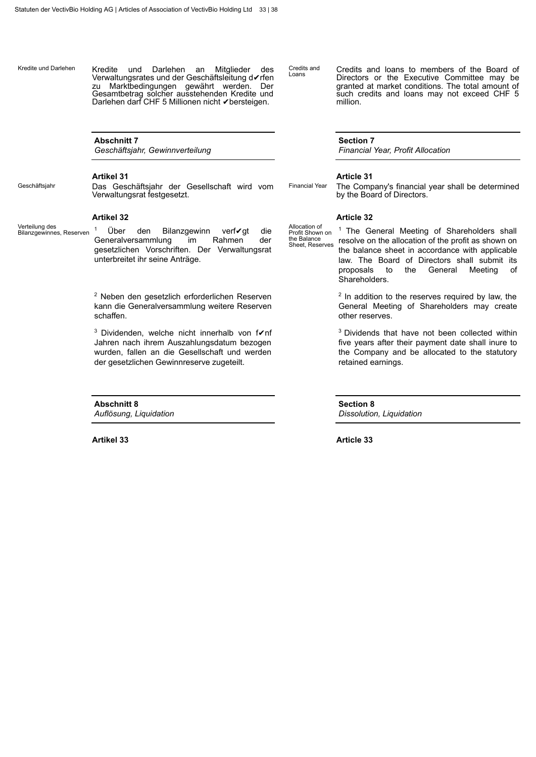Kredite und Darlehen

Kredite und Darlehen an Mitglieder des Verwaltungsrates und der Geschäftsleitung d✔rfen zu Marktbedingungen gewährt werden. Der Gesamtbetrag solcher ausstehenden Kredite und Darlehen darf CHF 5 Millionen nicht ✔bersteigen.

Credits and Loans

Credits and loans to members of the Board of Directors or the Executive Committee may be granted at market conditions. The total amount of such credits and loans may not exceed CHF 5 million.

## Abschnitt 7
*Geschäftsjahr, Gewinnverteilung*

## Section 7
*Financial Year, Profit Allocation*

### Artikel 31

Geschäftsjahr

Das Geschäftsjahr der Gesellschaft wird vom Verwaltungsrat festgesetzt.

### Article 31

Financial Year

The Company's financial year shall be determined by the Board of Directors.

### Artikel 32

Verteilung des Bilanzgewinnes, Reserven

[1] Über den Bilanzgewinn verf✔gt die Generalversammlung im Rahmen der gesetzlichen Vorschriften. Der Verwaltungsrat unterbreitet ihr seine Anträge.

[2] Neben den gesetzlich erforderlichen Reserven kann die Generalversammlung weitere Reserven schaffen.

[3] Dividenden, welche nicht innerhalb von f✔nf Jahren nach ihrem Auszahlungsdatum bezogen wurden, fallen an die Gesellschaft und werden der gesetzlichen Gewinnreserve zugeteilt.

### Article 32

Allocation of Profit Shown on the Balance Sheet, Reserves

[1] The General Meeting of Shareholders shall resolve on the allocation of the profit as shown on the balance sheet in accordance with applicable law. The Board of Directors shall submit its proposals to the General Meeting of Shareholders.

[2] In addition to the reserves required by law, the General Meeting of Shareholders may create other reserves.

[3] Dividends that have not been collected within five years after their payment date shall inure to the Company and be allocated to the statutory retained earnings.

## Abschnitt 8
*Auflösung, Liquidation*

## Section 8
*Dissolution, Liquidation*

### Artikel 33

### Article 33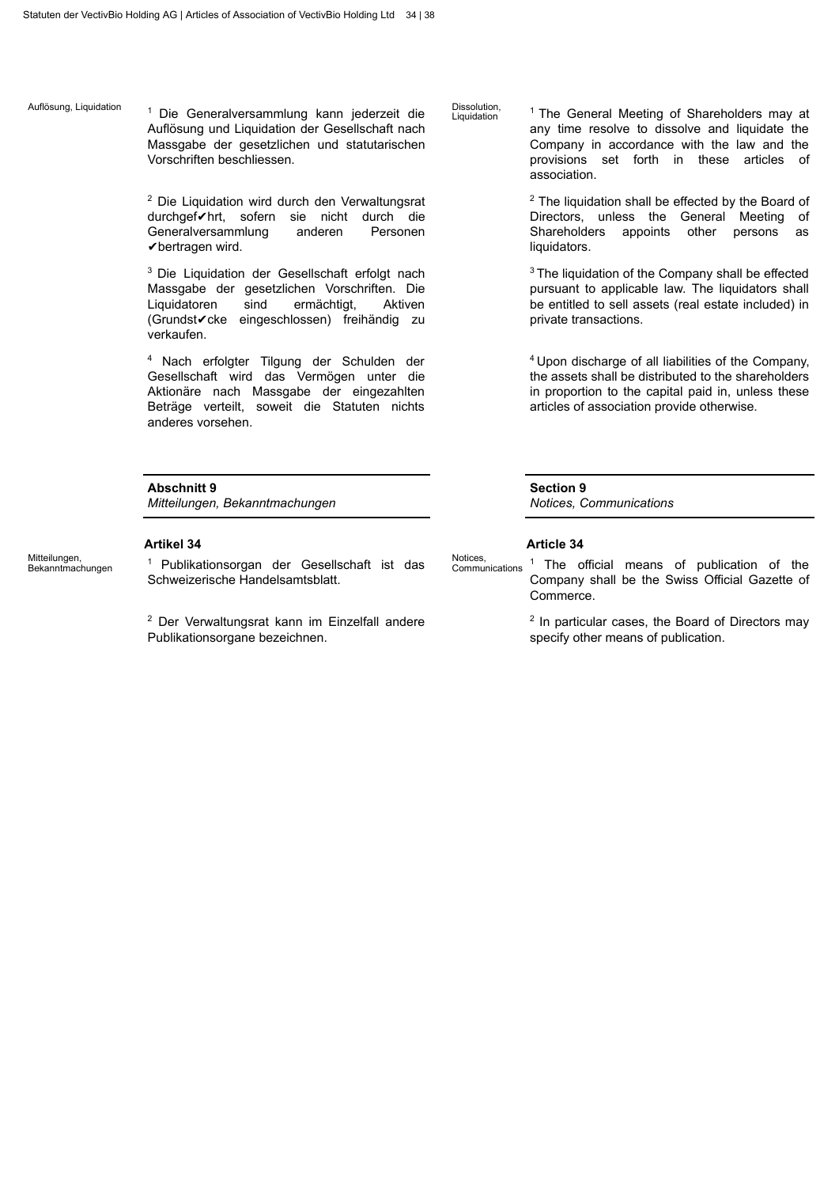Auflösung, Liquidation

[1] Die Generalversammlung kann jederzeit die Auflösung und Liquidation der Gesellschaft nach Massgabe der gesetzlichen und statutarischen Vorschriften beschliessen.

[2] Die Liquidation wird durch den Verwaltungsrat durchgef✔hrt, sofern sie nicht durch die Generalversammlung anderen Personen ✔bertragen wird.

[3] Die Liquidation der Gesellschaft erfolgt nach Massgabe der gesetzlichen Vorschriften. Die Liquidatoren sind ermächtigt, Aktiven (Grundst✔cke eingeschlossen) freihändig zu verkaufen.

[4] Nach erfolgter Tilgung der Schulden der Gesellschaft wird das Vermögen unter die Aktionäre nach Massgabe der eingezahlten Beträge verteilt, soweit die Statuten nichts anderes vorsehen.

Dissolution, Liquidation

[1] The General Meeting of Shareholders may at any time resolve to dissolve and liquidate the Company in accordance with the law and the provisions set forth in these articles of association.

[2] The liquidation shall be effected by the Board of Directors, unless the General Meeting of Shareholders appoints other persons as liquidators.

[3] The liquidation of the Company shall be effected pursuant to applicable law. The liquidators shall be entitled to sell assets (real estate included) in private transactions.

[4] Upon discharge of all liabilities of the Company, the assets shall be distributed to the shareholders in proportion to the capital paid in, unless these articles of association provide otherwise.

## Abschnitt 9
*Mitteilungen, Bekanntmachungen*

### Artikel 34

Mitteilungen, Bekanntmachungen

[1] Publikationsorgan der Gesellschaft ist das Schweizerische Handelsamtsblatt.

[2] Der Verwaltungsrat kann im Einzelfall andere Publikationsorgane bezeichnen.

## Section 9
*Notices, Communications*

### Article 34

Notices, Communications

[1] The official means of publication of the Company shall be the Swiss Official Gazette of Commerce.

[2] In particular cases, the Board of Directors may specify other means of publication.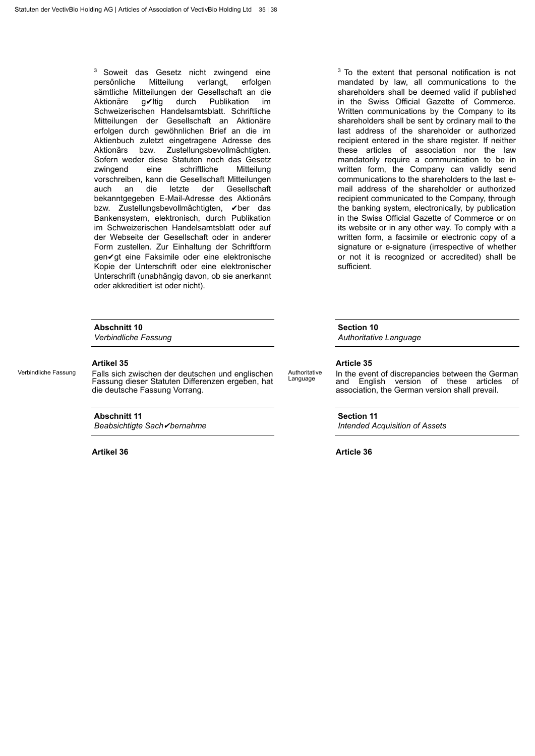[3] Soweit das Gesetz nicht zwingend eine persönliche Mitteilung verlangt, erfolgen sämtliche Mitteilungen der Gesellschaft an die Aktionäre g✔ltig durch Publikation im Schweizerischen Handelsamtsblatt. Schriftliche Mitteilungen der Gesellschaft an Aktionäre erfolgen durch gewöhnlichen Brief an die im Aktienbuch zuletzt eingetragene Adresse des Aktionärs bzw. Zustellungsbevollmächtigten. Sofern weder diese Statuten noch das Gesetz zwingend eine schriftliche Mitteilung vorschreiben, kann die Gesellschaft Mitteilungen auch an die letzte der Gesellschaft bekanntgegeben E-Mail-Adresse des Aktionärs bzw. Zustellungsbevollmächtigten, ✔ber das Bankensystem, elektronisch, durch Publikation im Schweizerischen Handelsamtsblatt oder auf der Webseite der Gesellschaft oder in anderer Form zustellen. Zur Einhaltung der Schriftform gen✔gt eine Faksimile oder eine elektronische Kopie der Unterschrift oder eine elektronischer Unterschrift (unabhängig davon, ob sie anerkannt oder akkreditiert ist oder nicht).

[3] To the extent that personal notification is not mandated by law, all communications to the shareholders shall be deemed valid if published in the Swiss Official Gazette of Commerce. Written communications by the Company to its shareholders shall be sent by ordinary mail to the last address of the shareholder or authorized recipient entered in the share register. If neither these articles of association nor the law mandatorily require a communication to be in written form, the Company can validly send communications to the shareholders to the last e-mail address of the shareholder or authorized recipient communicated to the Company, through the banking system, electronically, by publication in the Swiss Official Gazette of Commerce or on its website or in any other way. To comply with a written form, a facsimile or electronic copy of a signature or e-signature (irrespective of whether or not it is recognized or accredited) shall be sufficient.

## Abschnitt 10
*Verbindliche Fassung*

## Section 10
*Authoritative Language*

### Artikel 35

Verbindliche Fassung

Falls sich zwischen der deutschen und englischen Fassung dieser Statuten Differenzen ergeben, hat die deutsche Fassung Vorrang.

### Article 35

Authoritative Language

In the event of discrepancies between the German and English version of these articles of association, the German version shall prevail.

## Abschnitt 11
*Beabsichtigte Sach✔bernahme*

## Section 11
*Intended Acquisition of Assets*

### Artikel 36

### Article 36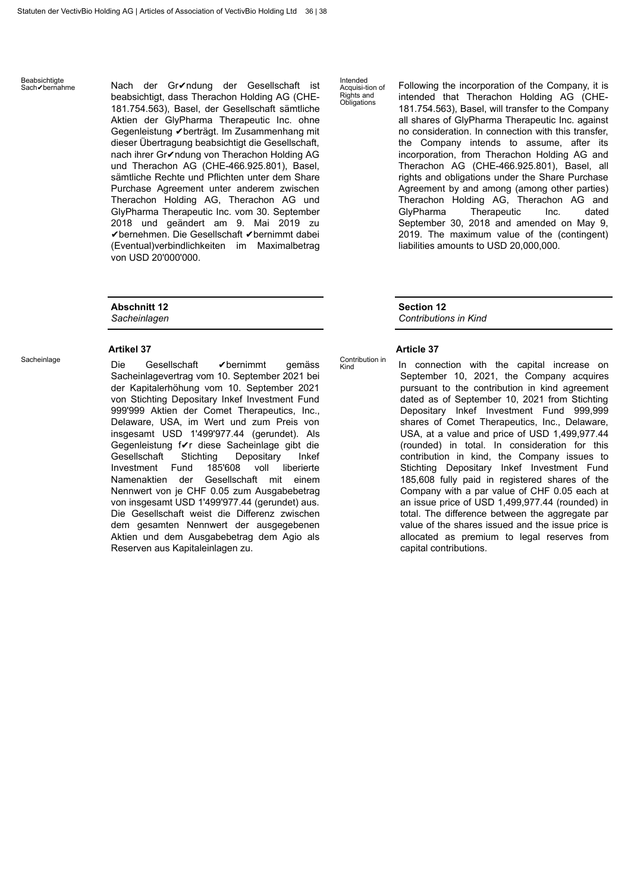Beabsichtigte Sach✔bernahme

Nach der Gr✔ndung der Gesellschaft ist beabsichtigt, dass Therachon Holding AG (CHE-181.754.563), Basel, der Gesellschaft sämtliche Aktien der GlyPharma Therapeutic Inc. ohne Gegenleistung ✔berträgt. Im Zusammenhang mit dieser Übertragung beabsichtigt die Gesellschaft, nach ihrer Gr✔ndung von Therachon Holding AG und Therachon AG (CHE-466.925.801), Basel, sämtliche Rechte und Pflichten unter dem Share Purchase Agreement unter anderem zwischen Therachon Holding AG, Therachon AG und GlyPharma Therapeutic Inc. vom 30. September 2018 und geändert am 9. Mai 2019 zu ✔bernehmen. Die Gesellschaft ✔bernimmt dabei (Eventual)verbindlichkeiten im Maximalbetrag von USD 20'000'000.

Intended Acquisi-tion of Rights and Obligations

Following the incorporation of the Company, it is intended that Therachon Holding AG (CHE-181.754.563), Basel, will transfer to the Company all shares of GlyPharma Therapeutic Inc. against no consideration. In connection with this transfer, the Company intends to assume, after its incorporation, from Therachon Holding AG and Therachon AG (CHE-466.925.801), Basel, all rights and obligations under the Share Purchase Agreement by and among (among other parties) Therachon Holding AG, Therachon AG and GlyPharma Therapeutic Inc. dated September 30, 2018 and amended on May 9, 2019. The maximum value of the (contingent) liabilities amounts to USD 20,000,000.

## Abschnitt 12
*Sacheinlagen*

## Section 12
*Contributions in Kind*

### Artikel 37

Sacheinlage

Die Gesellschaft ✔bernimmt gemäss Sacheinlagevertrag vom 10. September 2021 bei der Kapitalerhöhung vom 10. September 2021 von Stichting Depositary Inkef Investment Fund 999'999 Aktien der Comet Therapeutics, Inc., Delaware, USA, im Wert und zum Preis von insgesamt USD 1'499'977.44 (gerundet). Als Gegenleistung f✔r diese Sacheinlage gibt die Gesellschaft Stichting Depositary Inkef Investment Fund 185'608 voll liberierte Namenaktien der Gesellschaft mit einem Nennwert von je CHF 0.05 zum Ausgabebetrag von insgesamt USD 1'499'977.44 (gerundet) aus. Die Gesellschaft weist die Differenz zwischen dem gesamten Nennwert der ausgegebenen Aktien und dem Ausgabebetrag dem Agio als Reserven aus Kapitaleinlagen zu.

### Article 37

Contribution in Kind

In connection with the capital increase on September 10, 2021, the Company acquires pursuant to the contribution in kind agreement dated as of September 10, 2021 from Stichting Depositary Inkef Investment Fund 999,999 shares of Comet Therapeutics, Inc., Delaware, USA, at a value and price of USD 1,499,977.44 (rounded) in total. In consideration for this contribution in kind, the Company issues to Stichting Depositary Inkef Investment Fund 185,608 fully paid in registered shares of the Company with a par value of CHF 0.05 each at an issue price of USD 1,499,977.44 (rounded) in total. The difference between the aggregate par value of the shares issued and the issue price is allocated as premium to legal reserves from capital contributions.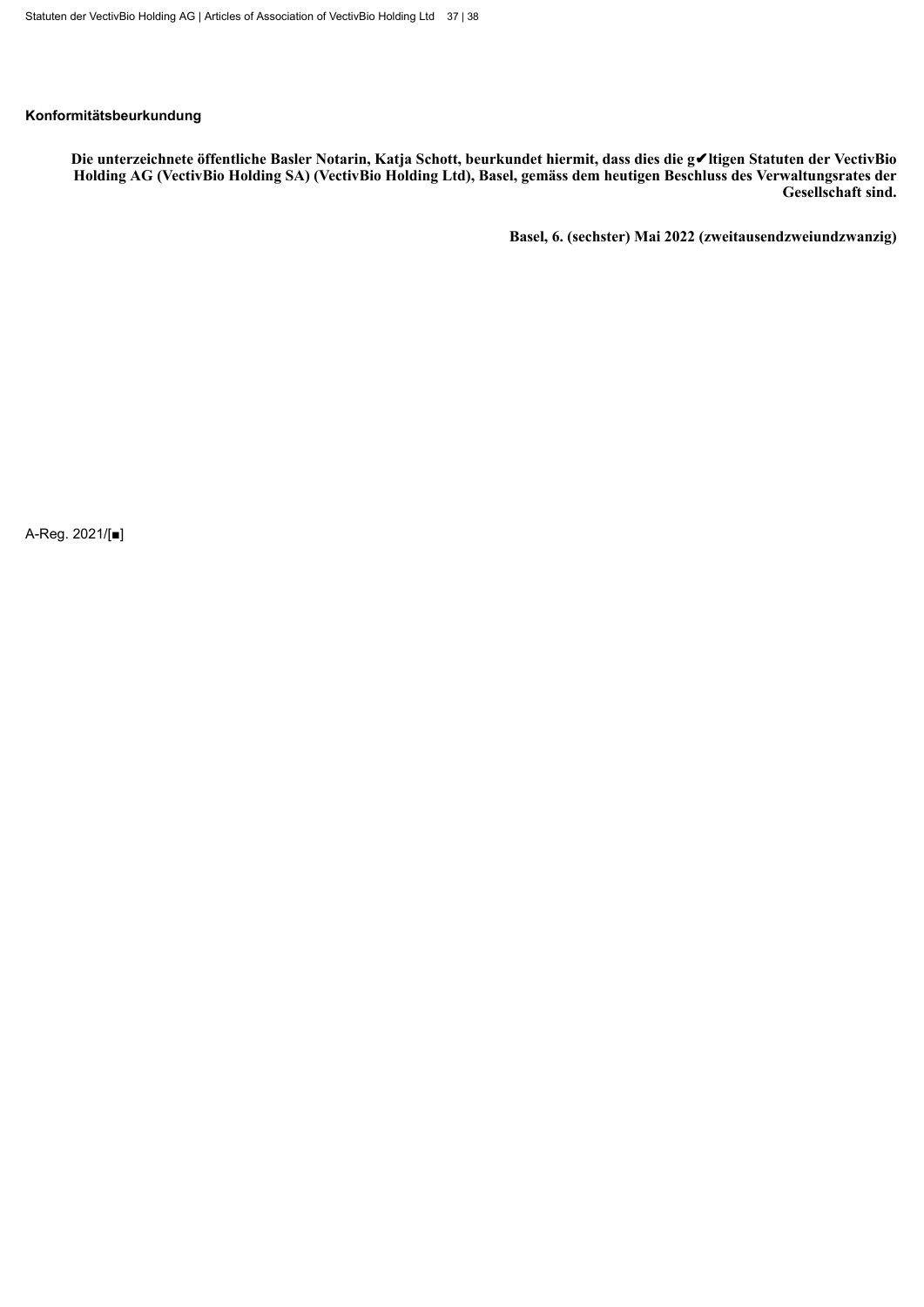**Konformitätsbeurkundung**

**Die unterzeichnete öffentliche Basler Notarin, Katja Schott, beurkundet hiermit, dass dies die g✔ltigen Statuten der VectivBio Holding AG (VectivBio Holding SA) (VectivBio Holding Ltd), Basel, gemäss dem heutigen Beschluss des Verwaltungsrates der Gesellschaft sind.**

**Basel, 6. (sechster) Mai 2022 (zweitausendzweiundzwanzig)**

A-Reg. 2021/[■]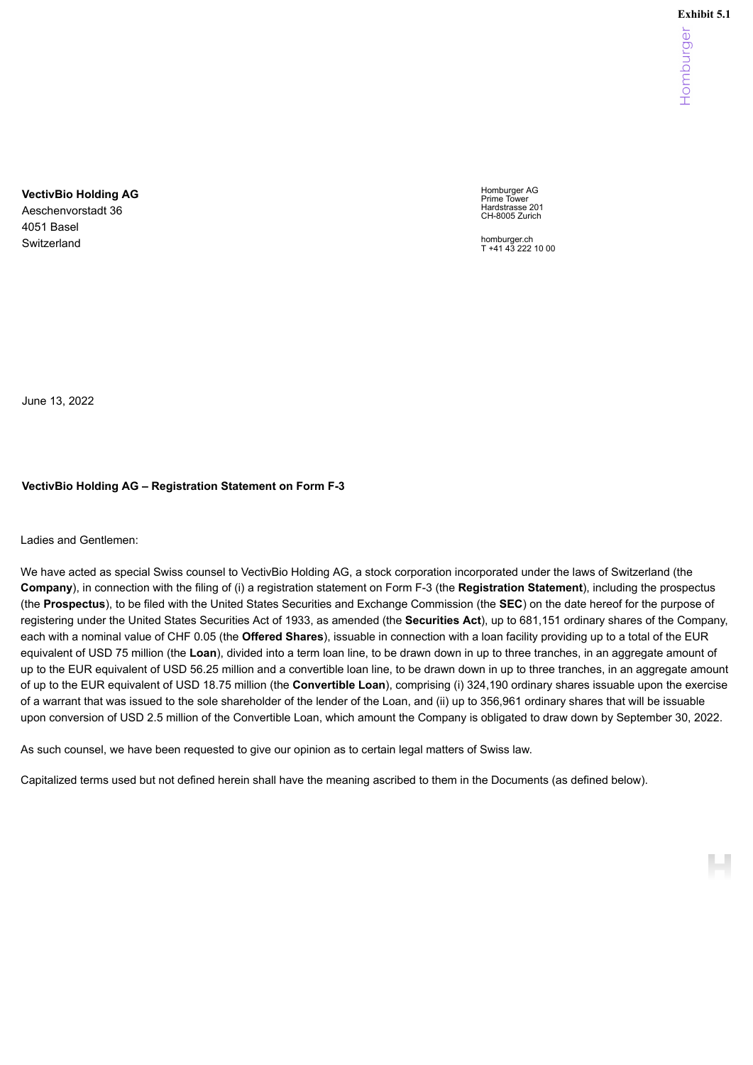**Exhibit 5.1**

**VectivBio Holding AG**
Aeschenvorstadt 36
4051 Basel
Switzerland

Homburger AG
Prime Tower
Hardstrasse 201
CH-8005 Zurich

homburger.ch
T +41 43 222 10 00

June 13, 2022

**VectivBio Holding AG – Registration Statement on Form F-3**

Ladies and Gentlemen:

We have acted as special Swiss counsel to VectivBio Holding AG, a stock corporation incorporated under the laws of Switzerland (the **Company**), in connection with the filing of (i) a registration statement on Form F-3 (the **Registration Statement**), including the prospectus (the **Prospectus**), to be filed with the United States Securities and Exchange Commission (the **SEC**) on the date hereof for the purpose of registering under the United States Securities Act of 1933, as amended (the **Securities Act**), up to 681,151 ordinary shares of the Company, each with a nominal value of CHF 0.05 (the **Offered Shares**), issuable in connection with a loan facility providing up to a total of the EUR equivalent of USD 75 million (the **Loan**), divided into a term loan line, to be drawn down in up to three tranches, in an aggregate amount of up to the EUR equivalent of USD 56.25 million and a convertible loan line, to be drawn down in up to three tranches, in an aggregate amount of up to the EUR equivalent of USD 18.75 million (the **Convertible Loan**), comprising (i) 324,190 ordinary shares issuable upon the exercise of a warrant that was issued to the sole shareholder of the lender of the Loan, and (ii) up to 356,961 ordinary shares that will be issuable upon conversion of USD 2.5 million of the Convertible Loan, which amount the Company is obligated to draw down by September 30, 2022.

As such counsel, we have been requested to give our opinion as to certain legal matters of Swiss law.

Capitalized terms used but not defined herein shall have the meaning ascribed to them in the Documents (as defined below).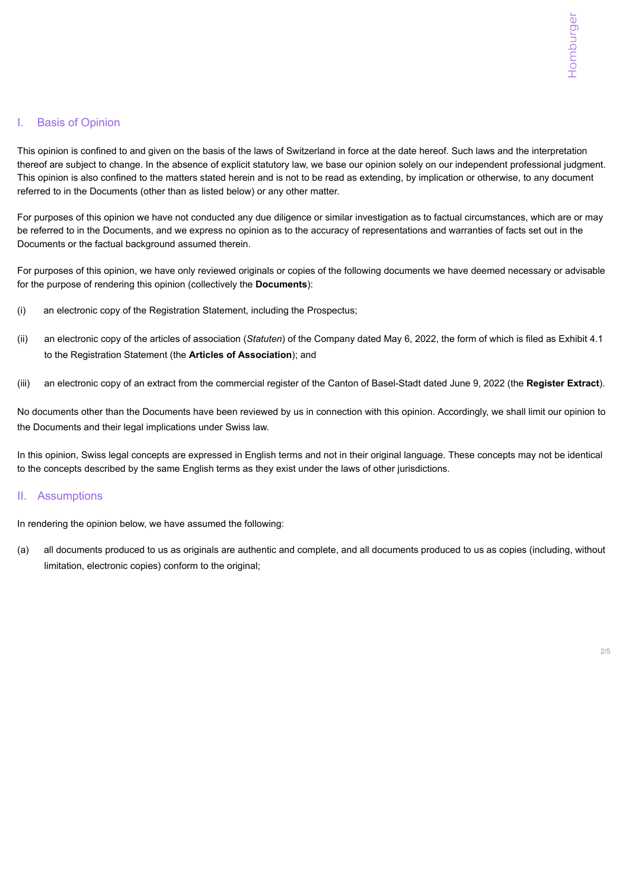## I. Basis of Opinion

This opinion is confined to and given on the basis of the laws of Switzerland in force at the date hereof. Such laws and the interpretation thereof are subject to change. In the absence of explicit statutory law, we base our opinion solely on our independent professional judgment. This opinion is also confined to the matters stated herein and is not to be read as extending, by implication or otherwise, to any document referred to in the Documents (other than as listed below) or any other matter.

For purposes of this opinion we have not conducted any due diligence or similar investigation as to factual circumstances, which are or may be referred to in the Documents, and we express no opinion as to the accuracy of representations and warranties of facts set out in the Documents or the factual background assumed therein.

For purposes of this opinion, we have only reviewed originals or copies of the following documents we have deemed necessary or advisable for the purpose of rendering this opinion (collectively the **Documents**):

(i) an electronic copy of the Registration Statement, including the Prospectus;

(ii) an electronic copy of the articles of association (*Statuten*) of the Company dated May 6, 2022, the form of which is filed as Exhibit 4.1 to the Registration Statement (the **Articles of Association**); and

(iii) an electronic copy of an extract from the commercial register of the Canton of Basel-Stadt dated June 9, 2022 (the **Register Extract**).

No documents other than the Documents have been reviewed by us in connection with this opinion. Accordingly, we shall limit our opinion to the Documents and their legal implications under Swiss law.

In this opinion, Swiss legal concepts are expressed in English terms and not in their original language. These concepts may not be identical to the concepts described by the same English terms as they exist under the laws of other jurisdictions.

## II. Assumptions

In rendering the opinion below, we have assumed the following:

(a) all documents produced to us as originals are authentic and complete, and all documents produced to us as copies (including, without limitation, electronic copies) conform to the original;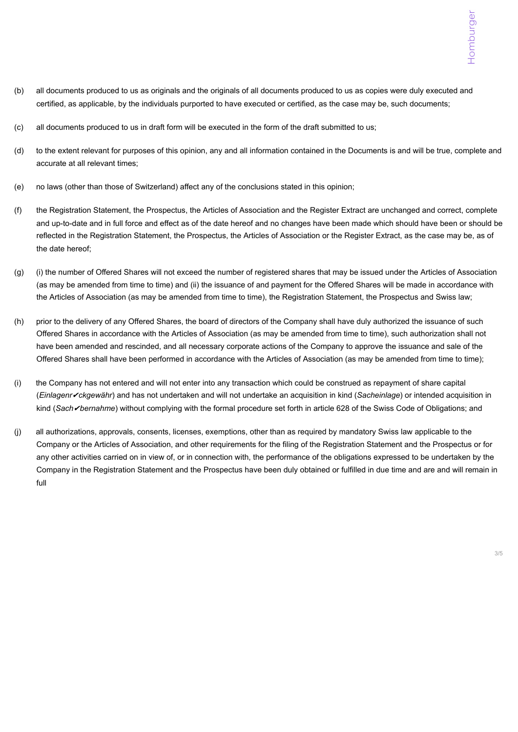(b) all documents produced to us as originals and the originals of all documents produced to us as copies were duly executed and certified, as applicable, by the individuals purported to have executed or certified, as the case may be, such documents;

(c) all documents produced to us in draft form will be executed in the form of the draft submitted to us;

(d) to the extent relevant for purposes of this opinion, any and all information contained in the Documents is and will be true, complete and accurate at all relevant times;

(e) no laws (other than those of Switzerland) affect any of the conclusions stated in this opinion;

(f) the Registration Statement, the Prospectus, the Articles of Association and the Register Extract are unchanged and correct, complete and up-to-date and in full force and effect as of the date hereof and no changes have been made which should have been or should be reflected in the Registration Statement, the Prospectus, the Articles of Association or the Register Extract, as the case may be, as of the date hereof;

(g) (i) the number of Offered Shares will not exceed the number of registered shares that may be issued under the Articles of Association (as may be amended from time to time) and (ii) the issuance of and payment for the Offered Shares will be made in accordance with the Articles of Association (as may be amended from time to time), the Registration Statement, the Prospectus and Swiss law;

(h) prior to the delivery of any Offered Shares, the board of directors of the Company shall have duly authorized the issuance of such Offered Shares in accordance with the Articles of Association (as may be amended from time to time), such authorization shall not have been amended and rescinded, and all necessary corporate actions of the Company to approve the issuance and sale of the Offered Shares shall have been performed in accordance with the Articles of Association (as may be amended from time to time);

(i) the Company has not entered and will not enter into any transaction which could be construed as repayment of share capital (*Einlagenr✔ckgewähr*) and has not undertaken and will not undertake an acquisition in kind (*Sacheinlage*) or intended acquisition in kind (*Sach✔bernahme*) without complying with the formal procedure set forth in article 628 of the Swiss Code of Obligations; and

(j) all authorizations, approvals, consents, licenses, exemptions, other than as required by mandatory Swiss law applicable to the Company or the Articles of Association, and other requirements for the filing of the Registration Statement and the Prospectus or for any other activities carried on in view of, or in connection with, the performance of the obligations expressed to be undertaken by the Company in the Registration Statement and the Prospectus have been duly obtained or fulfilled in due time and are and will remain in full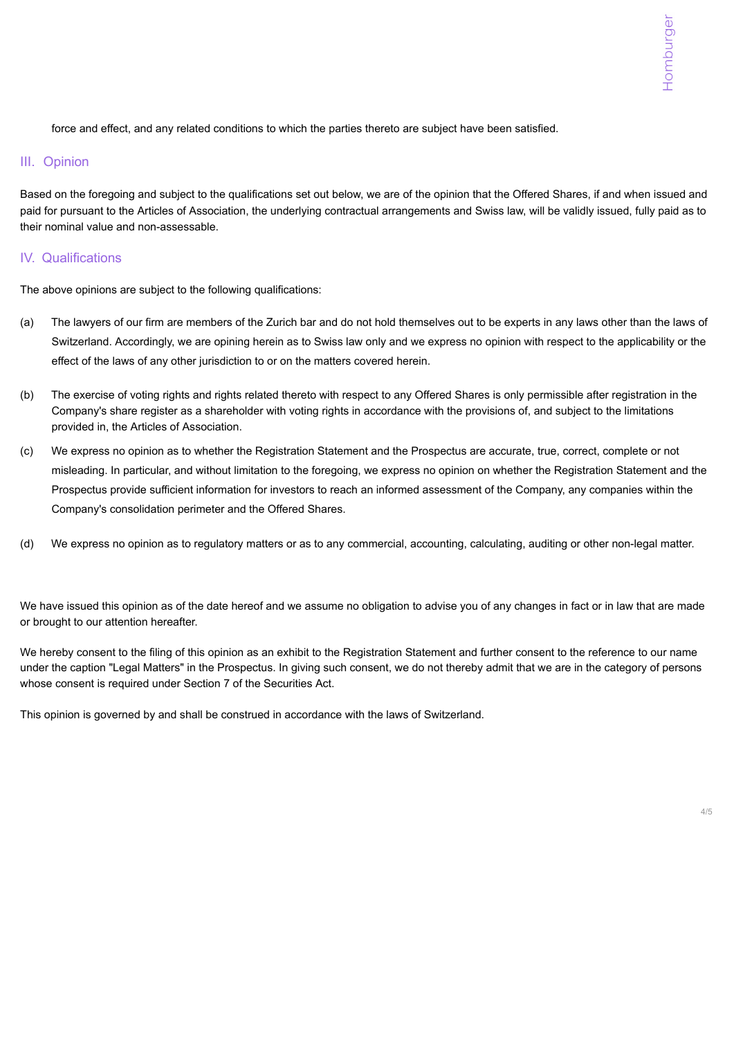force and effect, and any related conditions to which the parties thereto are subject have been satisfied.

## III. Opinion

Based on the foregoing and subject to the qualifications set out below, we are of the opinion that the Offered Shares, if and when issued and paid for pursuant to the Articles of Association, the underlying contractual arrangements and Swiss law, will be validly issued, fully paid as to their nominal value and non-assessable.

## IV. Qualifications

The above opinions are subject to the following qualifications:

(a) The lawyers of our firm are members of the Zurich bar and do not hold themselves out to be experts in any laws other than the laws of Switzerland. Accordingly, we are opining herein as to Swiss law only and we express no opinion with respect to the applicability or the effect of the laws of any other jurisdiction to or on the matters covered herein.

(b) The exercise of voting rights and rights related thereto with respect to any Offered Shares is only permissible after registration in the Company's share register as a shareholder with voting rights in accordance with the provisions of, and subject to the limitations provided in, the Articles of Association.

(c) We express no opinion as to whether the Registration Statement and the Prospectus are accurate, true, correct, complete or not misleading. In particular, and without limitation to the foregoing, we express no opinion on whether the Registration Statement and the Prospectus provide sufficient information for investors to reach an informed assessment of the Company, any companies within the Company's consolidation perimeter and the Offered Shares.

(d) We express no opinion as to regulatory matters or as to any commercial, accounting, calculating, auditing or other non-legal matter.

We have issued this opinion as of the date hereof and we assume no obligation to advise you of any changes in fact or in law that are made or brought to our attention hereafter.

We hereby consent to the filing of this opinion as an exhibit to the Registration Statement and further consent to the reference to our name under the caption "Legal Matters" in the Prospectus. In giving such consent, we do not thereby admit that we are in the category of persons whose consent is required under Section 7 of the Securities Act.

This opinion is governed by and shall be construed in accordance with the laws of Switzerland.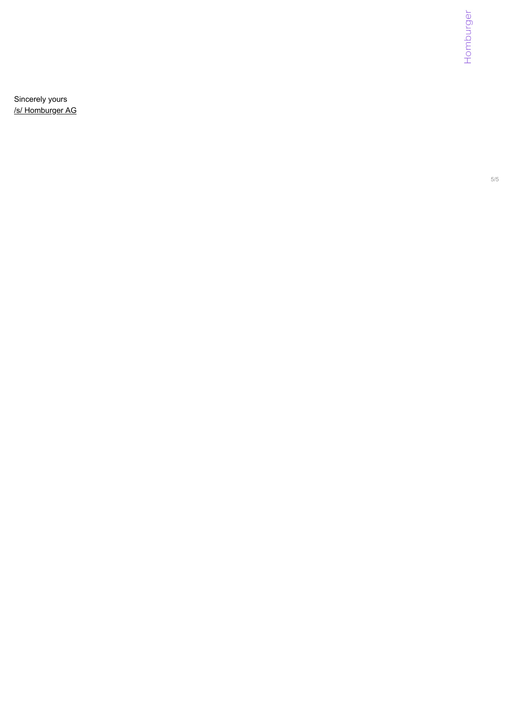Sincerely yours

/s/ Homburger AG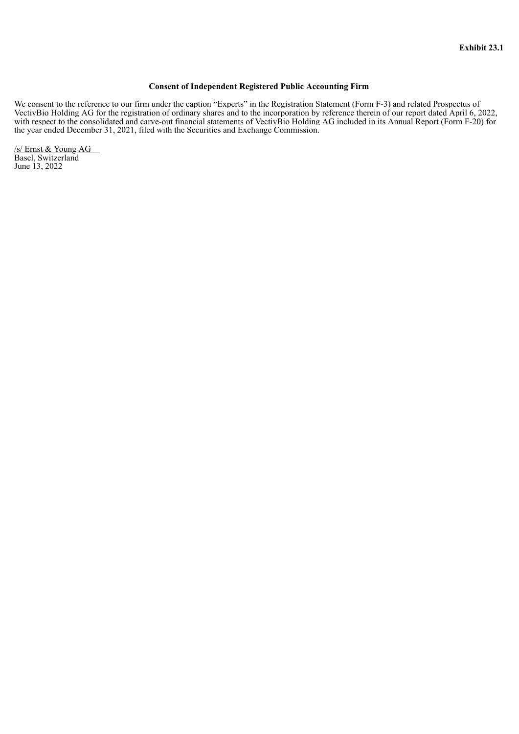**Exhibit 23.1**

**Consent of Independent Registered Public Accounting Firm**

We consent to the reference to our firm under the caption “Experts” in the Registration Statement (Form F-3) and related Prospectus of VectivBio Holding AG for the registration of ordinary shares and to the incorporation by reference therein of our report dated April 6, 2022, with respect to the consolidated and carve-out financial statements of VectivBio Holding AG included in its Annual Report (Form F-20) for the year ended December 31, 2021, filed with the Securities and Exchange Commission.

/s/ Ernst & Young AG
Basel, Switzerland
June 13, 2022